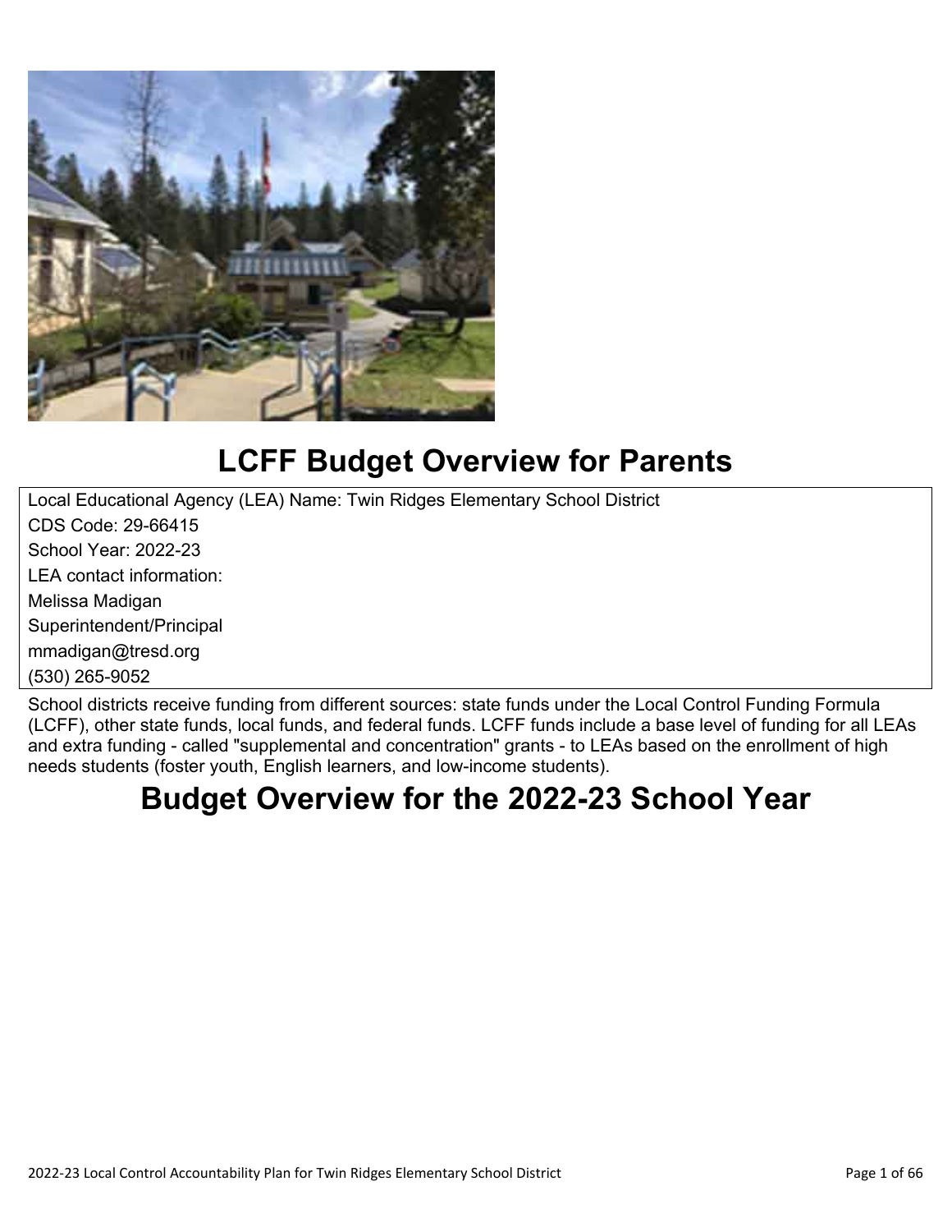# LCFF Budget Overview for Parents

Local Educational Agency (LEA) Name: Twin Ridges Elementary School District
CDS Code: 29-66415
School Year: 2022-23
LEA contact information:
Melissa Madigan
Superintendent/Principal
mmadigan@tresd.org
(530) 265-9052

School districts receive funding from different sources: state funds under the Local Control Funding Formula (LCFF), other state funds, local funds, and federal funds. LCFF funds include a base level of funding for all LEAs and extra funding - called "supplemental and concentration" grants - to LEAs based on the enrollment of high needs students (foster youth, English learners, and low-income students).

# Budget Overview for the 2022-23 School Year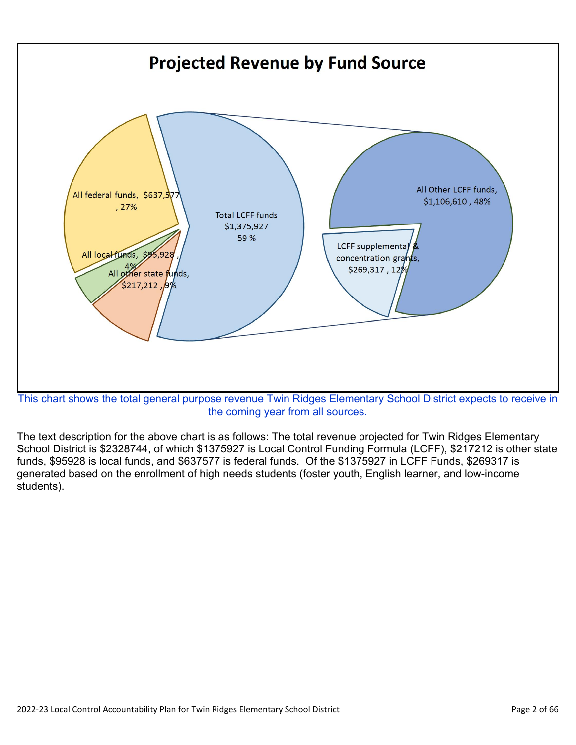# Projected Revenue by Fund Source

All federal funds, $637,577, 27%

All local funds, $95,928, 4%

All other state funds, $217,212, 9%

Total LCFF funds $1,375,927 59 %

All Other LCFF funds, $1,106,610, 48%

LCFF supplemental & concentration grants, $269,317, 12%

This chart shows the total general purpose revenue Twin Ridges Elementary School District expects to receive in the coming year from all sources.

The text description for the above chart is as follows: The total revenue projected for Twin Ridges Elementary School District is $2328744, of which $1375927 is Local Control Funding Formula (LCFF), $217212 is other state funds, $95928 is local funds, and $637577 is federal funds. Of the $1375927 in LCFF Funds, $269317 is generated based on the enrollment of high needs students (foster youth, English learner, and low-income students).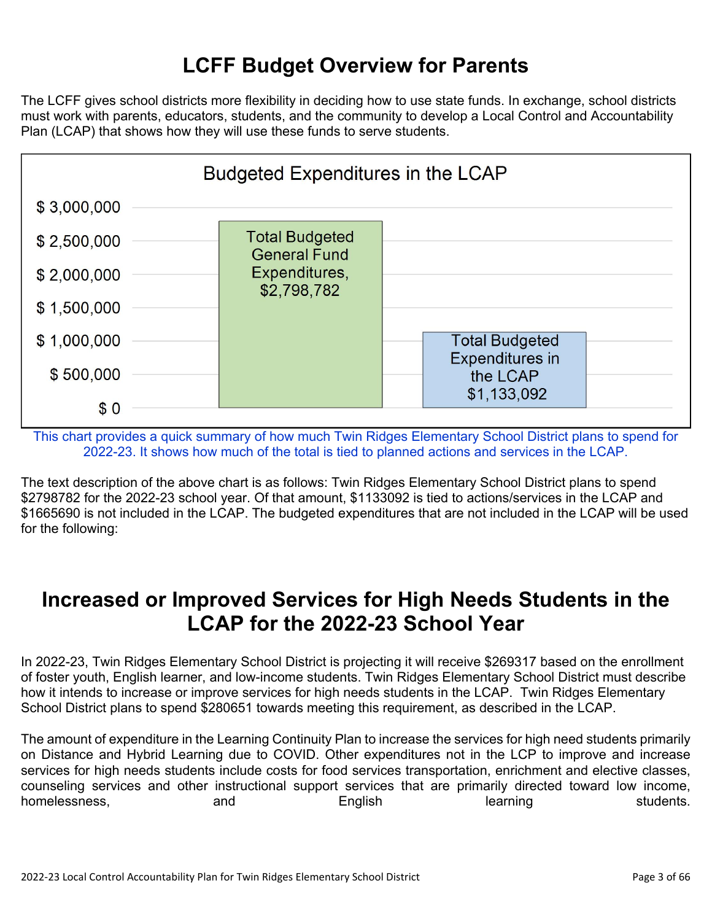# LCFF Budget Overview for Parents

The LCFF gives school districts more flexibility in deciding how to use state funds. In exchange, school districts must work with parents, educators, students, and the community to develop a Local Control and Accountability Plan (LCAP) that shows how they will use these funds to serve students.

**Budgeted Expenditures in the LCAP**

| Category | Amount |
| --- | --- |
| Total Budgeted General Fund Expenditures | $2,798,782 |
| Total Budgeted Expenditures in the LCAP | $1,133,092 |

This chart provides a quick summary of how much Twin Ridges Elementary School District plans to spend for 2022-23. It shows how much of the total is tied to planned actions and services in the LCAP.

The text description of the above chart is as follows: Twin Ridges Elementary School District plans to spend $2798782 for the 2022-23 school year. Of that amount, $1133092 is tied to actions/services in the LCAP and $1665690 is not included in the LCAP. The budgeted expenditures that are not included in the LCAP will be used for the following:

# Increased or Improved Services for High Needs Students in the LCAP for the 2022-23 School Year

In 2022-23, Twin Ridges Elementary School District is projecting it will receive $269317 based on the enrollment of foster youth, English learner, and low-income students. Twin Ridges Elementary School District must describe how it intends to increase or improve services for high needs students in the LCAP. Twin Ridges Elementary School District plans to spend $280651 towards meeting this requirement, as described in the LCAP.

The amount of expenditure in the Learning Continuity Plan to increase the services for high need students primarily on Distance and Hybrid Learning due to COVID. Other expenditures not in the LCP to improve and increase services for high needs students include costs for food services transportation, enrichment and elective classes, counseling services and other instructional support services that are primarily directed toward low income, homelessness, and English learning students.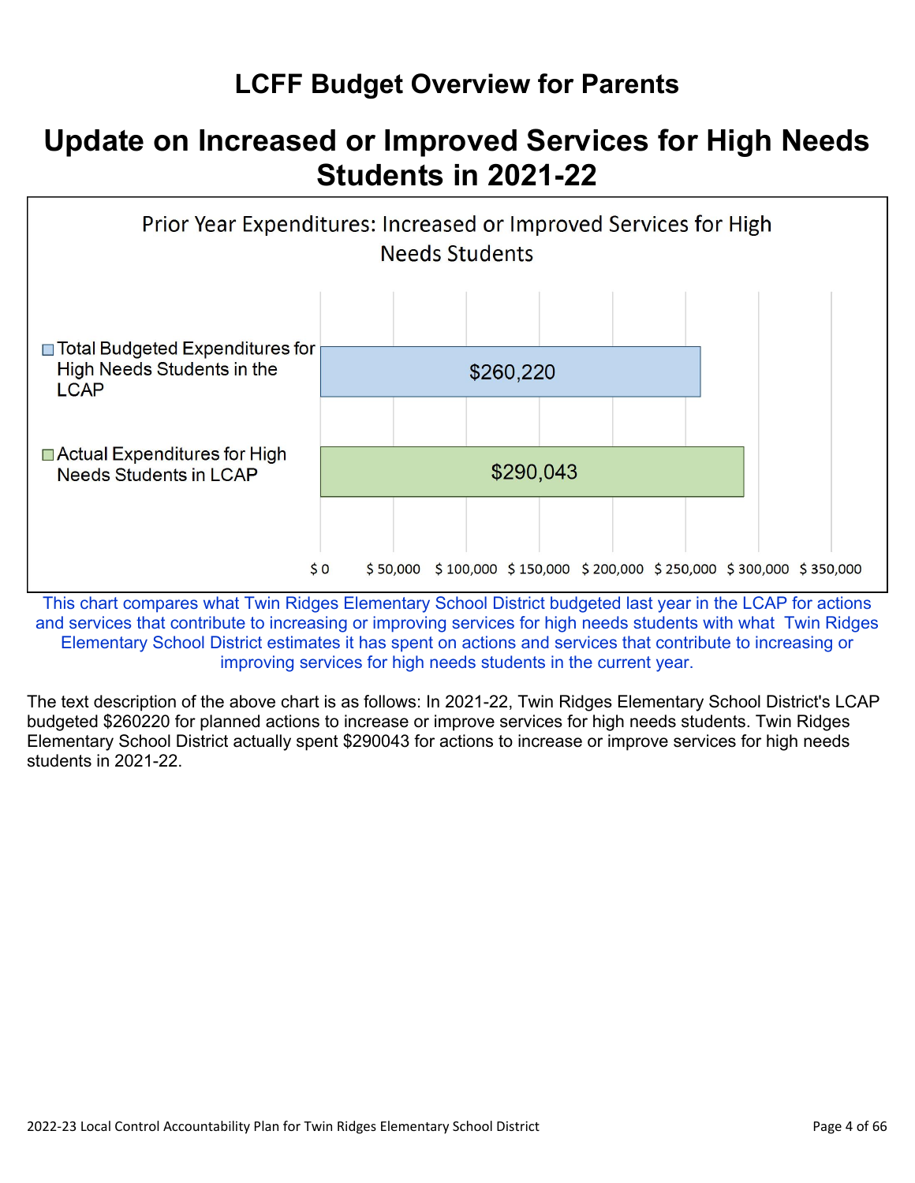# LCFF Budget Overview for Parents

## Update on Increased or Improved Services for High Needs Students in 2021-22

Prior Year Expenditures: Increased or Improved Services for High Needs Students

| | Amount |
|---|---|
| Total Budgeted Expenditures for High Needs Students in the LCAP | $260,220 |
| Actual Expenditures for High Needs Students in LCAP | $290,043 |

This chart compares what Twin Ridges Elementary School District budgeted last year in the LCAP for actions and services that contribute to increasing or improving services for high needs students with what Twin Ridges Elementary School District estimates it has spent on actions and services that contribute to increasing or improving services for high needs students in the current year.

The text description of the above chart is as follows: In 2021-22, Twin Ridges Elementary School District's LCAP budgeted $260220 for planned actions to increase or improve services for high needs students. Twin Ridges Elementary School District actually spent $290043 for actions to increase or improve services for high needs students in 2021-22.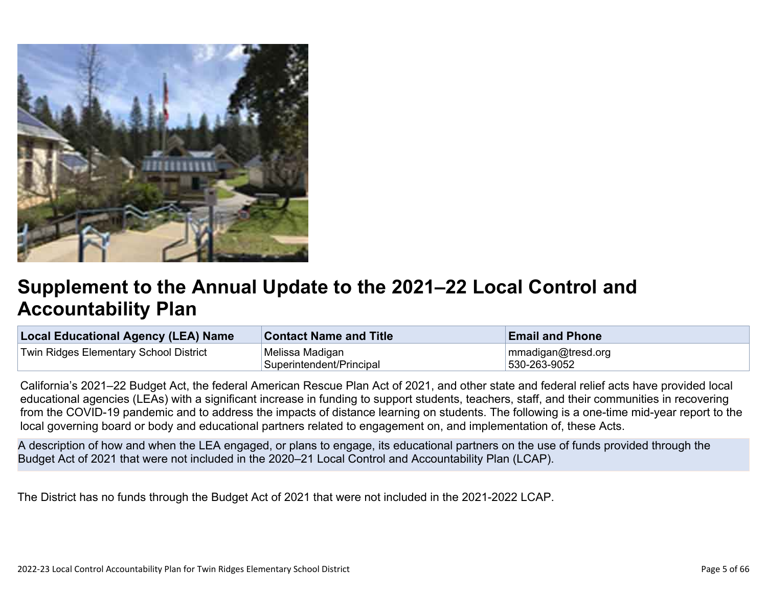# Supplement to the Annual Update to the 2021–22 Local Control and Accountability Plan

| Local Educational Agency (LEA) Name | Contact Name and Title | Email and Phone |
| --- | --- | --- |
| Twin Ridges Elementary School District | Melissa Madigan<br>Superintendent/Principal | mmadigan@tresd.org<br>530-263-9052 |

California's 2021–22 Budget Act, the federal American Rescue Plan Act of 2021, and other state and federal relief acts have provided local educational agencies (LEAs) with a significant increase in funding to support students, teachers, staff, and their communities in recovering from the COVID-19 pandemic and to address the impacts of distance learning on students. The following is a one-time mid-year report to the local governing board or body and educational partners related to engagement on, and implementation of, these Acts.

A description of how and when the LEA engaged, or plans to engage, its educational partners on the use of funds provided through the Budget Act of 2021 that were not included in the 2020–21 Local Control and Accountability Plan (LCAP).

The District has no funds through the Budget Act of 2021 that were not included in the 2021-2022 LCAP.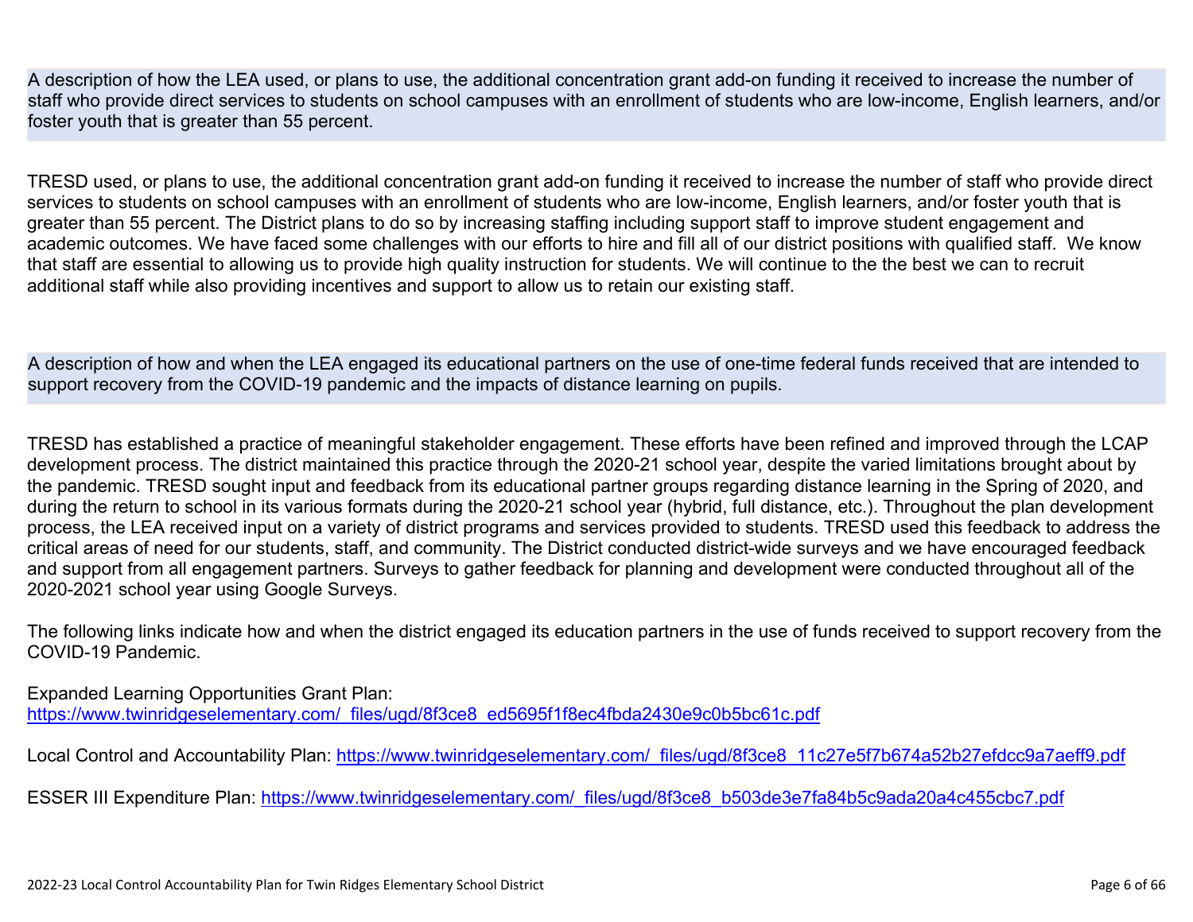A description of how the LEA used, or plans to use, the additional concentration grant add-on funding it received to increase the number of staff who provide direct services to students on school campuses with an enrollment of students who are low-income, English learners, and/or foster youth that is greater than 55 percent.

TRESD used, or plans to use, the additional concentration grant add-on funding it received to increase the number of staff who provide direct services to students on school campuses with an enrollment of students who are low-income, English learners, and/or foster youth that is greater than 55 percent. The District plans to do so by increasing staffing including support staff to improve student engagement and academic outcomes. We have faced some challenges with our efforts to hire and fill all of our district positions with qualified staff. We know that staff are essential to allowing us to provide high quality instruction for students. We will continue to the the best we can to recruit additional staff while also providing incentives and support to allow us to retain our existing staff.

A description of how and when the LEA engaged its educational partners on the use of one-time federal funds received that are intended to support recovery from the COVID-19 pandemic and the impacts of distance learning on pupils.

TRESD has established a practice of meaningful stakeholder engagement. These efforts have been refined and improved through the LCAP development process. The district maintained this practice through the 2020-21 school year, despite the varied limitations brought about by the pandemic. TRESD sought input and feedback from its educational partner groups regarding distance learning in the Spring of 2020, and during the return to school in its various formats during the 2020-21 school year (hybrid, full distance, etc.). Throughout the plan development process, the LEA received input on a variety of district programs and services provided to students. TRESD used this feedback to address the critical areas of need for our students, staff, and community. The District conducted district-wide surveys and we have encouraged feedback and support from all engagement partners. Surveys to gather feedback for planning and development were conducted throughout all of the 2020-2021 school year using Google Surveys.

The following links indicate how and when the district engaged its education partners in the use of funds received to support recovery from the COVID-19 Pandemic.

Expanded Learning Opportunities Grant Plan:
https://www.twinridgeselementary.com/_files/ugd/8f3ce8_ed5695f1f8ec4fbda2430e9c0b5bc61c.pdf

Local Control and Accountability Plan: https://www.twinridgeselementary.com/_files/ugd/8f3ce8_11c27e5f7b674a52b27efdcc9a7aeff9.pdf

ESSER III Expenditure Plan: https://www.twinridgeselementary.com/_files/ugd/8f3ce8_b503de3e7fa84b5c9ada20a4c455cbc7.pdf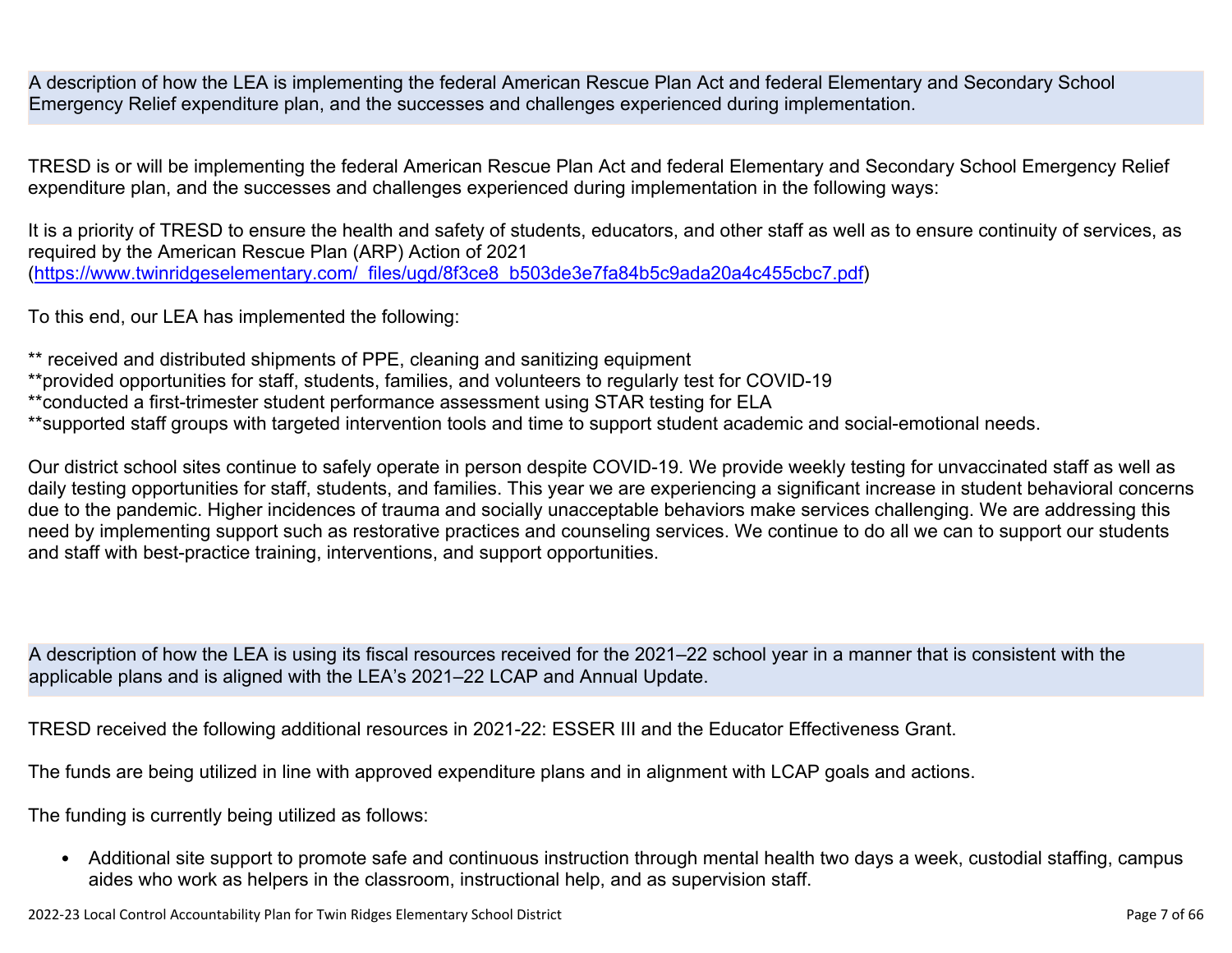A description of how the LEA is implementing the federal American Rescue Plan Act and federal Elementary and Secondary School Emergency Relief expenditure plan, and the successes and challenges experienced during implementation.

TRESD is or will be implementing the federal American Rescue Plan Act and federal Elementary and Secondary School Emergency Relief expenditure plan, and the successes and challenges experienced during implementation in the following ways:

It is a priority of TRESD to ensure the health and safety of students, educators, and other staff as well as to ensure continuity of services, as required by the American Rescue Plan (ARP) Action of 2021 (https://www.twinridgeselementary.com/_files/ugd/8f3ce8_b503de3e7fa84b5c9ada20a4c455cbc7.pdf)

To this end, our LEA has implemented the following:

** received and distributed shipments of PPE, cleaning and sanitizing equipment
**provided opportunities for staff, students, families, and volunteers to regularly test for COVID-19
**conducted a first-trimester student performance assessment using STAR testing for ELA
**supported staff groups with targeted intervention tools and time to support student academic and social-emotional needs.

Our district school sites continue to safely operate in person despite COVID-19. We provide weekly testing for unvaccinated staff as well as daily testing opportunities for staff, students, and families. This year we are experiencing a significant increase in student behavioral concerns due to the pandemic. Higher incidences of trauma and socially unacceptable behaviors make services challenging. We are addressing this need by implementing support such as restorative practices and counseling services. We continue to do all we can to support our students and staff with best-practice training, interventions, and support opportunities.

A description of how the LEA is using its fiscal resources received for the 2021–22 school year in a manner that is consistent with the applicable plans and is aligned with the LEA's 2021–22 LCAP and Annual Update.

TRESD received the following additional resources in 2021-22: ESSER III and the Educator Effectiveness Grant.

The funds are being utilized in line with approved expenditure plans and in alignment with LCAP goals and actions.

The funding is currently being utilized as follows:

- Additional site support to promote safe and continuous instruction through mental health two days a week, custodial staffing, campus aides who work as helpers in the classroom, instructional help, and as supervision staff.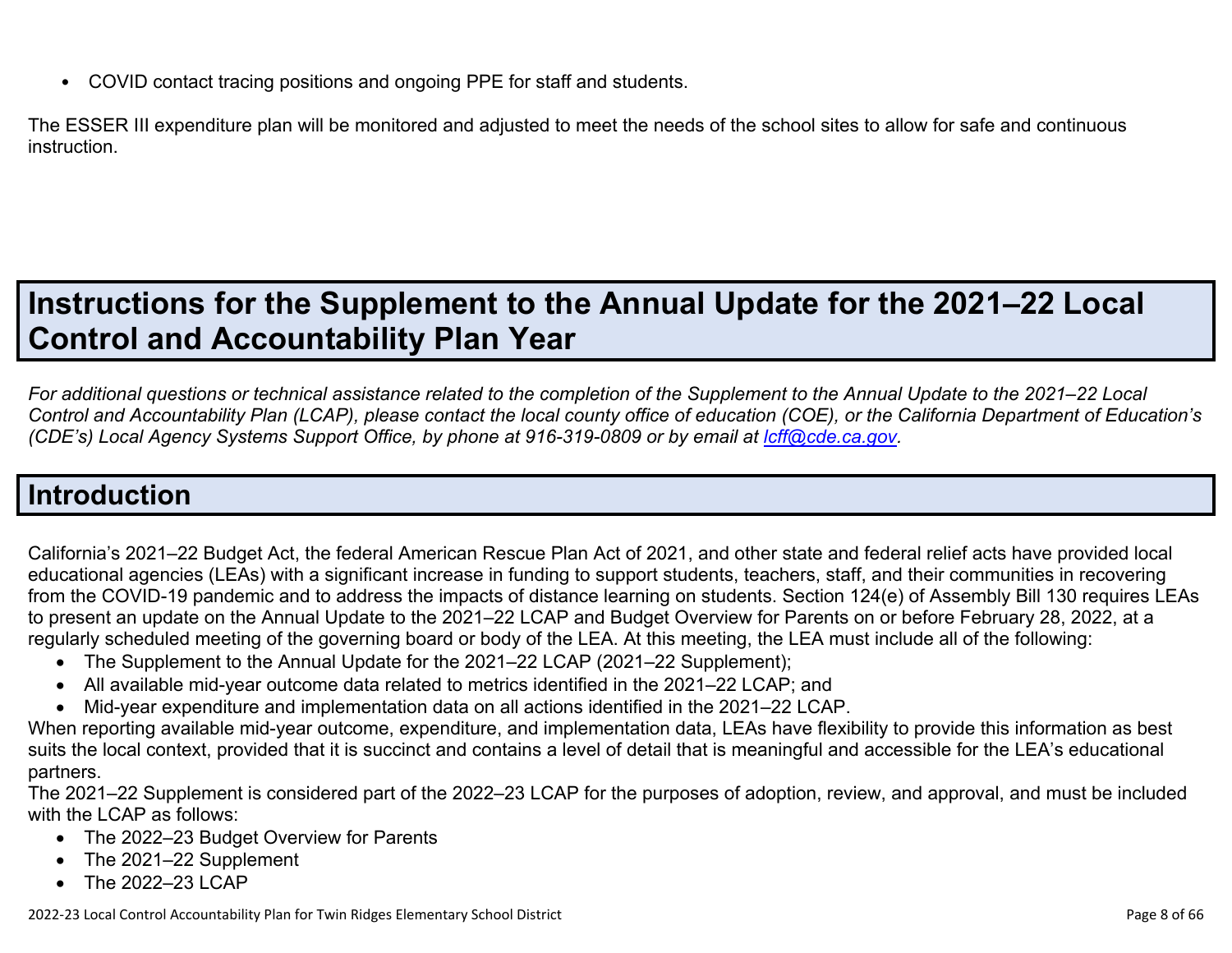- COVID contact tracing positions and ongoing PPE for staff and students.

The ESSER III expenditure plan will be monitored and adjusted to meet the needs of the school sites to allow for safe and continuous instruction.

# Instructions for the Supplement to the Annual Update for the 2021–22 Local Control and Accountability Plan Year

*For additional questions or technical assistance related to the completion of the Supplement to the Annual Update to the 2021–22 Local Control and Accountability Plan (LCAP), please contact the local county office of education (COE), or the California Department of Education's (CDE's) Local Agency Systems Support Office, by phone at 916-319-0809 or by email at [lcff@cde.ca.gov](mailto:lcff@cde.ca.gov).*

## Introduction

California's 2021–22 Budget Act, the federal American Rescue Plan Act of 2021, and other state and federal relief acts have provided local educational agencies (LEAs) with a significant increase in funding to support students, teachers, staff, and their communities in recovering from the COVID-19 pandemic and to address the impacts of distance learning on students. Section 124(e) of Assembly Bill 130 requires LEAs to present an update on the Annual Update to the 2021–22 LCAP and Budget Overview for Parents on or before February 28, 2022, at a regularly scheduled meeting of the governing board or body of the LEA. At this meeting, the LEA must include all of the following:

- The Supplement to the Annual Update for the 2021–22 LCAP (2021–22 Supplement);
- All available mid-year outcome data related to metrics identified in the 2021–22 LCAP; and
- Mid-year expenditure and implementation data on all actions identified in the 2021–22 LCAP.

When reporting available mid-year outcome, expenditure, and implementation data, LEAs have flexibility to provide this information as best suits the local context, provided that it is succinct and contains a level of detail that is meaningful and accessible for the LEA's educational partners.

The 2021–22 Supplement is considered part of the 2022–23 LCAP for the purposes of adoption, review, and approval, and must be included with the LCAP as follows:

- The 2022–23 Budget Overview for Parents
- The 2021–22 Supplement
- The 2022–23 LCAP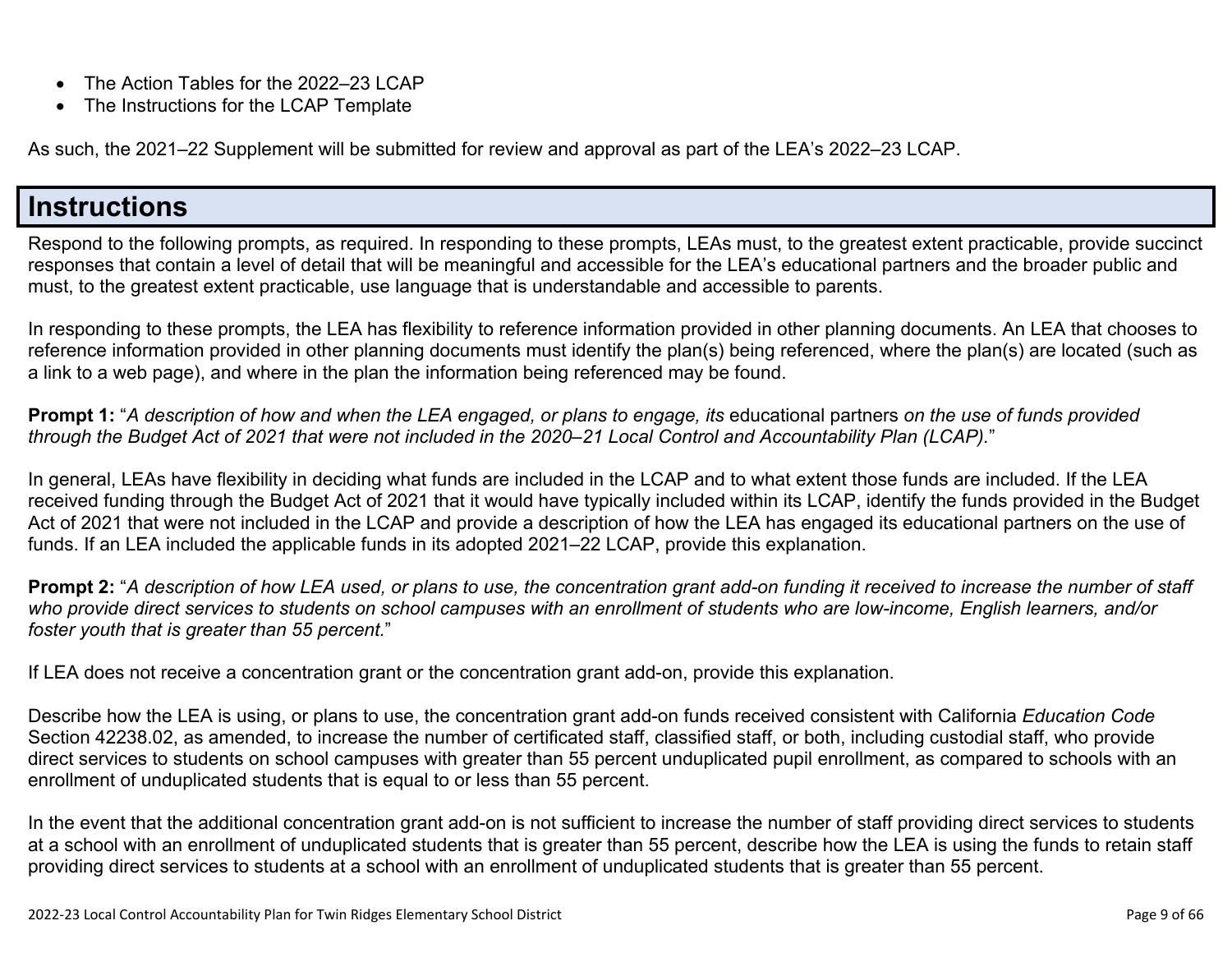- The Action Tables for the 2022–23 LCAP
- The Instructions for the LCAP Template

As such, the 2021–22 Supplement will be submitted for review and approval as part of the LEA's 2022–23 LCAP.

# Instructions

Respond to the following prompts, as required. In responding to these prompts, LEAs must, to the greatest extent practicable, provide succinct responses that contain a level of detail that will be meaningful and accessible for the LEA's educational partners and the broader public and must, to the greatest extent practicable, use language that is understandable and accessible to parents.

In responding to these prompts, the LEA has flexibility to reference information provided in other planning documents. An LEA that chooses to reference information provided in other planning documents must identify the plan(s) being referenced, where the plan(s) are located (such as a link to a web page), and where in the plan the information being referenced may be found.

**Prompt 1:** "*A description of how and when the LEA engaged, or plans to engage, its* educational partners *on the use of funds provided through the Budget Act of 2021 that were not included in the 2020–21 Local Control and Accountability Plan (LCAP).*"

In general, LEAs have flexibility in deciding what funds are included in the LCAP and to what extent those funds are included. If the LEA received funding through the Budget Act of 2021 that it would have typically included within its LCAP, identify the funds provided in the Budget Act of 2021 that were not included in the LCAP and provide a description of how the LEA has engaged its educational partners on the use of funds. If an LEA included the applicable funds in its adopted 2021–22 LCAP, provide this explanation.

**Prompt 2:** "*A description of how LEA used, or plans to use, the concentration grant add-on funding it received to increase the number of staff who provide direct services to students on school campuses with an enrollment of students who are low-income, English learners, and/or foster youth that is greater than 55 percent.*"

If LEA does not receive a concentration grant or the concentration grant add-on, provide this explanation.

Describe how the LEA is using, or plans to use, the concentration grant add-on funds received consistent with California *Education Code* Section 42238.02, as amended, to increase the number of certificated staff, classified staff, or both, including custodial staff, who provide direct services to students on school campuses with greater than 55 percent unduplicated pupil enrollment, as compared to schools with an enrollment of unduplicated students that is equal to or less than 55 percent.

In the event that the additional concentration grant add-on is not sufficient to increase the number of staff providing direct services to students at a school with an enrollment of unduplicated students that is greater than 55 percent, describe how the LEA is using the funds to retain staff providing direct services to students at a school with an enrollment of unduplicated students that is greater than 55 percent.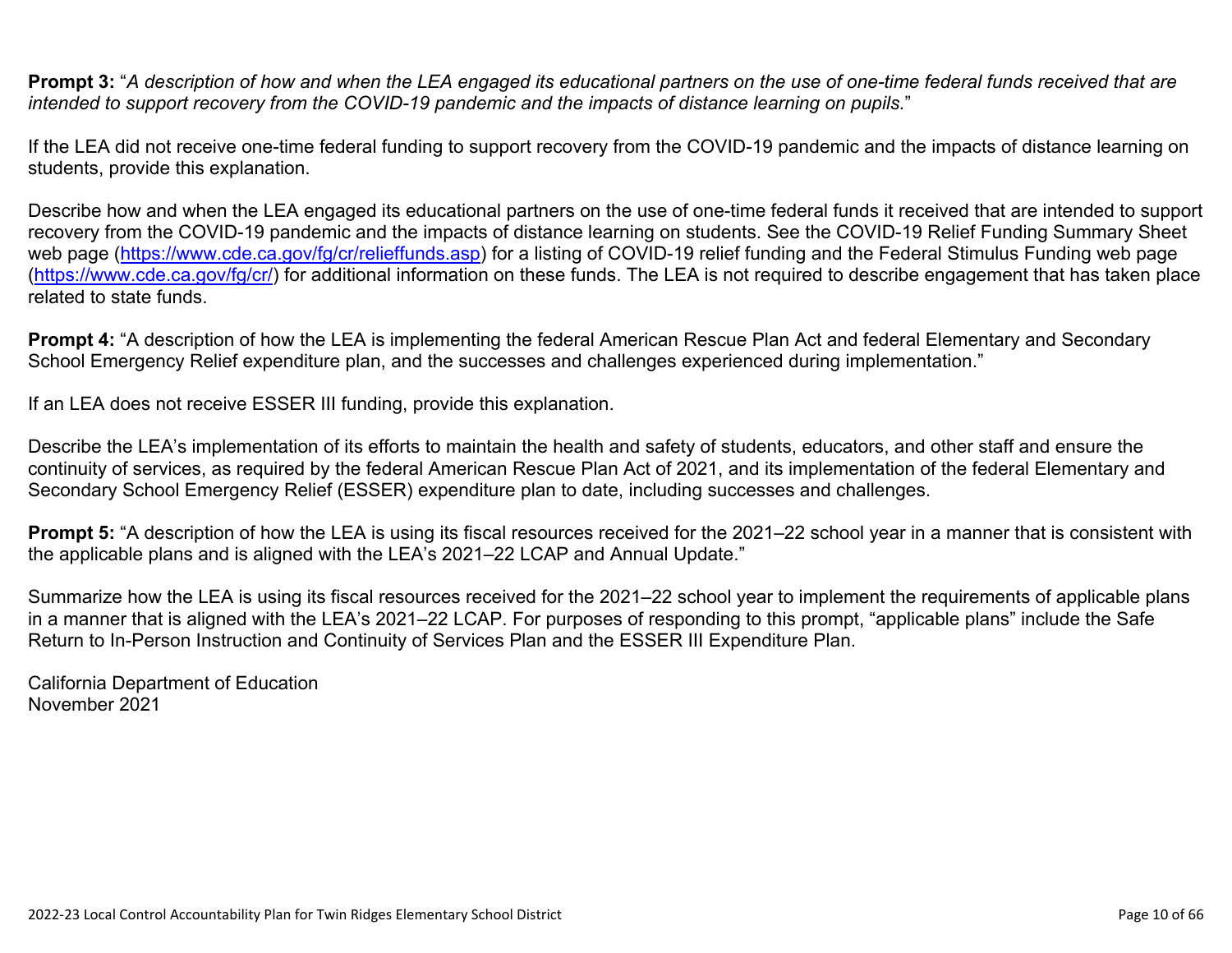**Prompt 3:** "*A description of how and when the LEA engaged its educational partners on the use of one-time federal funds received that are intended to support recovery from the COVID-19 pandemic and the impacts of distance learning on pupils.*"

If the LEA did not receive one-time federal funding to support recovery from the COVID-19 pandemic and the impacts of distance learning on students, provide this explanation.

Describe how and when the LEA engaged its educational partners on the use of one-time federal funds it received that are intended to support recovery from the COVID-19 pandemic and the impacts of distance learning on students. See the COVID-19 Relief Funding Summary Sheet web page ([https://www.cde.ca.gov/fg/cr/relieffunds.asp](https://www.cde.ca.gov/fg/cr/relieffunds.asp)) for a listing of COVID-19 relief funding and the Federal Stimulus Funding web page ([https://www.cde.ca.gov/fg/cr/](https://www.cde.ca.gov/fg/cr/)) for additional information on these funds. The LEA is not required to describe engagement that has taken place related to state funds.

**Prompt 4:** "A description of how the LEA is implementing the federal American Rescue Plan Act and federal Elementary and Secondary School Emergency Relief expenditure plan, and the successes and challenges experienced during implementation."

If an LEA does not receive ESSER III funding, provide this explanation.

Describe the LEA's implementation of its efforts to maintain the health and safety of students, educators, and other staff and ensure the continuity of services, as required by the federal American Rescue Plan Act of 2021, and its implementation of the federal Elementary and Secondary School Emergency Relief (ESSER) expenditure plan to date, including successes and challenges.

**Prompt 5:** "A description of how the LEA is using its fiscal resources received for the 2021–22 school year in a manner that is consistent with the applicable plans and is aligned with the LEA's 2021–22 LCAP and Annual Update."

Summarize how the LEA is using its fiscal resources received for the 2021–22 school year to implement the requirements of applicable plans in a manner that is aligned with the LEA's 2021–22 LCAP. For purposes of responding to this prompt, "applicable plans" include the Safe Return to In-Person Instruction and Continuity of Services Plan and the ESSER III Expenditure Plan.

California Department of Education
November 2021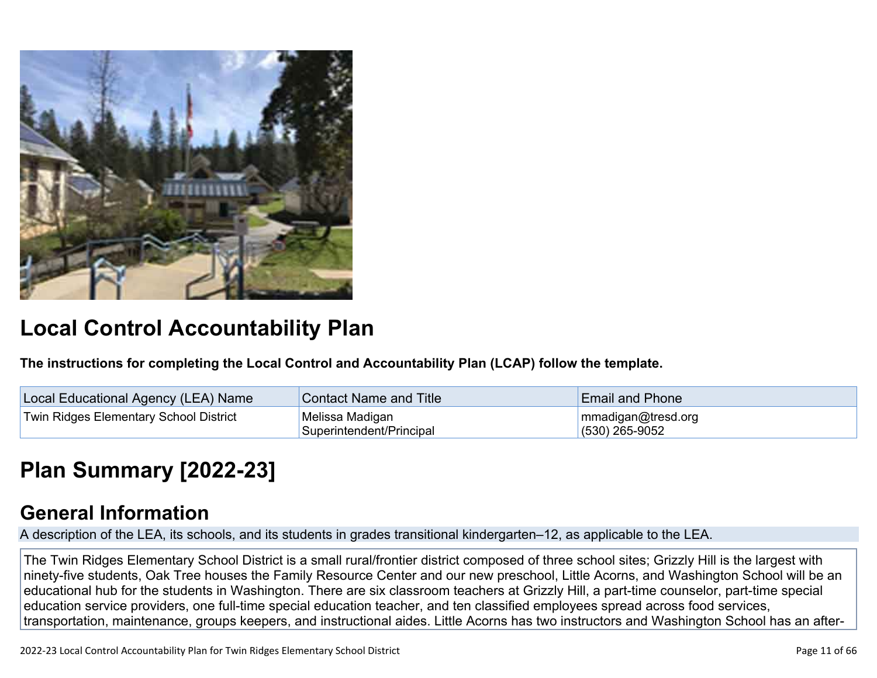# Local Control Accountability Plan

**The instructions for completing the Local Control and Accountability Plan (LCAP) follow the template.**

| Local Educational Agency (LEA) Name | Contact Name and Title | Email and Phone |
| --- | --- | --- |
| Twin Ridges Elementary School District | Melissa Madigan<br>Superintendent/Principal | mmadigan@tresd.org<br>(530) 265-9052 |

# Plan Summary [2022-23]

## General Information

A description of the LEA, its schools, and its students in grades transitional kindergarten–12, as applicable to the LEA.

The Twin Ridges Elementary School District is a small rural/frontier district composed of three school sites; Grizzly Hill is the largest with ninety-five students, Oak Tree houses the Family Resource Center and our new preschool, Little Acorns, and Washington School will be an educational hub for the students in Washington. There are six classroom teachers at Grizzly Hill, a part-time counselor, part-time special education service providers, one full-time special education teacher, and ten classified employees spread across food services, transportation, maintenance, groups keepers, and instructional aides. Little Acorns has two instructors and Washington School has an after-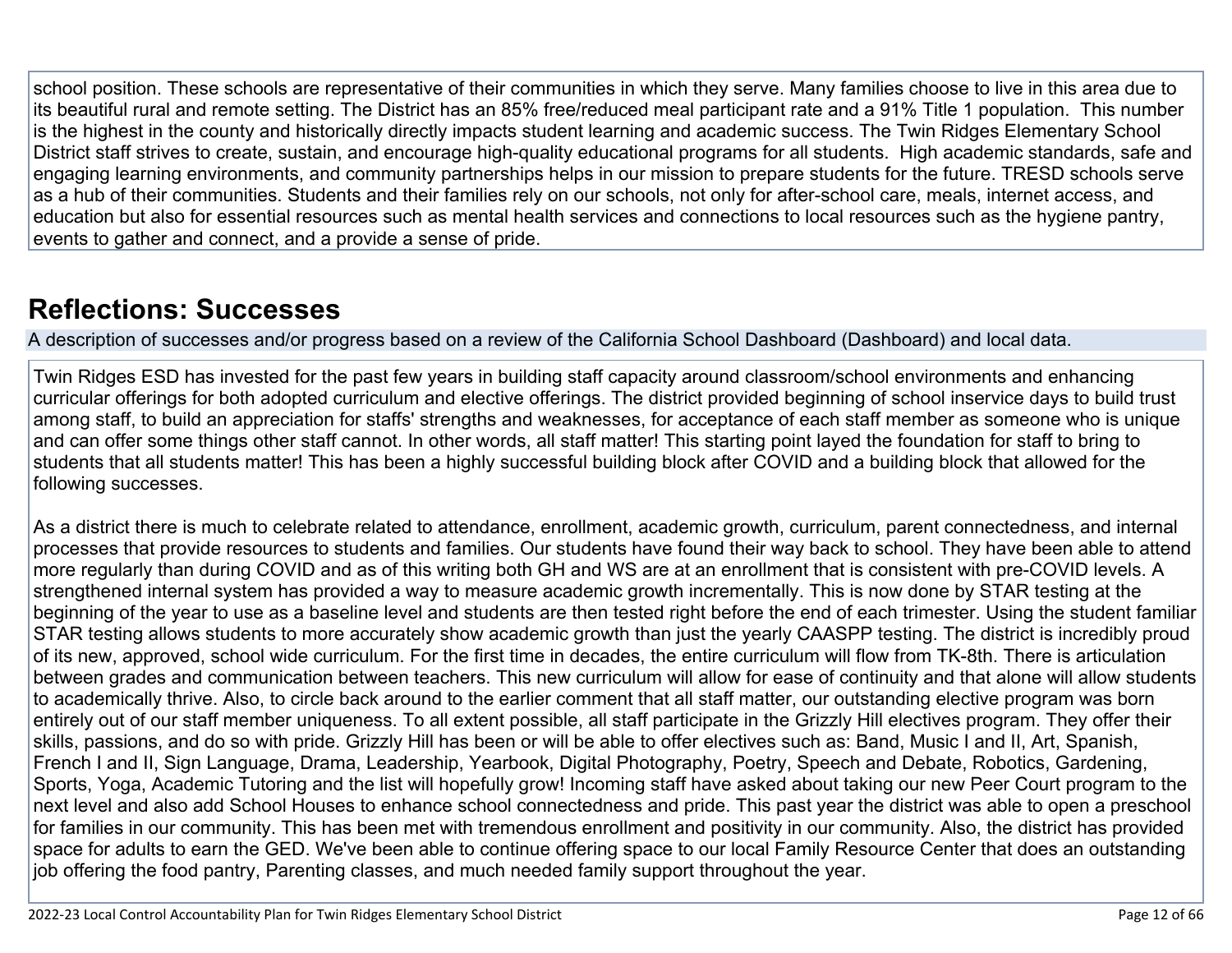school position. These schools are representative of their communities in which they serve. Many families choose to live in this area due to its beautiful rural and remote setting. The District has an 85% free/reduced meal participant rate and a 91% Title 1 population. This number is the highest in the county and historically directly impacts student learning and academic success. The Twin Ridges Elementary School District staff strives to create, sustain, and encourage high-quality educational programs for all students. High academic standards, safe and engaging learning environments, and community partnerships helps in our mission to prepare students for the future. TRESD schools serve as a hub of their communities. Students and their families rely on our schools, not only for after-school care, meals, internet access, and education but also for essential resources such as mental health services and connections to local resources such as the hygiene pantry, events to gather and connect, and a provide a sense of pride.

## Reflections: Successes

A description of successes and/or progress based on a review of the California School Dashboard (Dashboard) and local data.

Twin Ridges ESD has invested for the past few years in building staff capacity around classroom/school environments and enhancing curricular offerings for both adopted curriculum and elective offerings. The district provided beginning of school inservice days to build trust among staff, to build an appreciation for staffs' strengths and weaknesses, for acceptance of each staff member as someone who is unique and can offer some things other staff cannot. In other words, all staff matter! This starting point layed the foundation for staff to bring to students that all students matter! This has been a highly successful building block after COVID and a building block that allowed for the following successes.

As a district there is much to celebrate related to attendance, enrollment, academic growth, curriculum, parent connectedness, and internal processes that provide resources to students and families. Our students have found their way back to school. They have been able to attend more regularly than during COVID and as of this writing both GH and WS are at an enrollment that is consistent with pre-COVID levels. A strengthened internal system has provided a way to measure academic growth incrementally. This is now done by STAR testing at the beginning of the year to use as a baseline level and students are then tested right before the end of each trimester. Using the student familiar STAR testing allows students to more accurately show academic growth than just the yearly CAASPP testing. The district is incredibly proud of its new, approved, school wide curriculum. For the first time in decades, the entire curriculum will flow from TK-8th. There is articulation between grades and communication between teachers. This new curriculum will allow for ease of continuity and that alone will allow students to academically thrive. Also, to circle back around to the earlier comment that all staff matter, our outstanding elective program was born entirely out of our staff member uniqueness. To all extent possible, all staff participate in the Grizzly Hill electives program. They offer their skills, passions, and do so with pride. Grizzly Hill has been or will be able to offer electives such as: Band, Music I and II, Art, Spanish, French I and II, Sign Language, Drama, Leadership, Yearbook, Digital Photography, Poetry, Speech and Debate, Robotics, Gardening, Sports, Yoga, Academic Tutoring and the list will hopefully grow! Incoming staff have asked about taking our new Peer Court program to the next level and also add School Houses to enhance school connectedness and pride. This past year the district was able to open a preschool for families in our community. This has been met with tremendous enrollment and positivity in our community. Also, the district has provided space for adults to earn the GED. We've been able to continue offering space to our local Family Resource Center that does an outstanding job offering the food pantry, Parenting classes, and much needed family support throughout the year.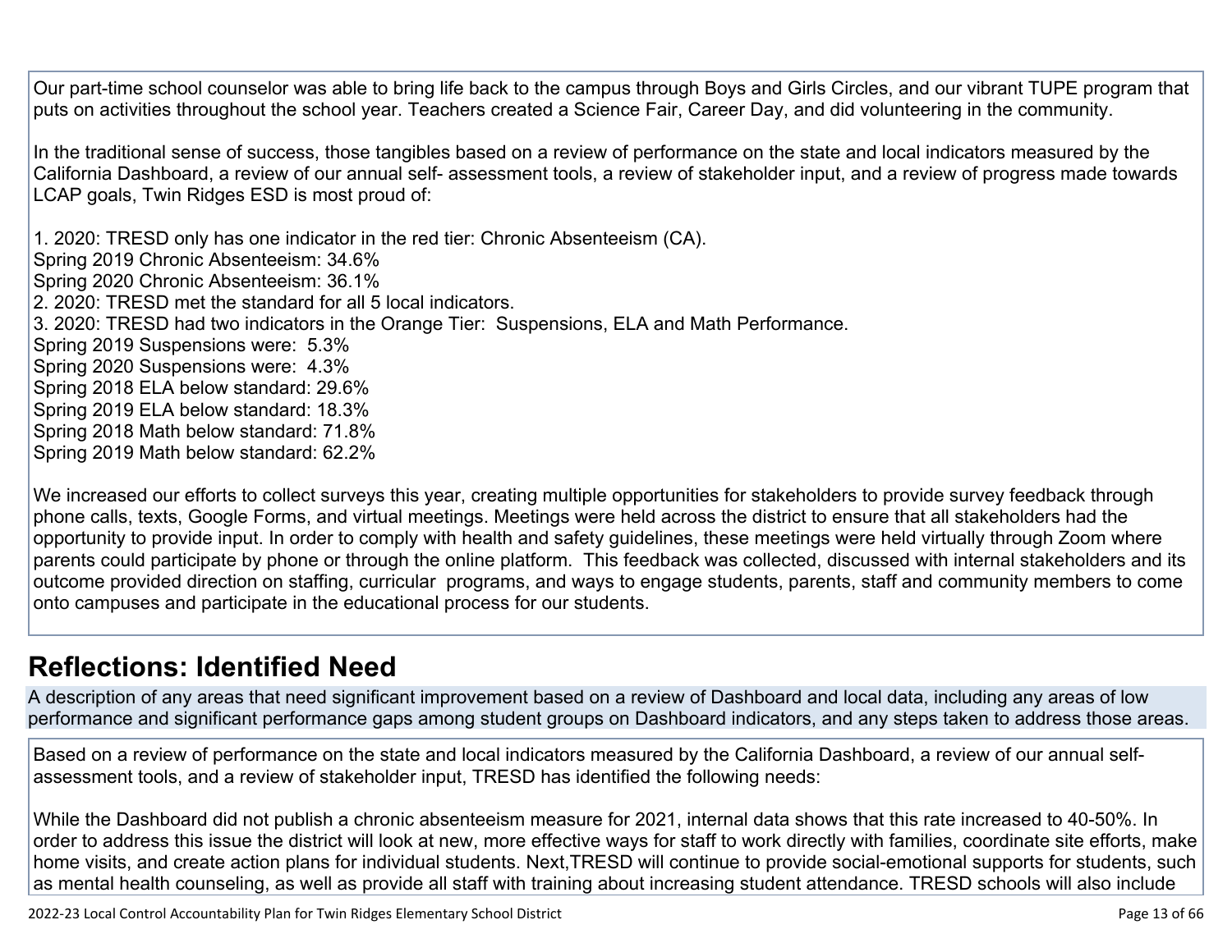Our part-time school counselor was able to bring life back to the campus through Boys and Girls Circles, and our vibrant TUPE program that puts on activities throughout the school year. Teachers created a Science Fair, Career Day, and did volunteering in the community.

In the traditional sense of success, those tangibles based on a review of performance on the state and local indicators measured by the California Dashboard, a review of our annual self- assessment tools, a review of stakeholder input, and a review of progress made towards LCAP goals, Twin Ridges ESD is most proud of:

1. 2020: TRESD only has one indicator in the red tier: Chronic Absenteeism (CA).
Spring 2019 Chronic Absenteeism: 34.6%
Spring 2020 Chronic Absenteeism: 36.1%
2. 2020: TRESD met the standard for all 5 local indicators.
3. 2020: TRESD had two indicators in the Orange Tier: Suspensions, ELA and Math Performance.
Spring 2019 Suspensions were: 5.3%
Spring 2020 Suspensions were: 4.3%
Spring 2018 ELA below standard: 29.6%
Spring 2019 ELA below standard: 18.3%
Spring 2018 Math below standard: 71.8%
Spring 2019 Math below standard: 62.2%

We increased our efforts to collect surveys this year, creating multiple opportunities for stakeholders to provide survey feedback through phone calls, texts, Google Forms, and virtual meetings. Meetings were held across the district to ensure that all stakeholders had the opportunity to provide input. In order to comply with health and safety guidelines, these meetings were held virtually through Zoom where parents could participate by phone or through the online platform. This feedback was collected, discussed with internal stakeholders and its outcome provided direction on staffing, curricular programs, and ways to engage students, parents, staff and community members to come onto campuses and participate in the educational process for our students.

## Reflections: Identified Need

A description of any areas that need significant improvement based on a review of Dashboard and local data, including any areas of low performance and significant performance gaps among student groups on Dashboard indicators, and any steps taken to address those areas.

Based on a review of performance on the state and local indicators measured by the California Dashboard, a review of our annual self-assessment tools, and a review of stakeholder input, TRESD has identified the following needs:

While the Dashboard did not publish a chronic absenteeism measure for 2021, internal data shows that this rate increased to 40-50%. In order to address this issue the district will look at new, more effective ways for staff to work directly with families, coordinate site efforts, make home visits, and create action plans for individual students. Next,TRESD will continue to provide social-emotional supports for students, such as mental health counseling, as well as provide all staff with training about increasing student attendance. TRESD schools will also include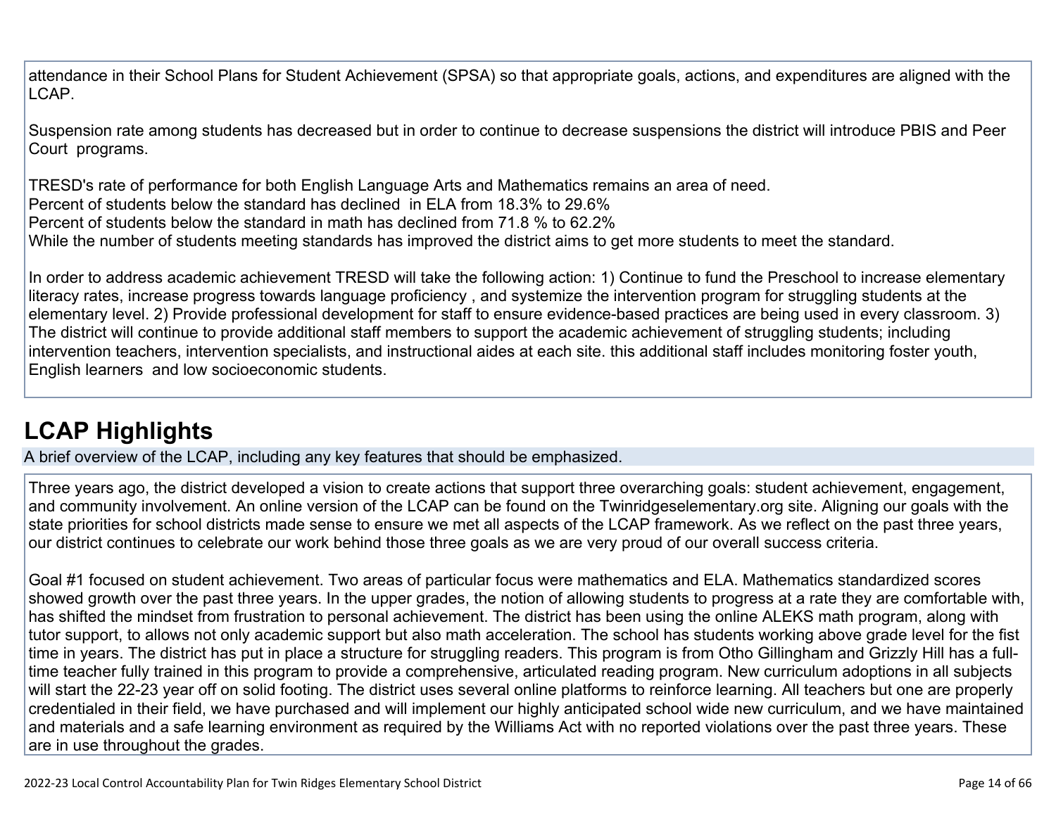attendance in their School Plans for Student Achievement (SPSA) so that appropriate goals, actions, and expenditures are aligned with the LCAP.

Suspension rate among students has decreased but in order to continue to decrease suspensions the district will introduce PBIS and Peer Court programs.

TRESD's rate of performance for both English Language Arts and Mathematics remains an area of need.
Percent of students below the standard has declined in ELA from 18.3% to 29.6%
Percent of students below the standard in math has declined from 71.8 % to 62.2%
While the number of students meeting standards has improved the district aims to get more students to meet the standard.

In order to address academic achievement TRESD will take the following action: 1) Continue to fund the Preschool to increase elementary literacy rates, increase progress towards language proficiency , and systemize the intervention program for struggling students at the elementary level. 2) Provide professional development for staff to ensure evidence-based practices are being used in every classroom. 3) The district will continue to provide additional staff members to support the academic achievement of struggling students; including intervention teachers, intervention specialists, and instructional aides at each site. this additional staff includes monitoring foster youth, English learners and low socioeconomic students.

## LCAP Highlights

A brief overview of the LCAP, including any key features that should be emphasized.

Three years ago, the district developed a vision to create actions that support three overarching goals: student achievement, engagement, and community involvement. An online version of the LCAP can be found on the Twinridgeselementary.org site. Aligning our goals with the state priorities for school districts made sense to ensure we met all aspects of the LCAP framework. As we reflect on the past three years, our district continues to celebrate our work behind those three goals as we are very proud of our overall success criteria.

Goal #1 focused on student achievement. Two areas of particular focus were mathematics and ELA. Mathematics standardized scores showed growth over the past three years. In the upper grades, the notion of allowing students to progress at a rate they are comfortable with, has shifted the mindset from frustration to personal achievement. The district has been using the online ALEKS math program, along with tutor support, to allows not only academic support but also math acceleration. The school has students working above grade level for the fist time in years. The district has put in place a structure for struggling readers. This program is from Otho Gillingham and Grizzly Hill has a full-time teacher fully trained in this program to provide a comprehensive, articulated reading program. New curriculum adoptions in all subjects will start the 22-23 year off on solid footing. The district uses several online platforms to reinforce learning. All teachers but one are properly credentialed in their field, we have purchased and will implement our highly anticipated school wide new curriculum, and we have maintained and materials and a safe learning environment as required by the Williams Act with no reported violations over the past three years. These are in use throughout the grades.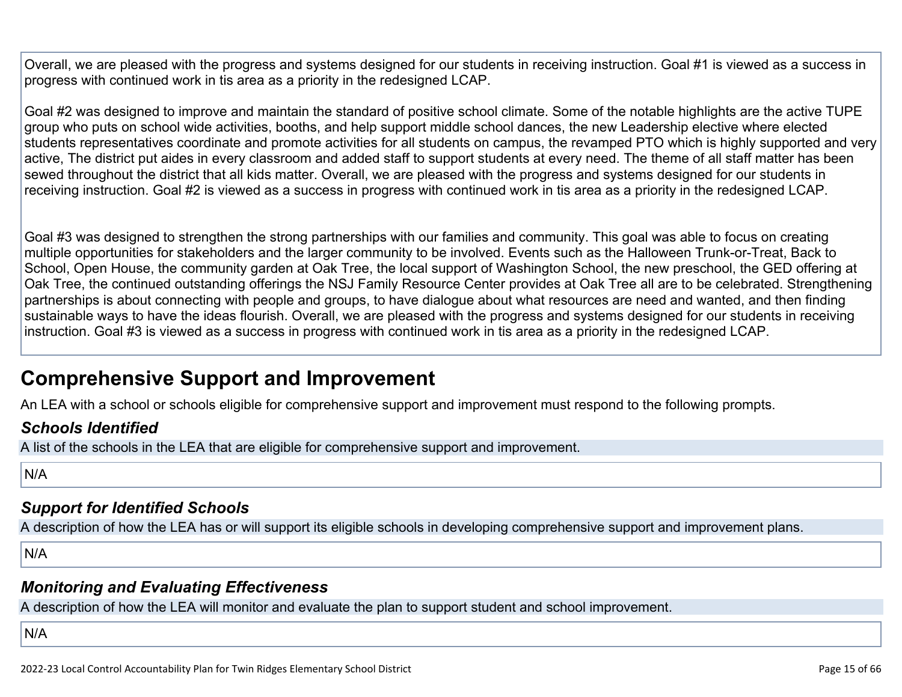Overall, we are pleased with the progress and systems designed for our students in receiving instruction. Goal #1 is viewed as a success in progress with continued work in tis area as a priority in the redesigned LCAP.

Goal #2 was designed to improve and maintain the standard of positive school climate. Some of the notable highlights are the active TUPE group who puts on school wide activities, booths, and help support middle school dances, the new Leadership elective where elected students representatives coordinate and promote activities for all students on campus, the revamped PTO which is highly supported and very active, The district put aides in every classroom and added staff to support students at every need. The theme of all staff matter has been sewed throughout the district that all kids matter. Overall, we are pleased with the progress and systems designed for our students in receiving instruction. Goal #2 is viewed as a success in progress with continued work in tis area as a priority in the redesigned LCAP.

Goal #3 was designed to strengthen the strong partnerships with our families and community. This goal was able to focus on creating multiple opportunities for stakeholders and the larger community to be involved. Events such as the Halloween Trunk-or-Treat, Back to School, Open House, the community garden at Oak Tree, the local support of Washington School, the new preschool, the GED offering at Oak Tree, the continued outstanding offerings the NSJ Family Resource Center provides at Oak Tree all are to be celebrated. Strengthening partnerships is about connecting with people and groups, to have dialogue about what resources are need and wanted, and then finding sustainable ways to have the ideas flourish. Overall, we are pleased with the progress and systems designed for our students in receiving instruction. Goal #3 is viewed as a success in progress with continued work in tis area as a priority in the redesigned LCAP.

## Comprehensive Support and Improvement

An LEA with a school or schools eligible for comprehensive support and improvement must respond to the following prompts.

### *Schools Identified*

A list of the schools in the LEA that are eligible for comprehensive support and improvement.

N/A

### *Support for Identified Schools*

A description of how the LEA has or will support its eligible schools in developing comprehensive support and improvement plans.

N/A

### *Monitoring and Evaluating Effectiveness*

A description of how the LEA will monitor and evaluate the plan to support student and school improvement.

N/A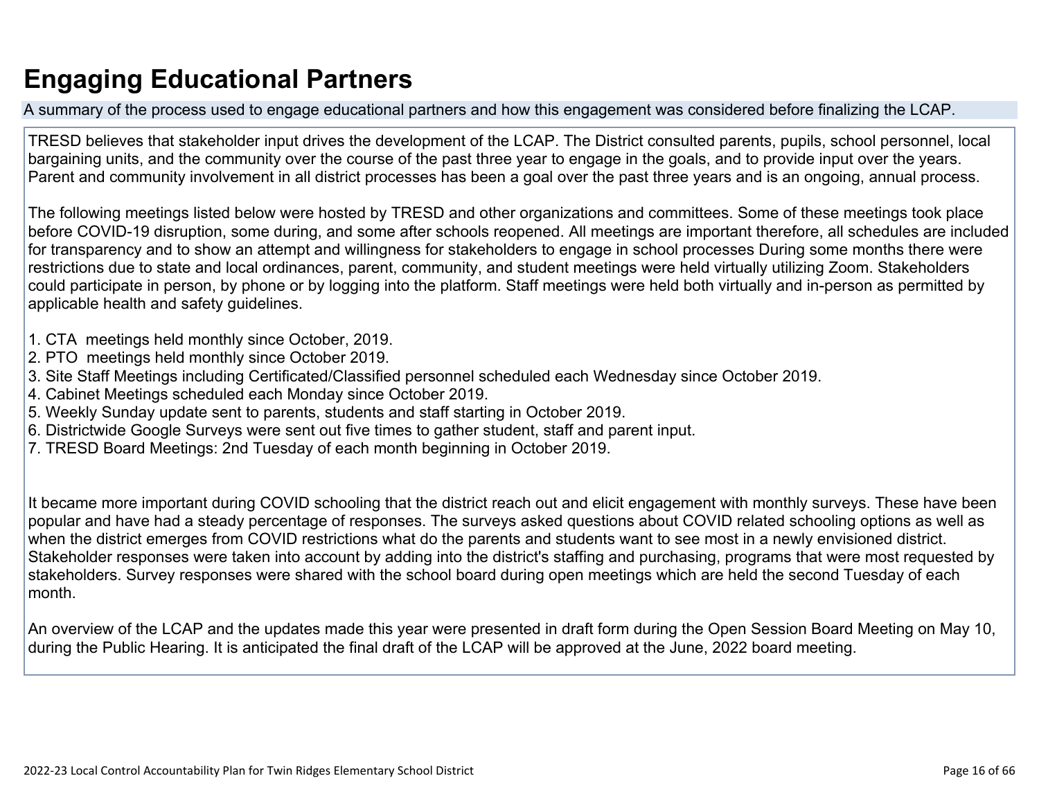# Engaging Educational Partners

A summary of the process used to engage educational partners and how this engagement was considered before finalizing the LCAP.

TRESD believes that stakeholder input drives the development of the LCAP. The District consulted parents, pupils, school personnel, local bargaining units, and the community over the course of the past three year to engage in the goals, and to provide input over the years. Parent and community involvement in all district processes has been a goal over the past three years and is an ongoing, annual process.

The following meetings listed below were hosted by TRESD and other organizations and committees. Some of these meetings took place before COVID-19 disruption, some during, and some after schools reopened. All meetings are important therefore, all schedules are included for transparency and to show an attempt and willingness for stakeholders to engage in school processes During some months there were restrictions due to state and local ordinances, parent, community, and student meetings were held virtually utilizing Zoom. Stakeholders could participate in person, by phone or by logging into the platform. Staff meetings were held both virtually and in-person as permitted by applicable health and safety guidelines.

1. CTA meetings held monthly since October, 2019.
2. PTO meetings held monthly since October 2019.
3. Site Staff Meetings including Certificated/Classified personnel scheduled each Wednesday since October 2019.
4. Cabinet Meetings scheduled each Monday since October 2019.
5. Weekly Sunday update sent to parents, students and staff starting in October 2019.
6. Districtwide Google Surveys were sent out five times to gather student, staff and parent input.
7. TRESD Board Meetings: 2nd Tuesday of each month beginning in October 2019.

It became more important during COVID schooling that the district reach out and elicit engagement with monthly surveys. These have been popular and have had a steady percentage of responses. The surveys asked questions about COVID related schooling options as well as when the district emerges from COVID restrictions what do the parents and students want to see most in a newly envisioned district. Stakeholder responses were taken into account by adding into the district's staffing and purchasing, programs that were most requested by stakeholders. Survey responses were shared with the school board during open meetings which are held the second Tuesday of each month.

An overview of the LCAP and the updates made this year were presented in draft form during the Open Session Board Meeting on May 10, during the Public Hearing. It is anticipated the final draft of the LCAP will be approved at the June, 2022 board meeting.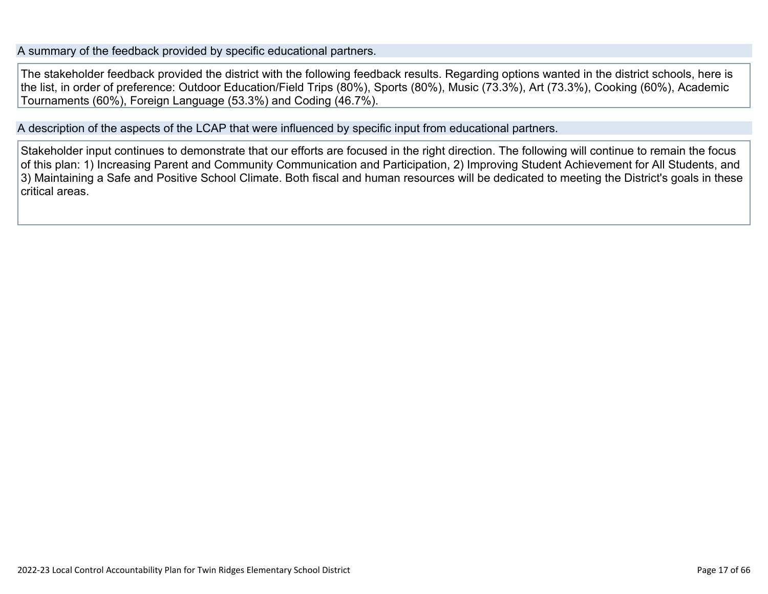## A summary of the feedback provided by specific educational partners.

The stakeholder feedback provided the district with the following feedback results. Regarding options wanted in the district schools, here is the list, in order of preference: Outdoor Education/Field Trips (80%), Sports (80%), Music (73.3%), Art (73.3%), Cooking (60%), Academic Tournaments (60%), Foreign Language (53.3%) and Coding (46.7%).

## A description of the aspects of the LCAP that were influenced by specific input from educational partners.

Stakeholder input continues to demonstrate that our efforts are focused in the right direction. The following will continue to remain the focus of this plan: 1) Increasing Parent and Community Communication and Participation, 2) Improving Student Achievement for All Students, and 3) Maintaining a Safe and Positive School Climate. Both fiscal and human resources will be dedicated to meeting the District's goals in these critical areas.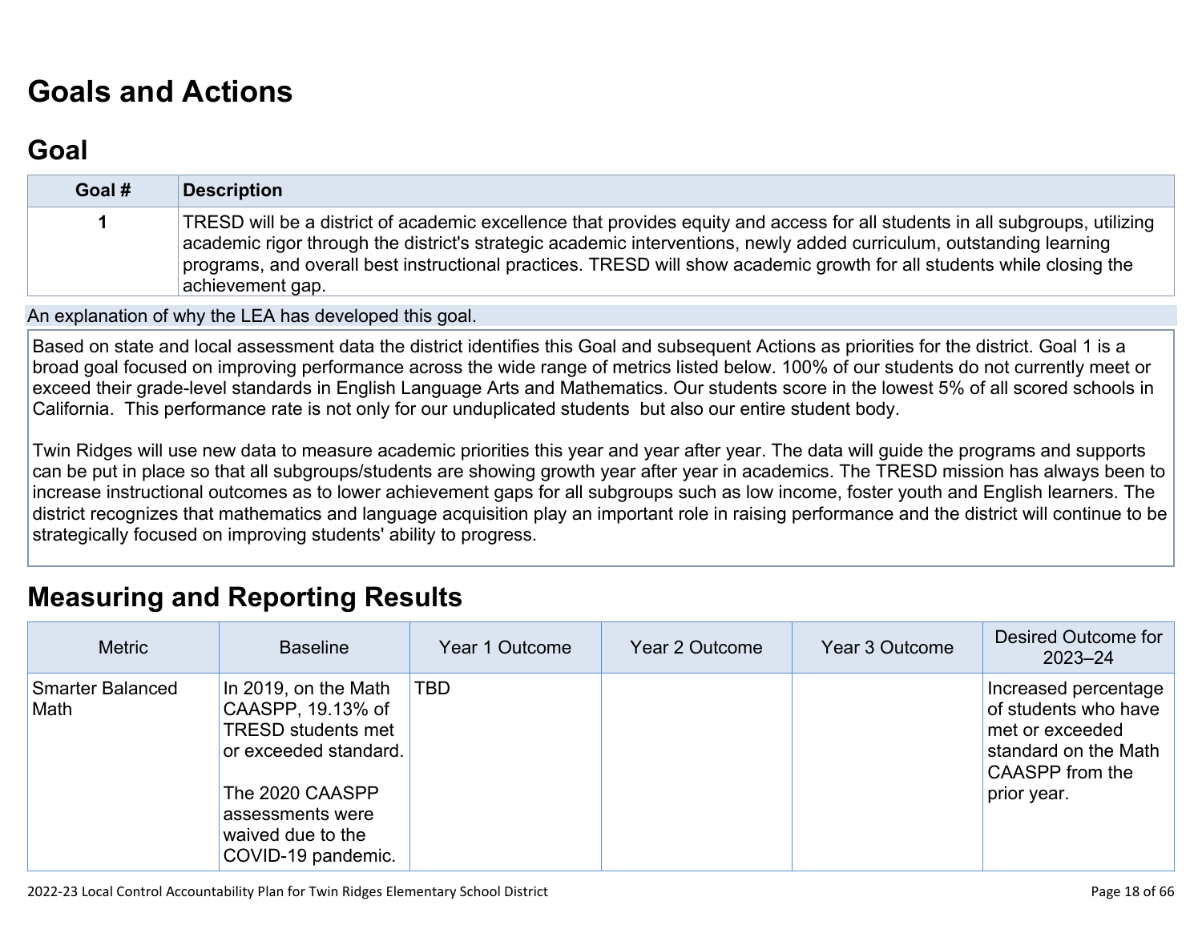# Goals and Actions

## Goal

| Goal # | Description |
|---|---|
| 1 | TRESD will be a district of academic excellence that provides equity and access for all students in all subgroups, utilizing academic rigor through the district's strategic academic interventions, newly added curriculum, outstanding learning programs, and overall best instructional practices. TRESD will show academic growth for all students while closing the achievement gap. |

An explanation of why the LEA has developed this goal.

Based on state and local assessment data the district identifies this Goal and subsequent Actions as priorities for the district. Goal 1 is a broad goal focused on improving performance across the wide range of metrics listed below. 100% of our students do not currently meet or exceed their grade-level standards in English Language Arts and Mathematics. Our students score in the lowest 5% of all scored schools in California. This performance rate is not only for our unduplicated students but also our entire student body.

Twin Ridges will use new data to measure academic priorities this year and year after year. The data will guide the programs and supports can be put in place so that all subgroups/students are showing growth year after year in academics. The TRESD mission has always been to increase instructional outcomes as to lower achievement gaps for all subgroups such as low income, foster youth and English learners. The district recognizes that mathematics and language acquisition play an important role in raising performance and the district will continue to be strategically focused on improving students' ability to progress.

# Measuring and Reporting Results

| Metric | Baseline | Year 1 Outcome | Year 2 Outcome | Year 3 Outcome | Desired Outcome for 2023–24 |
|---|---|---|---|---|---|
| Smarter Balanced Math | In 2019, on the Math CAASPP, 19.13% of TRESD students met or exceeded standard.<br><br>The 2020 CAASPP assessments were waived due to the COVID-19 pandemic. | TBD | | | Increased percentage of students who have met or exceeded standard on the Math CAASPP from the prior year. |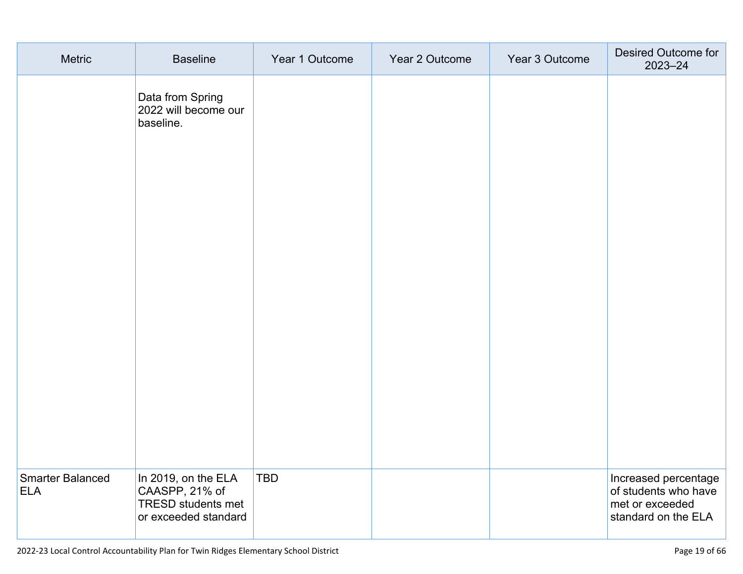| Metric | Baseline | Year 1 Outcome | Year 2 Outcome | Year 3 Outcome | Desired Outcome for 2023–24 |
| --- | --- | --- | --- | --- | --- |
| | Data from Spring 2022 will become our baseline. | | | | |
| Smarter Balanced ELA | In 2019, on the ELA CAASPP, 21% of TRESD students met or exceeded standard | TBD | | | Increased percentage of students who have met or exceeded standard on the ELA |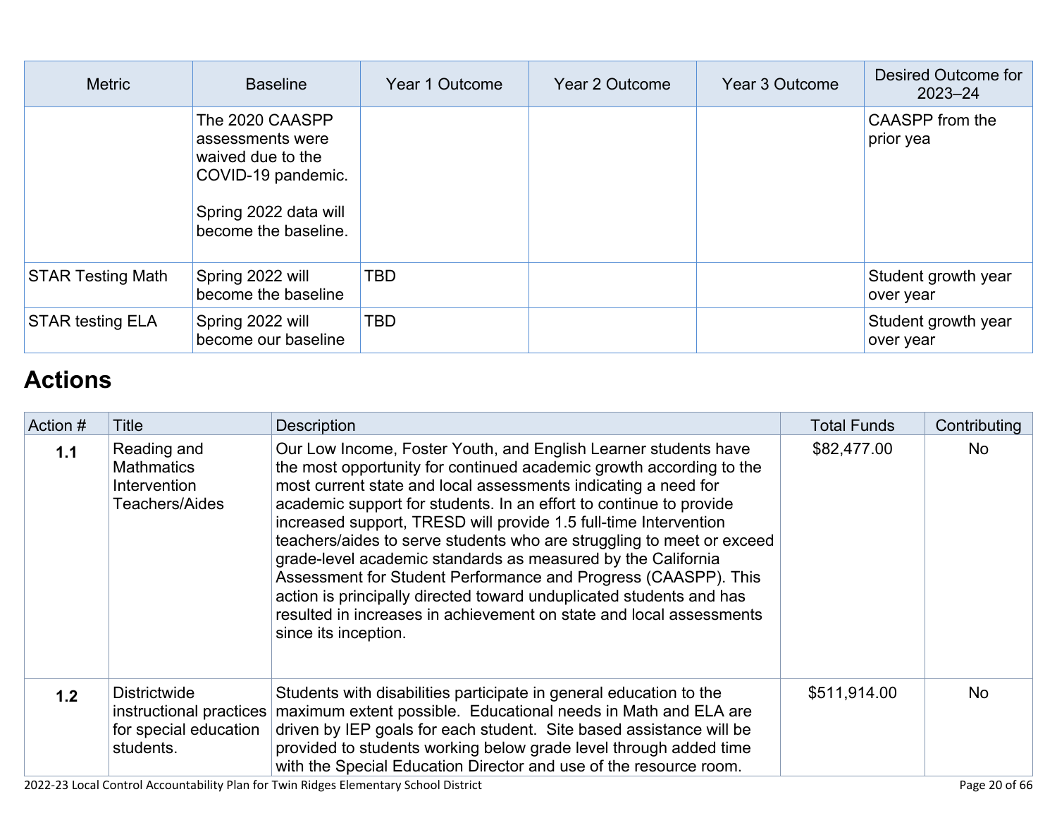| Metric | Baseline | Year 1 Outcome | Year 2 Outcome | Year 3 Outcome | Desired Outcome for 2023–24 |
|---|---|---|---|---|---|
| | The 2020 CAASPP assessments were waived due to the COVID-19 pandemic.<br><br>Spring 2022 data will become the baseline. | | | | CAASPP from the prior yea |
| STAR Testing Math | Spring 2022 will become the baseline | TBD | | | Student growth year over year |
| STAR testing ELA | Spring 2022 will become our baseline | TBD | | | Student growth year over year |

## Actions

| Action # | Title | Description | Total Funds | Contributing |
|---|---|---|---|---|
| **1.1** | Reading and Mathmatics Intervention Teachers/Aides | Our Low Income, Foster Youth, and English Learner students have the most opportunity for continued academic growth according to the most current state and local assessments indicating a need for academic support for students. In an effort to continue to provide increased support, TRESD will provide 1.5 full-time Intervention teachers/aides to serve students who are struggling to meet or exceed grade-level academic standards as measured by the California Assessment for Student Performance and Progress (CAASPP). This action is principally directed toward unduplicated students and has resulted in increases in achievement on state and local assessments since its inception. | $82,477.00 | No |
| **1.2** | Districtwide instructional practices for special education students. | Students with disabilities participate in general education to the maximum extent possible. Educational needs in Math and ELA are driven by IEP goals for each student. Site based assistance will be provided to students working below grade level through added time with the Special Education Director and use of the resource room. | $511,914.00 | No |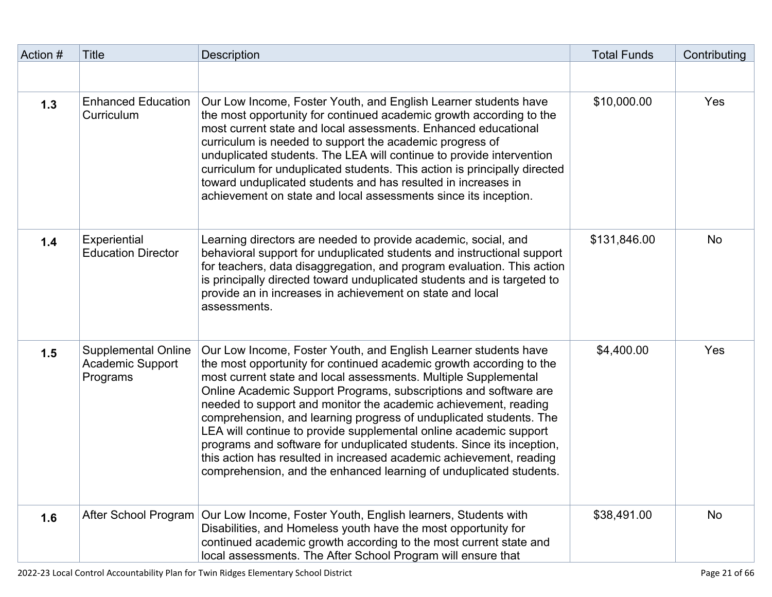| Action # | Title | Description | Total Funds | Contributing |
|---|---|---|---|---|
| | | | | |
| **1.3** | Enhanced Education Curriculum | Our Low Income, Foster Youth, and English Learner students have the most opportunity for continued academic growth according to the most current state and local assessments. Enhanced educational curriculum is needed to support the academic progress of unduplicated students. The LEA will continue to provide intervention curriculum for unduplicated students. This action is principally directed toward unduplicated students and has resulted in increases in achievement on state and local assessments since its inception. | $10,000.00 | Yes |
| **1.4** | Experiential Education Director | Learning directors are needed to provide academic, social, and behavioral support for unduplicated students and instructional support for teachers, data disaggregation, and program evaluation. This action is principally directed toward unduplicated students and is targeted to provide an in increases in achievement on state and local assessments. | $131,846.00 | No |
| **1.5** | Supplemental Online Academic Support Programs | Our Low Income, Foster Youth, and English Learner students have the most opportunity for continued academic growth according to the most current state and local assessments. Multiple Supplemental Online Academic Support Programs, subscriptions and software are needed to support and monitor the academic achievement, reading comprehension, and learning progress of unduplicated students. The LEA will continue to provide supplemental online academic support programs and software for unduplicated students. Since its inception, this action has resulted in increased academic achievement, reading comprehension, and the enhanced learning of unduplicated students. | $4,400.00 | Yes |
| **1.6** | After School Program | Our Low Income, Foster Youth, English learners, Students with Disabilities, and Homeless youth have the most opportunity for continued academic growth according to the most current state and local assessments. The After School Program will ensure that | $38,491.00 | No |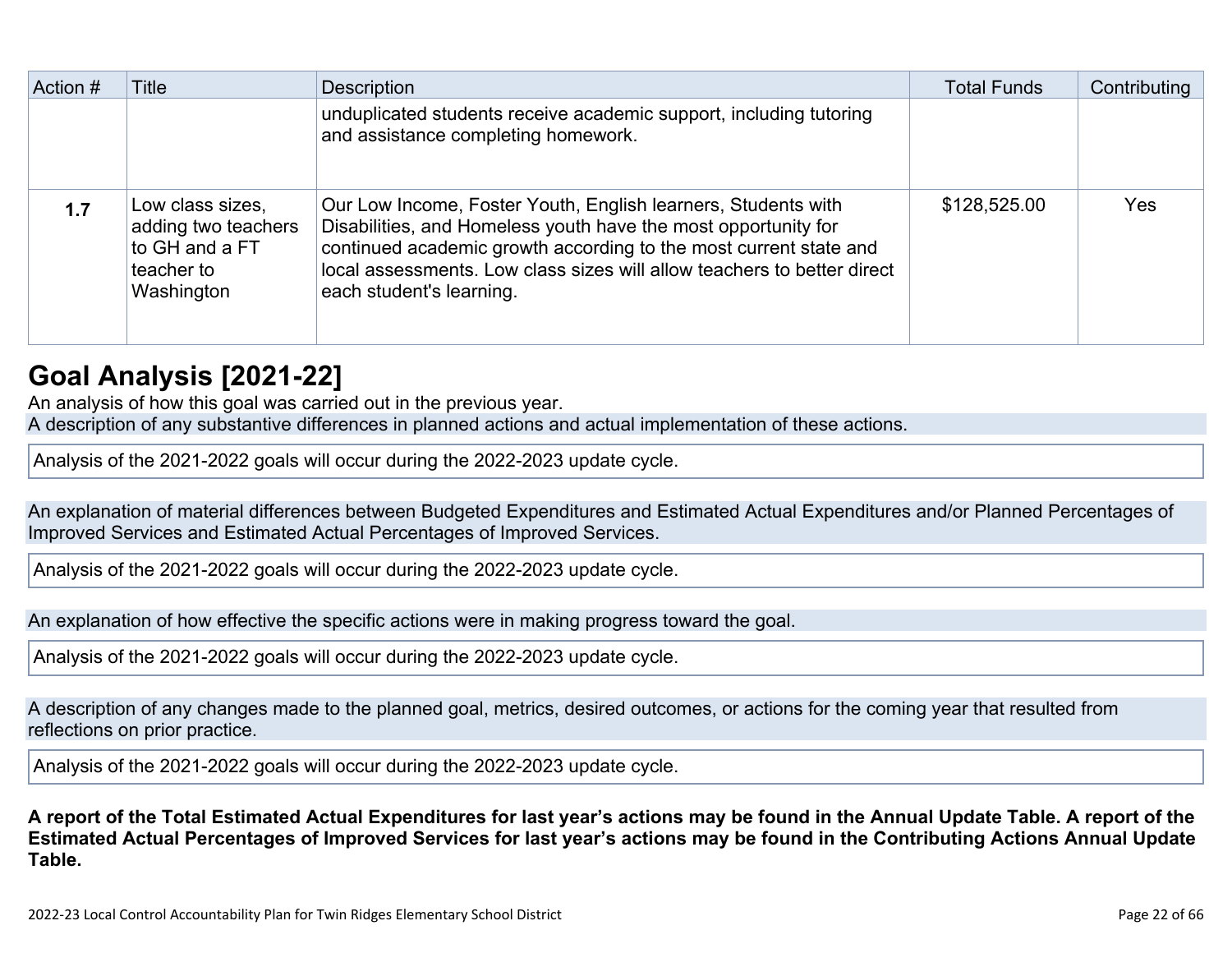| Action # | Title | Description | Total Funds | Contributing |
|---|---|---|---|---|
| | | unduplicated students receive academic support, including tutoring and assistance completing homework. | | |
| 1.7 | Low class sizes, adding two teachers to GH and a FT teacher to Washington | Our Low Income, Foster Youth, English learners, Students with Disabilities, and Homeless youth have the most opportunity for continued academic growth according to the most current state and local assessments. Low class sizes will allow teachers to better direct each student's learning. | $128,525.00 | Yes |

## Goal Analysis [2021-22]

An analysis of how this goal was carried out in the previous year.

A description of any substantive differences in planned actions and actual implementation of these actions.

Analysis of the 2021-2022 goals will occur during the 2022-2023 update cycle.

An explanation of material differences between Budgeted Expenditures and Estimated Actual Expenditures and/or Planned Percentages of Improved Services and Estimated Actual Percentages of Improved Services.

Analysis of the 2021-2022 goals will occur during the 2022-2023 update cycle.

An explanation of how effective the specific actions were in making progress toward the goal.

Analysis of the 2021-2022 goals will occur during the 2022-2023 update cycle.

A description of any changes made to the planned goal, metrics, desired outcomes, or actions for the coming year that resulted from reflections on prior practice.

Analysis of the 2021-2022 goals will occur during the 2022-2023 update cycle.

**A report of the Total Estimated Actual Expenditures for last year's actions may be found in the Annual Update Table. A report of the Estimated Actual Percentages of Improved Services for last year's actions may be found in the Contributing Actions Annual Update Table.**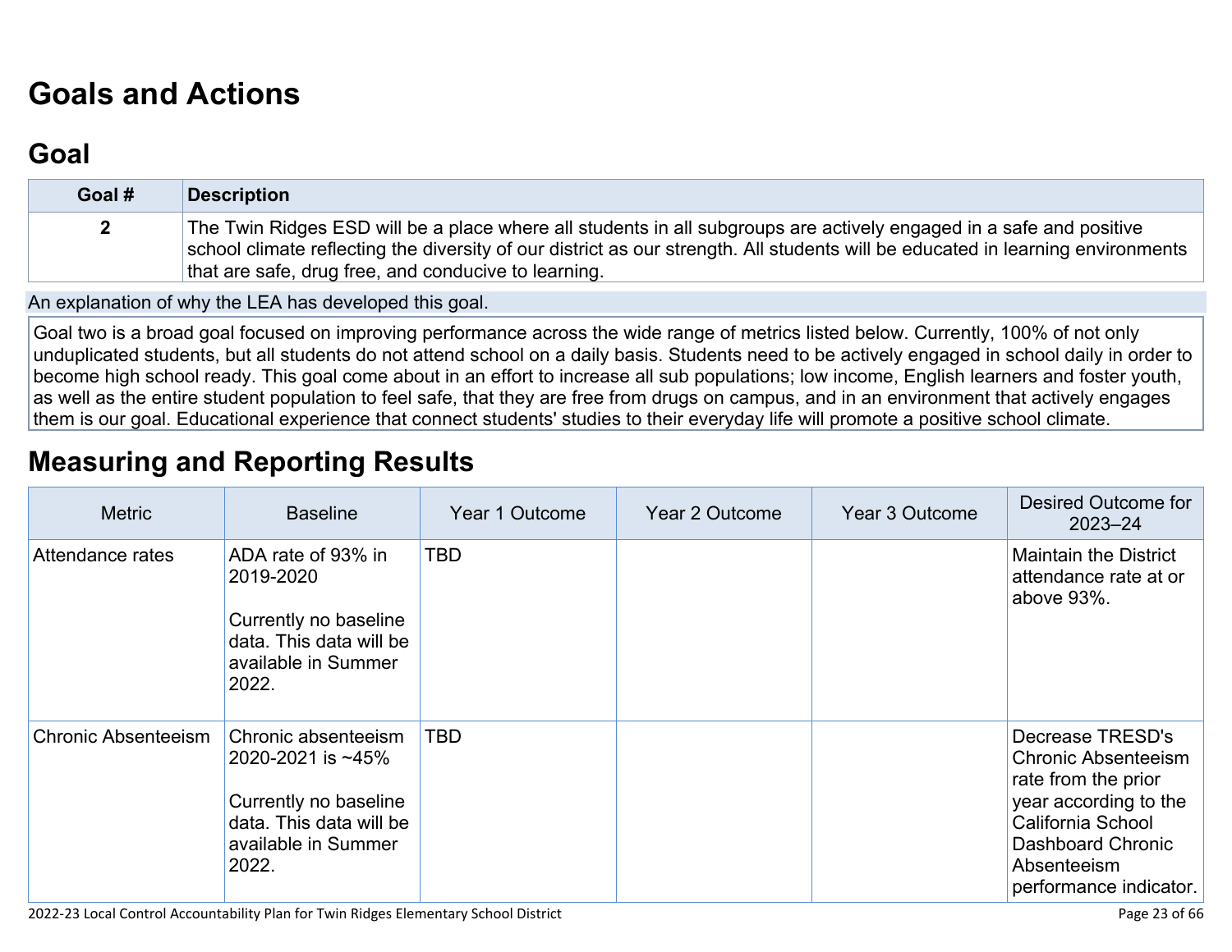# Goals and Actions

## Goal

| Goal # | Description |
| --- | --- |
| 2 | The Twin Ridges ESD will be a place where all students in all subgroups are actively engaged in a safe and positive school climate reflecting the diversity of our district as our strength. All students will be educated in learning environments that are safe, drug free, and conducive to learning. |

An explanation of why the LEA has developed this goal.

Goal two is a broad goal focused on improving performance across the wide range of metrics listed below. Currently, 100% of not only unduplicated students, but all students do not attend school on a daily basis. Students need to be actively engaged in school daily in order to become high school ready. This goal come about in an effort to increase all sub populations; low income, English learners and foster youth, as well as the entire student population to feel safe, that they are free from drugs on campus, and in an environment that actively engages them is our goal. Educational experience that connect students' studies to their everyday life will promote a positive school climate.

# Measuring and Reporting Results

| Metric | Baseline | Year 1 Outcome | Year 2 Outcome | Year 3 Outcome | Desired Outcome for 2023–24 |
| --- | --- | --- | --- | --- | --- |
| Attendance rates | ADA rate of 93% in 2019-2020<br><br>Currently no baseline data. This data will be available in Summer 2022. | TBD | | | Maintain the District attendance rate at or above 93%. |
| Chronic Absenteeism | Chronic absenteeism 2020-2021 is ~45%<br><br>Currently no baseline data. This data will be available in Summer 2022. | TBD | | | Decrease TRESD's Chronic Absenteeism rate from the prior year according to the California School Dashboard Chronic Absenteeism performance indicator. |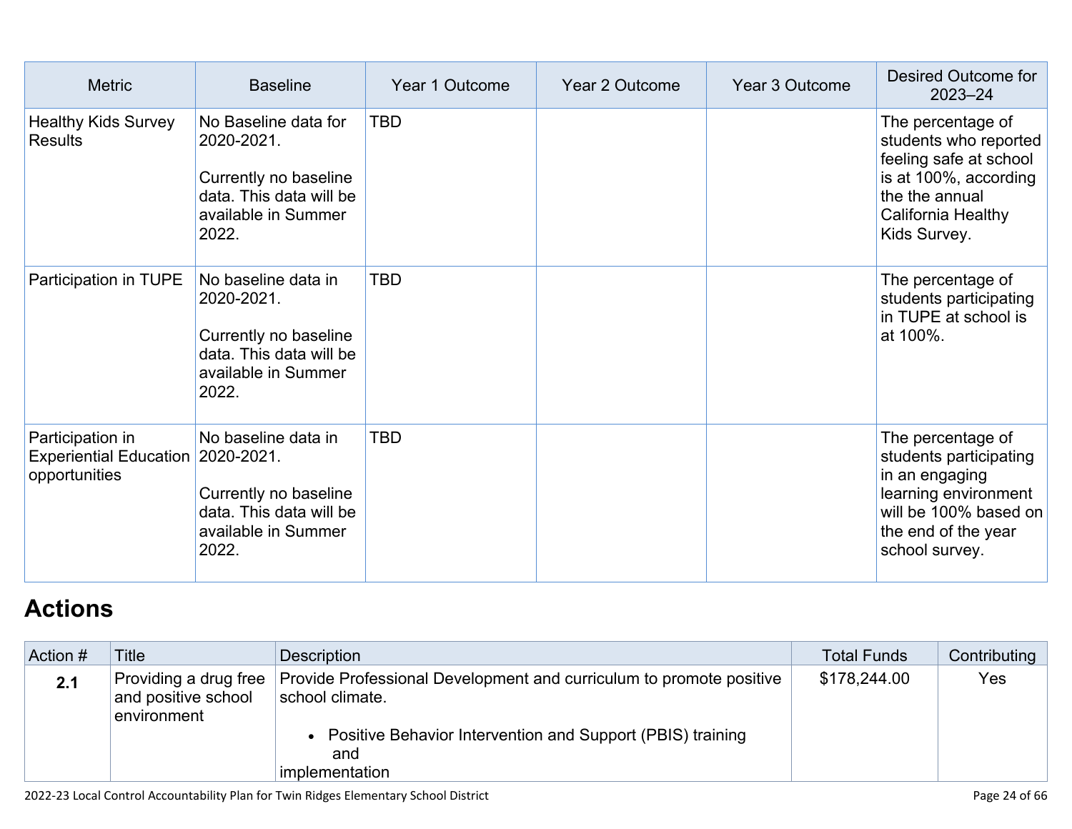| Metric | Baseline | Year 1 Outcome | Year 2 Outcome | Year 3 Outcome | Desired Outcome for 2023–24 |
|---|---|---|---|---|---|
| Healthy Kids Survey Results | No Baseline data for 2020-2021.<br><br>Currently no baseline data. This data will be available in Summer 2022. | TBD | | | The percentage of students who reported feeling safe at school is at 100%, according the the annual California Healthy Kids Survey. |
| Participation in TUPE | No baseline data in 2020-2021.<br><br>Currently no baseline data. This data will be available in Summer 2022. | TBD | | | The percentage of students participating in TUPE at school is at 100%. |
| Participation in Experiential Education opportunities | No baseline data in 2020-2021.<br><br>Currently no baseline data. This data will be available in Summer 2022. | TBD | | | The percentage of students participating in an engaging learning environment will be 100% based on the end of the year school survey. |

## Actions

| Action # | Title | Description | Total Funds | Contributing |
|---|---|---|---|---|
| **2.1** | Providing a drug free and positive school environment | Provide Professional Development and curriculum to promote positive school climate.<br><br>• Positive Behavior Intervention and Support (PBIS) training and implementation | $178,244.00 | Yes |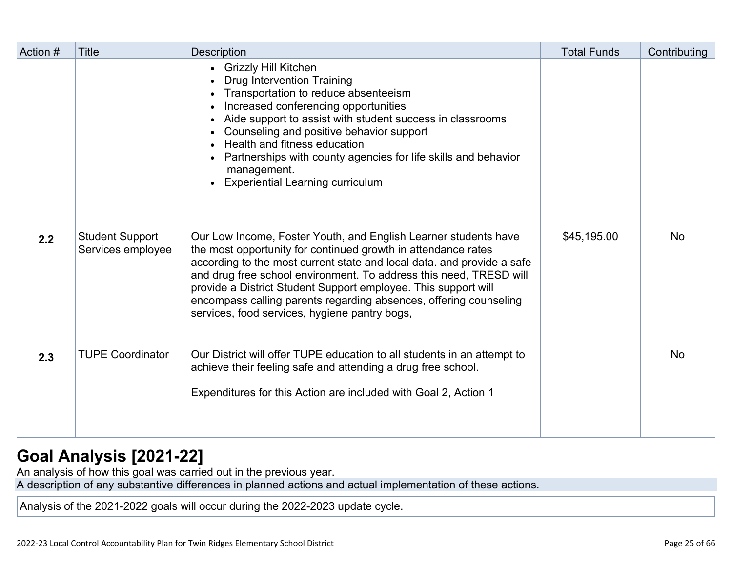| Action # | Title | Description | Total Funds | Contributing |
|---|---|---|---|---|
| | | • Grizzly Hill Kitchen<br>• Drug Intervention Training<br>• Transportation to reduce absenteeism<br>• Increased conferencing opportunities<br>• Aide support to assist with student success in classrooms<br>• Counseling and positive behavior support<br>• Health and fitness education<br>• Partnerships with county agencies for life skills and behavior management.<br>• Experiential Learning curriculum | | |
| **2.2** | Student Support Services employee | Our Low Income, Foster Youth, and English Learner students have the most opportunity for continued growth in attendance rates according to the most current state and local data. and provide a safe and drug free school environment. To address this need, TRESD will provide a District Student Support employee. This support will encompass calling parents regarding absences, offering counseling services, food services, hygiene pantry bogs, | $45,195.00 | No |
| **2.3** | TUPE Coordinator | Our District will offer TUPE education to all students in an attempt to achieve their feeling safe and attending a drug free school.<br><br>Expenditures for this Action are included with Goal 2, Action 1 | | No |

# Goal Analysis [2021-22]

An analysis of how this goal was carried out in the previous year.

A description of any substantive differences in planned actions and actual implementation of these actions.

Analysis of the 2021-2022 goals will occur during the 2022-2023 update cycle.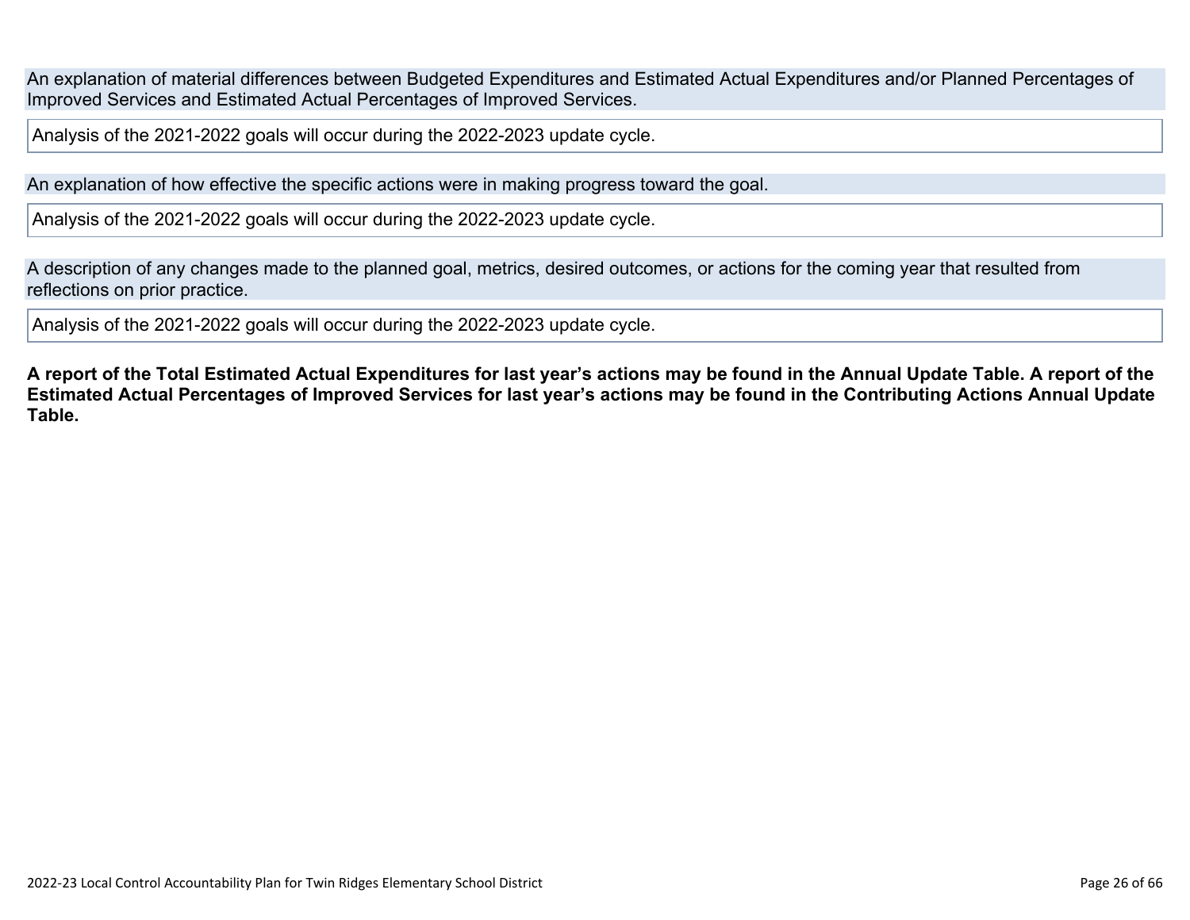An explanation of material differences between Budgeted Expenditures and Estimated Actual Expenditures and/or Planned Percentages of Improved Services and Estimated Actual Percentages of Improved Services.

Analysis of the 2021-2022 goals will occur during the 2022-2023 update cycle.

An explanation of how effective the specific actions were in making progress toward the goal.

Analysis of the 2021-2022 goals will occur during the 2022-2023 update cycle.

A description of any changes made to the planned goal, metrics, desired outcomes, or actions for the coming year that resulted from reflections on prior practice.

Analysis of the 2021-2022 goals will occur during the 2022-2023 update cycle.

**A report of the Total Estimated Actual Expenditures for last year's actions may be found in the Annual Update Table. A report of the Estimated Actual Percentages of Improved Services for last year's actions may be found in the Contributing Actions Annual Update Table.**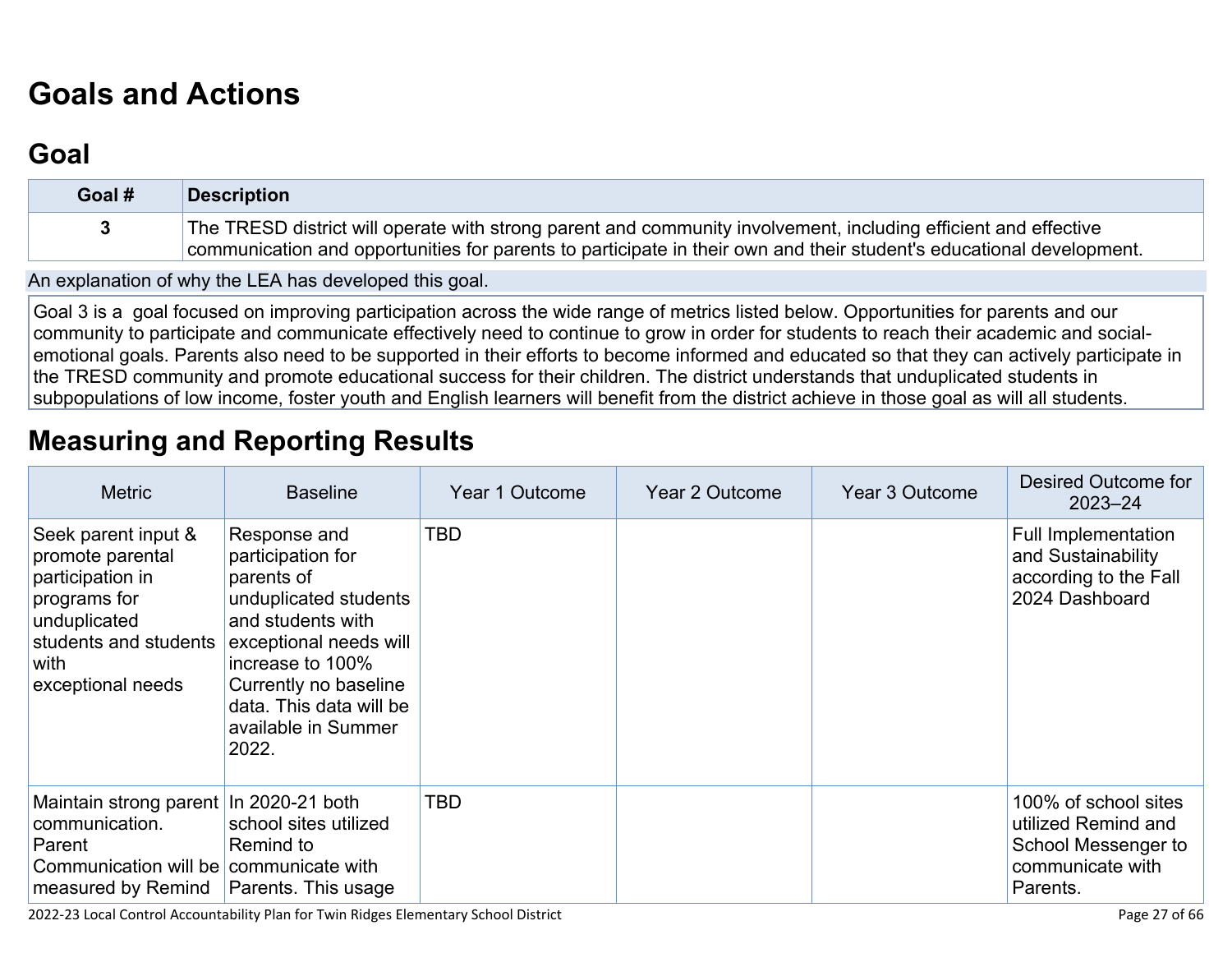# Goals and Actions

## Goal

| Goal # | Description |
|---|---|
| 3 | The TRESD district will operate with strong parent and community involvement, including efficient and effective communication and opportunities for parents to participate in their own and their student's educational development. |

An explanation of why the LEA has developed this goal.

Goal 3 is a goal focused on improving participation across the wide range of metrics listed below. Opportunities for parents and our community to participate and communicate effectively need to continue to grow in order for students to reach their academic and social-emotional goals. Parents also need to be supported in their efforts to become informed and educated so that they can actively participate in the TRESD community and promote educational success for their children. The district understands that unduplicated students in subpopulations of low income, foster youth and English learners will benefit from the district achieve in those goal as will all students.

# Measuring and Reporting Results

| Metric | Baseline | Year 1 Outcome | Year 2 Outcome | Year 3 Outcome | Desired Outcome for 2023–24 |
|---|---|---|---|---|---|
| Seek parent input & promote parental participation in programs for unduplicated students and students with exceptional needs | Response and participation for parents of unduplicated students and students with exceptional needs will increase to 100% Currently no baseline data. This data will be available in Summer 2022. | TBD | | | Full Implementation and Sustainability according to the Fall 2024 Dashboard |
| Maintain strong parent communication. Parent Communication will be measured by Remind | In 2020-21 both school sites utilized Remind to communicate with Parents. This usage | TBD | | | 100% of school sites utilized Remind and School Messenger to communicate with Parents. |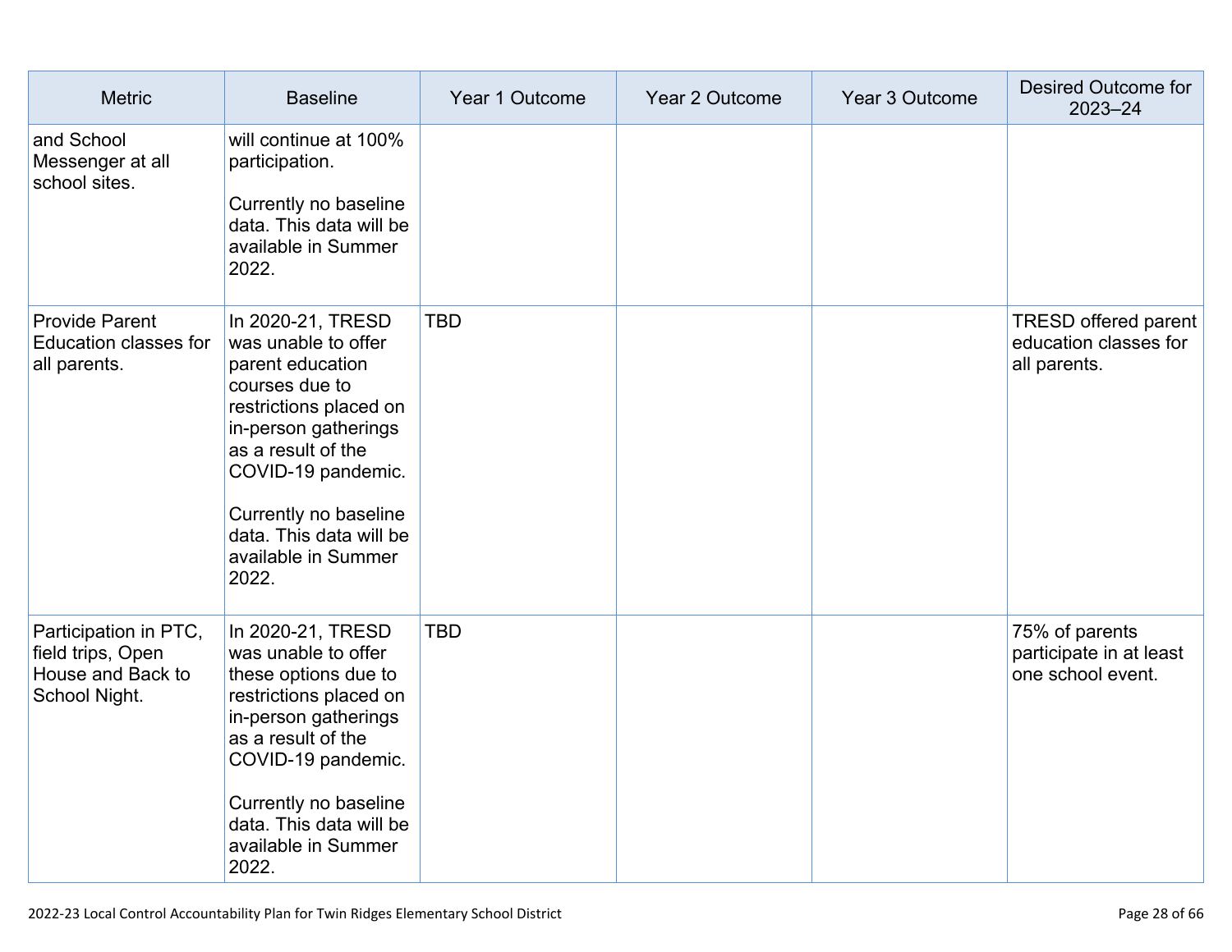| Metric | Baseline | Year 1 Outcome | Year 2 Outcome | Year 3 Outcome | Desired Outcome for 2023–24 |
|---|---|---|---|---|---|
| and School Messenger at all school sites. | will continue at 100% participation.<br><br>Currently no baseline data. This data will be available in Summer 2022. | | | | |
| Provide Parent Education classes for all parents. | In 2020-21, TRESD was unable to offer parent education courses due to restrictions placed on in-person gatherings as a result of the COVID-19 pandemic.<br><br>Currently no baseline data. This data will be available in Summer 2022. | TBD | | | TRESD offered parent education classes for all parents. |
| Participation in PTC, field trips, Open House and Back to School Night. | In 2020-21, TRESD was unable to offer these options due to restrictions placed on in-person gatherings as a result of the COVID-19 pandemic.<br><br>Currently no baseline data. This data will be available in Summer 2022. | TBD | | | 75% of parents participate in at least one school event. |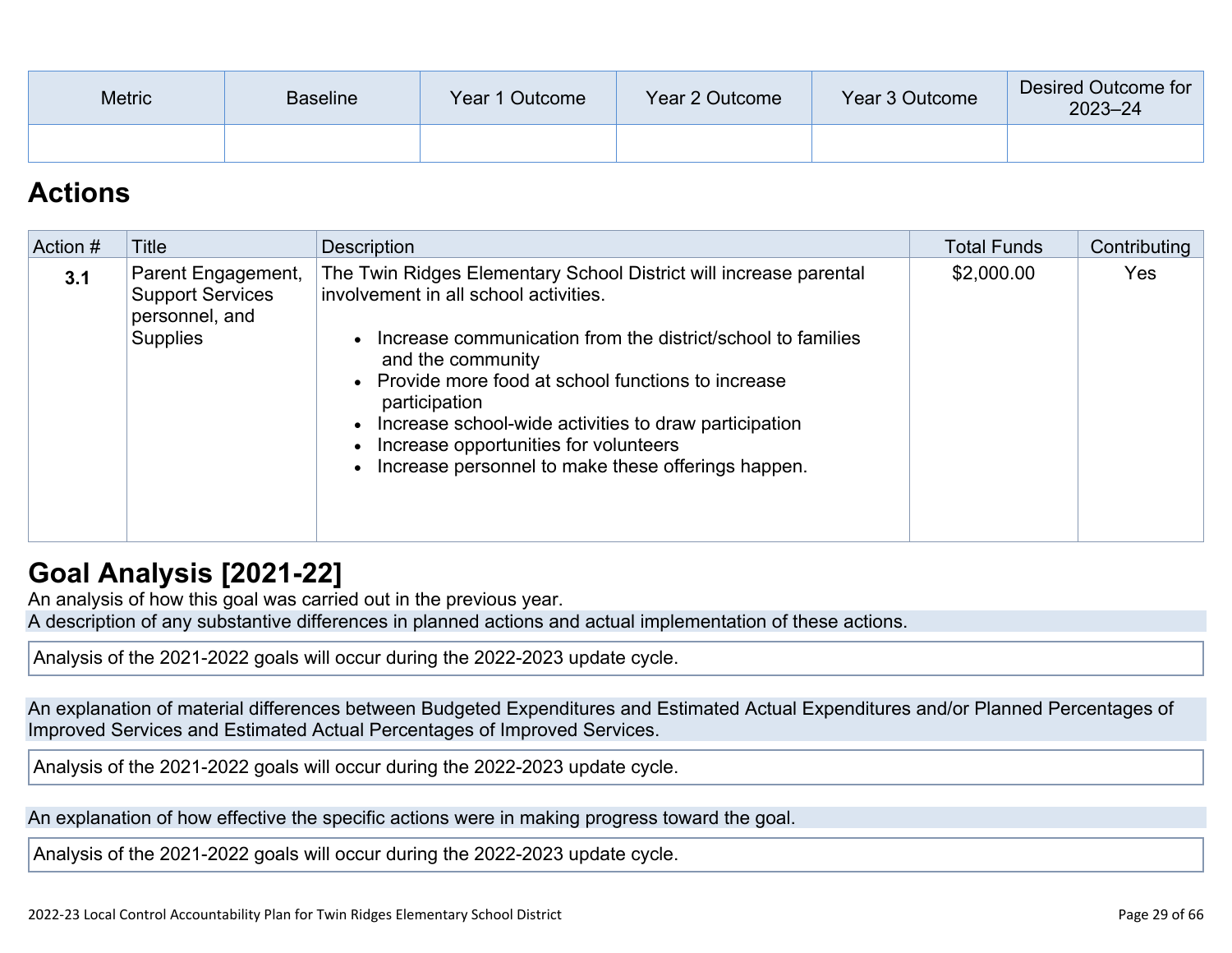| Metric | Baseline | Year 1 Outcome | Year 2 Outcome | Year 3 Outcome | Desired Outcome for 2023–24 |
|---|---|---|---|---|---|
| | | | | | |

## Actions

| Action # | Title | Description | Total Funds | Contributing |
|---|---|---|---|---|
| **3.1** | Parent Engagement, Support Services personnel, and Supplies | The Twin Ridges Elementary School District will increase parental involvement in all school activities.<br><br>• Increase communication from the district/school to families and the community<br>• Provide more food at school functions to increase participation<br>• Increase school-wide activities to draw participation<br>• Increase opportunities for volunteers<br>• Increase personnel to make these offerings happen. | $2,000.00 | Yes |

## Goal Analysis [2021-22]

An analysis of how this goal was carried out in the previous year.

A description of any substantive differences in planned actions and actual implementation of these actions.

Analysis of the 2021-2022 goals will occur during the 2022-2023 update cycle.

An explanation of material differences between Budgeted Expenditures and Estimated Actual Expenditures and/or Planned Percentages of Improved Services and Estimated Actual Percentages of Improved Services.

Analysis of the 2021-2022 goals will occur during the 2022-2023 update cycle.

An explanation of how effective the specific actions were in making progress toward the goal.

Analysis of the 2021-2022 goals will occur during the 2022-2023 update cycle.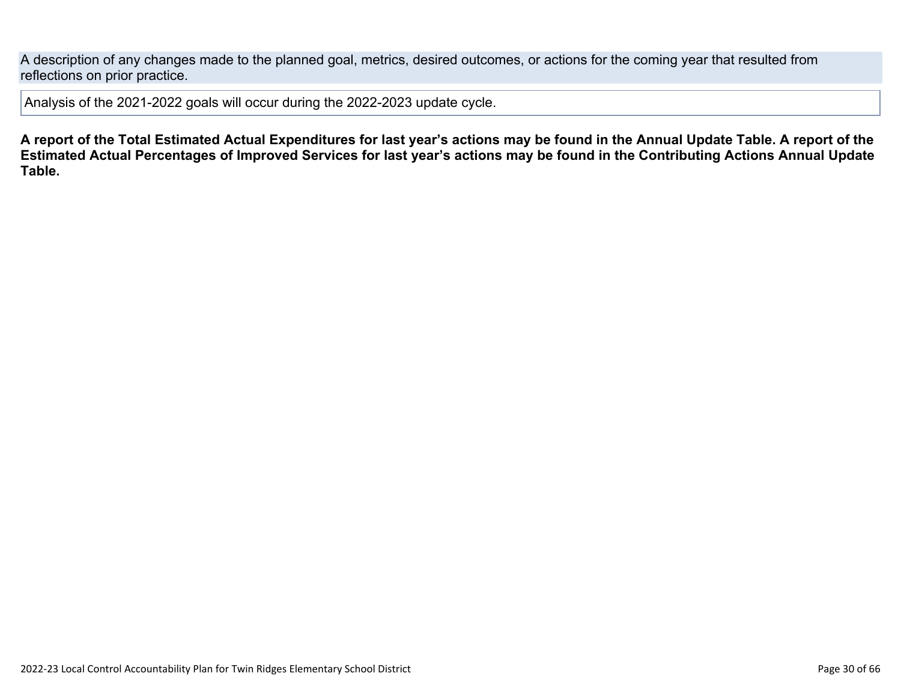A description of any changes made to the planned goal, metrics, desired outcomes, or actions for the coming year that resulted from reflections on prior practice.

Analysis of the 2021-2022 goals will occur during the 2022-2023 update cycle.

**A report of the Total Estimated Actual Expenditures for last year's actions may be found in the Annual Update Table. A report of the Estimated Actual Percentages of Improved Services for last year's actions may be found in the Contributing Actions Annual Update Table.**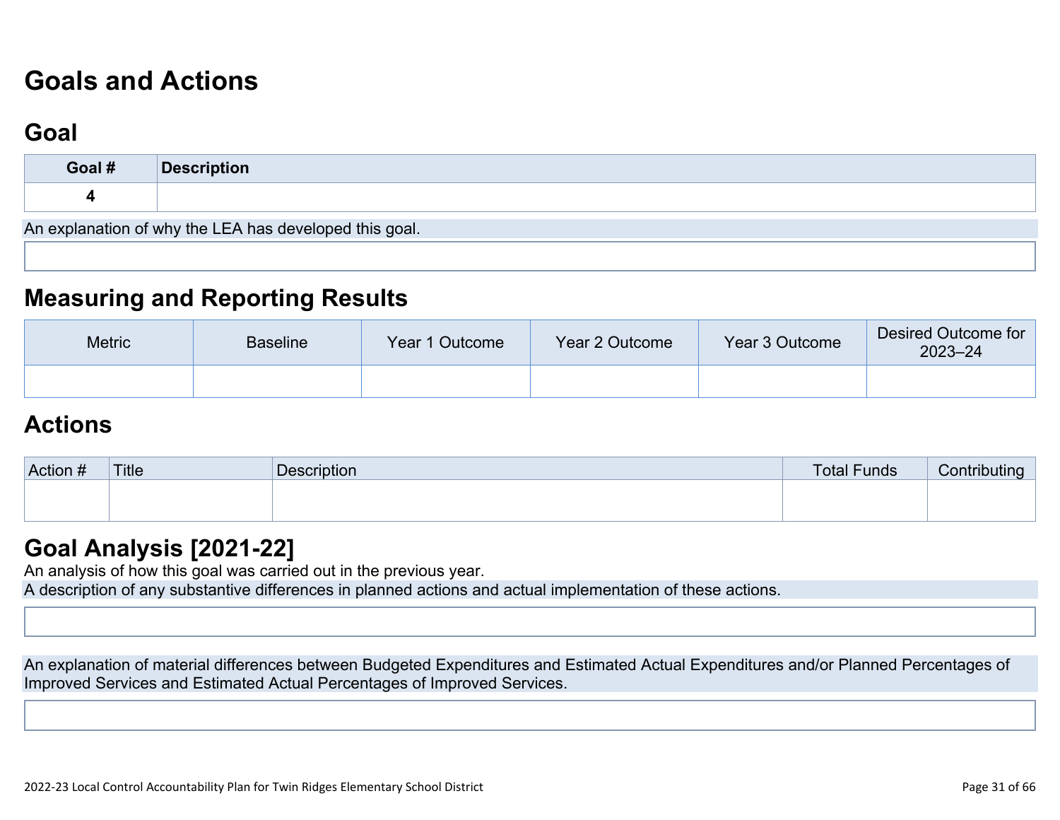# Goals and Actions

## Goal

| Goal # | Description |
|---|---|
| 4 | |

An explanation of why the LEA has developed this goal.

## Measuring and Reporting Results

| Metric | Baseline | Year 1 Outcome | Year 2 Outcome | Year 3 Outcome | Desired Outcome for 2023–24 |
|---|---|---|---|---|---|
| | | | | | |

## Actions

| Action # | Title | Description | Total Funds | Contributing |
|---|---|---|---|---|
| | | | | |

## Goal Analysis [2021-22]

An analysis of how this goal was carried out in the previous year.

A description of any substantive differences in planned actions and actual implementation of these actions.

An explanation of material differences between Budgeted Expenditures and Estimated Actual Expenditures and/or Planned Percentages of Improved Services and Estimated Actual Percentages of Improved Services.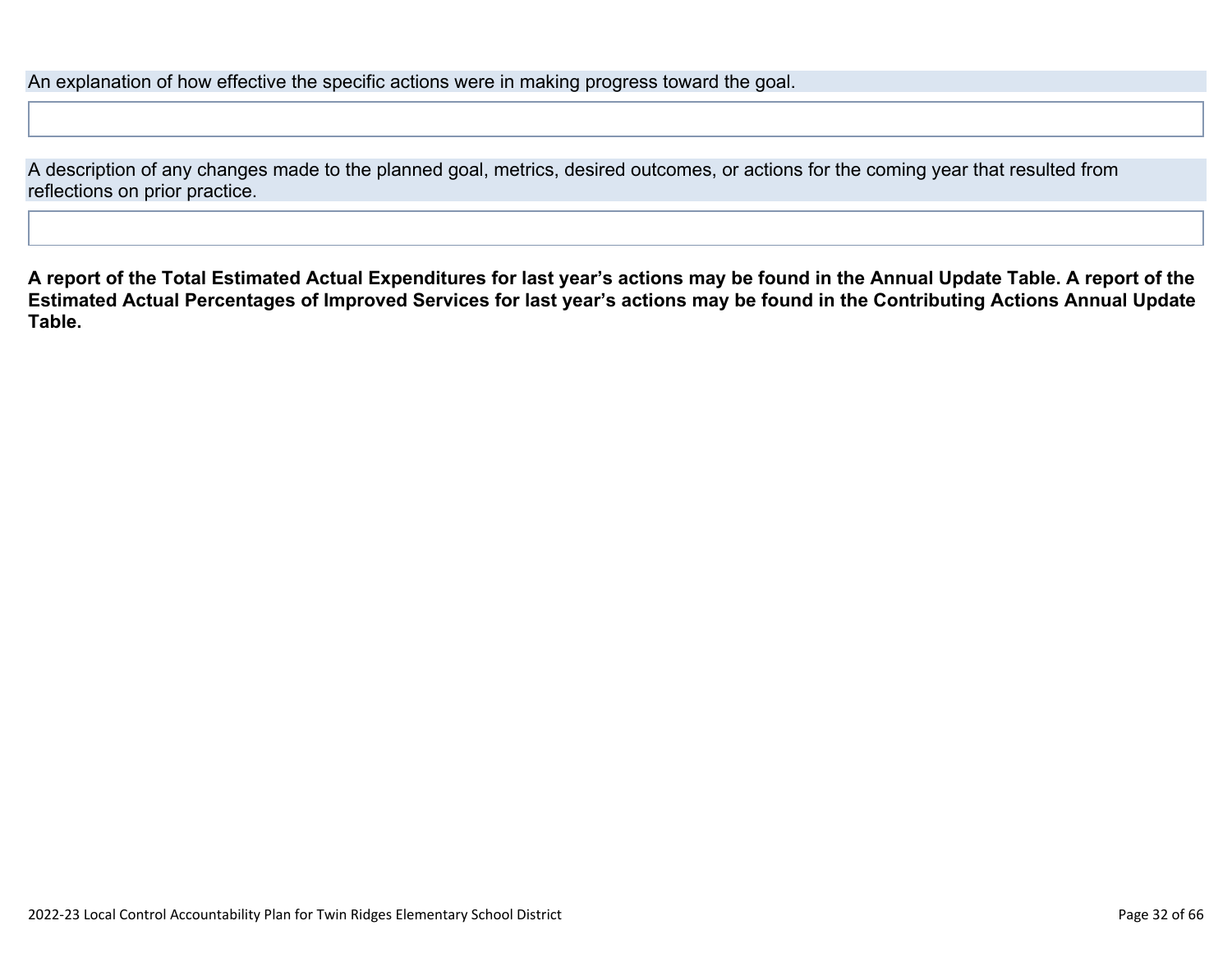An explanation of how effective the specific actions were in making progress toward the goal.

A description of any changes made to the planned goal, metrics, desired outcomes, or actions for the coming year that resulted from reflections on prior practice.

**A report of the Total Estimated Actual Expenditures for last year's actions may be found in the Annual Update Table. A report of the Estimated Actual Percentages of Improved Services for last year's actions may be found in the Contributing Actions Annual Update Table.**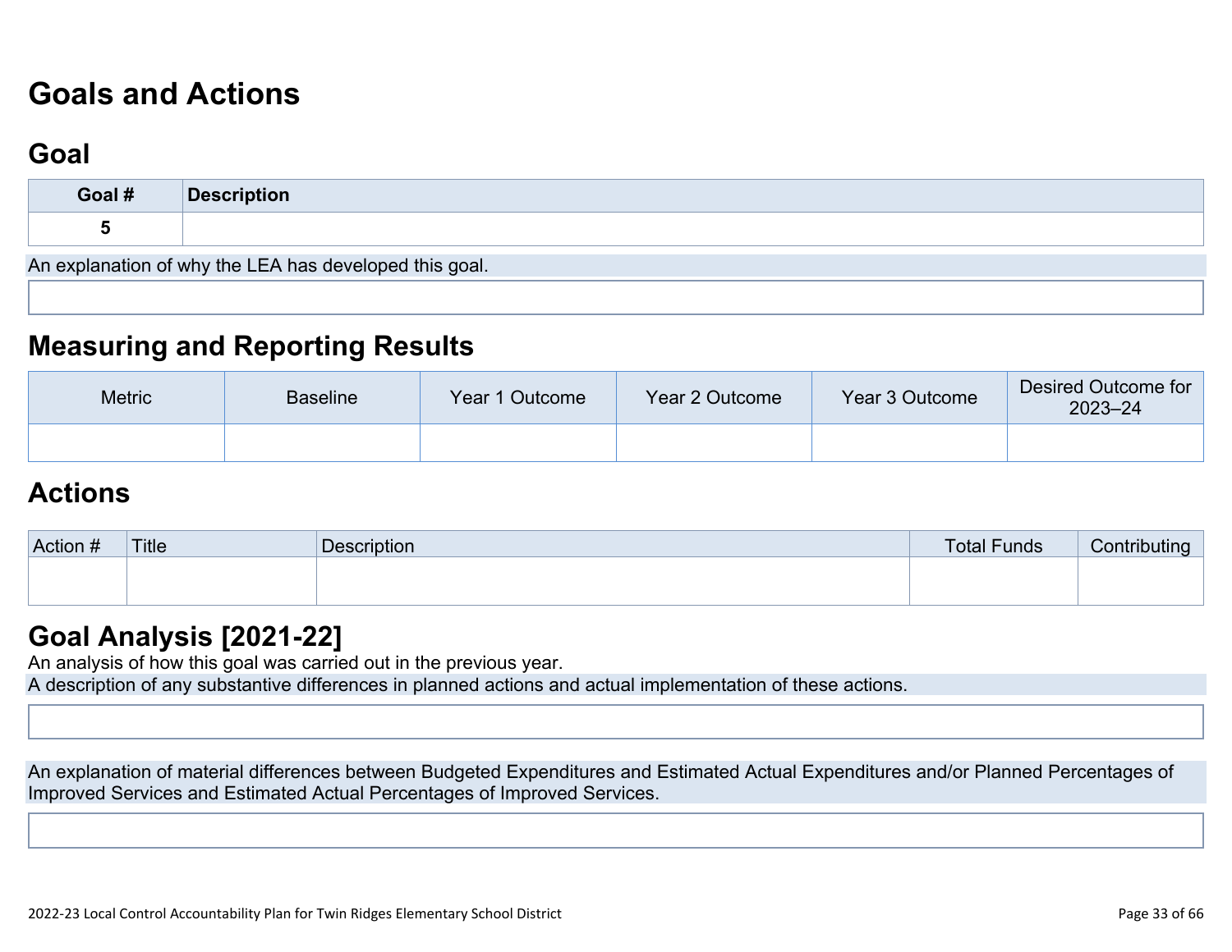# Goals and Actions

## Goal

| Goal # | Description |
| --- | --- |
| 5 | |

An explanation of why the LEA has developed this goal.

## Measuring and Reporting Results

| Metric | Baseline | Year 1 Outcome | Year 2 Outcome | Year 3 Outcome | Desired Outcome for 2023–24 |
| --- | --- | --- | --- | --- | --- |
| | | | | | |

## Actions

| Action # | Title | Description | Total Funds | Contributing |
| --- | --- | --- | --- | --- |
| | | | | |

## Goal Analysis [2021-22]

An analysis of how this goal was carried out in the previous year.

A description of any substantive differences in planned actions and actual implementation of these actions.

An explanation of material differences between Budgeted Expenditures and Estimated Actual Expenditures and/or Planned Percentages of Improved Services and Estimated Actual Percentages of Improved Services.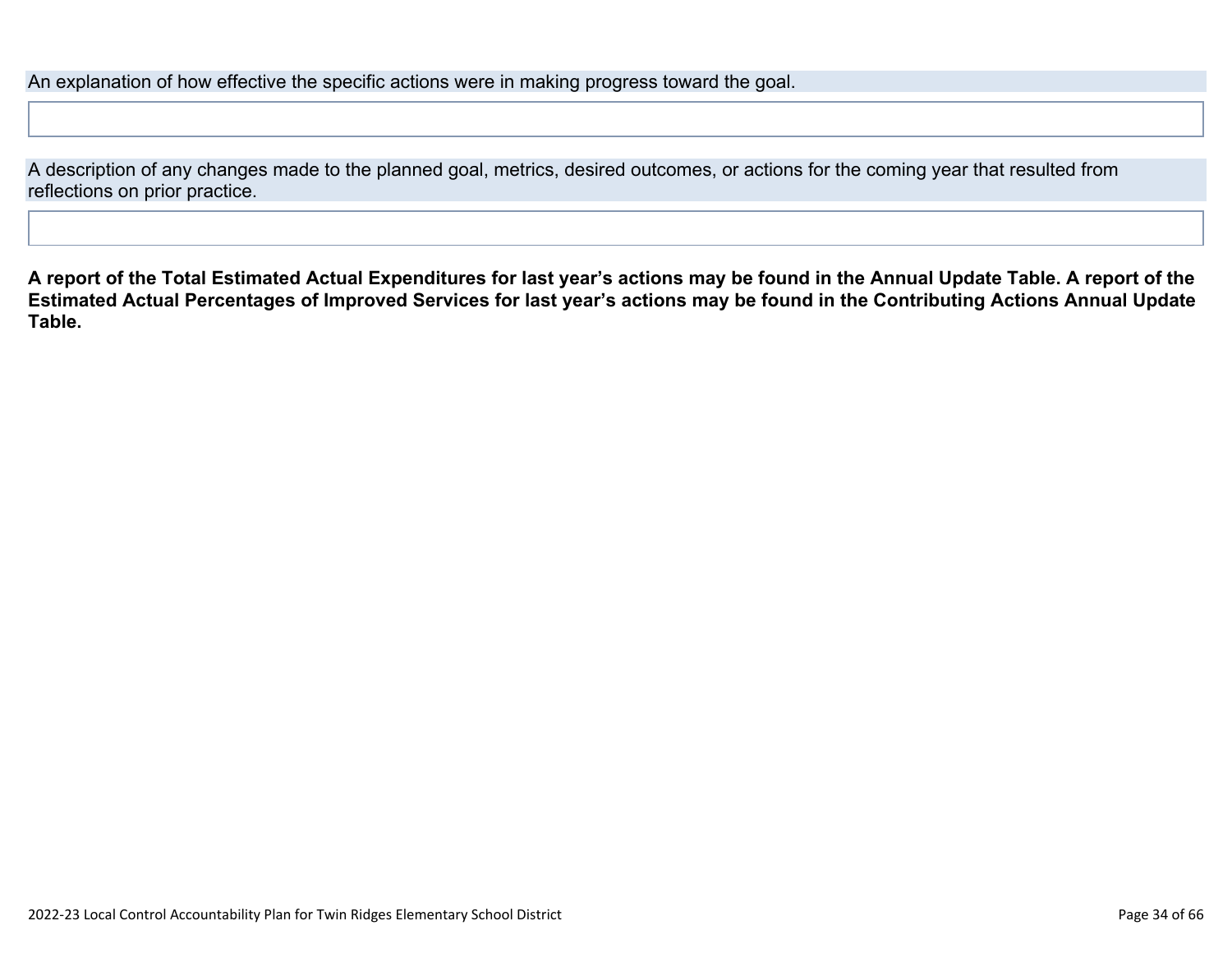An explanation of how effective the specific actions were in making progress toward the goal.

A description of any changes made to the planned goal, metrics, desired outcomes, or actions for the coming year that resulted from reflections on prior practice.

**A report of the Total Estimated Actual Expenditures for last year's actions may be found in the Annual Update Table. A report of the Estimated Actual Percentages of Improved Services for last year's actions may be found in the Contributing Actions Annual Update Table.**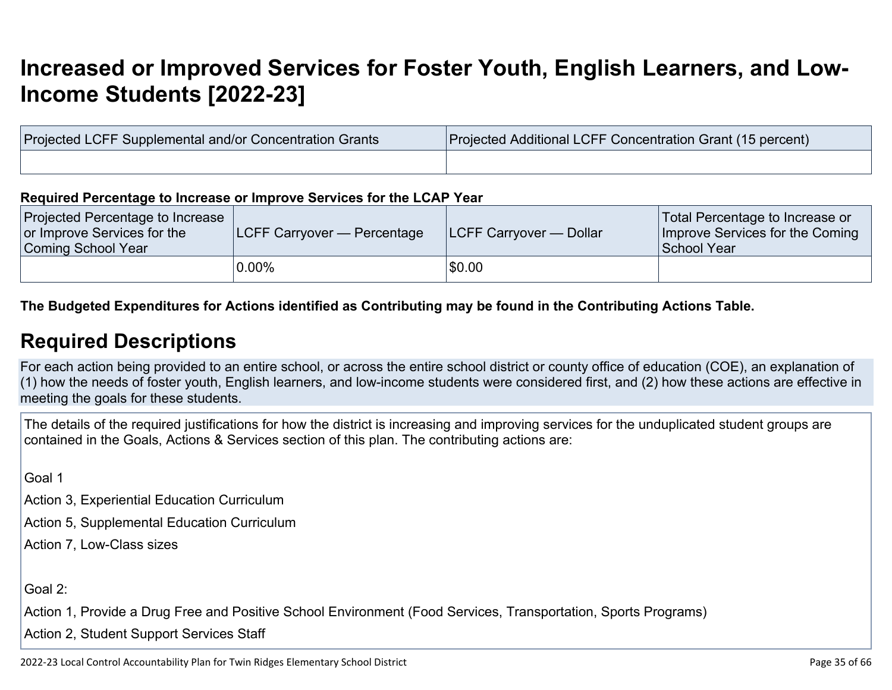# Increased or Improved Services for Foster Youth, English Learners, and Low-Income Students [2022-23]

| Projected LCFF Supplemental and/or Concentration Grants | Projected Additional LCFF Concentration Grant (15 percent) |
| --- | --- |
| | |

**Required Percentage to Increase or Improve Services for the LCAP Year**

| Projected Percentage to Increase or Improve Services for the Coming School Year | LCFF Carryover — Percentage | LCFF Carryover — Dollar | Total Percentage to Increase or Improve Services for the Coming School Year |
| --- | --- | --- | --- |
| | 0.00% | $0.00 | |

**The Budgeted Expenditures for Actions identified as Contributing may be found in the Contributing Actions Table.**

## Required Descriptions

For each action being provided to an entire school, or across the entire school district or county office of education (COE), an explanation of (1) how the needs of foster youth, English learners, and low-income students were considered first, and (2) how these actions are effective in meeting the goals for these students.

The details of the required justifications for how the district is increasing and improving services for the unduplicated student groups are contained in the Goals, Actions & Services section of this plan. The contributing actions are:

Goal 1

Action 3, Experiential Education Curriculum

Action 5, Supplemental Education Curriculum

Action 7, Low-Class sizes

Goal 2:

Action 1, Provide a Drug Free and Positive School Environment (Food Services, Transportation, Sports Programs)

Action 2, Student Support Services Staff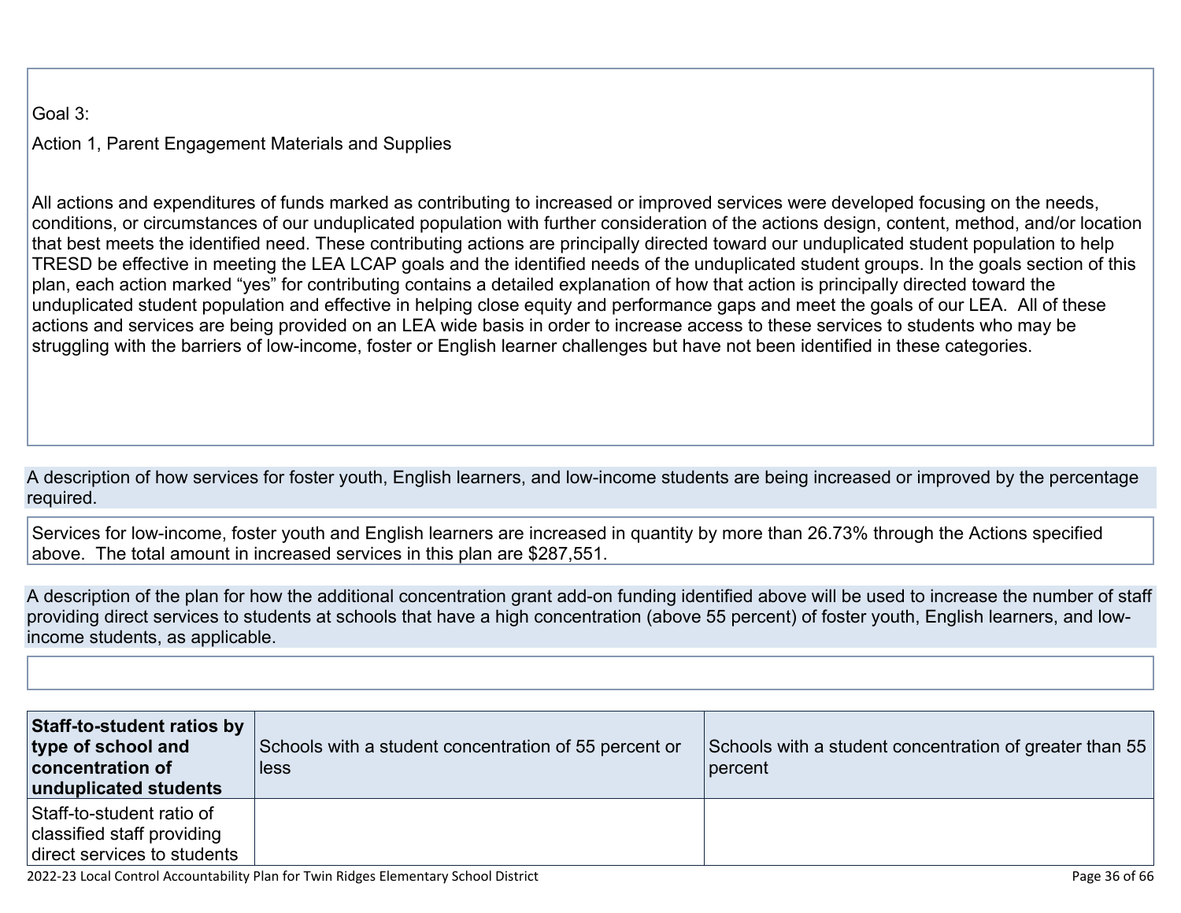Goal 3:

Action 1, Parent Engagement Materials and Supplies

All actions and expenditures of funds marked as contributing to increased or improved services were developed focusing on the needs, conditions, or circumstances of our unduplicated population with further consideration of the actions design, content, method, and/or location that best meets the identified need. These contributing actions are principally directed toward our unduplicated student population to help TRESD be effective in meeting the LEA LCAP goals and the identified needs of the unduplicated student groups. In the goals section of this plan, each action marked “yes” for contributing contains a detailed explanation of how that action is principally directed toward the unduplicated student population and effective in helping close equity and performance gaps and meet the goals of our LEA. All of these actions and services are being provided on an LEA wide basis in order to increase access to these services to students who may be struggling with the barriers of low-income, foster or English learner challenges but have not been identified in these categories.

A description of how services for foster youth, English learners, and low-income students are being increased or improved by the percentage required.

Services for low-income, foster youth and English learners are increased in quantity by more than 26.73% through the Actions specified above. The total amount in increased services in this plan are $287,551.

A description of the plan for how the additional concentration grant add-on funding identified above will be used to increase the number of staff providing direct services to students at schools that have a high concentration (above 55 percent) of foster youth, English learners, and low-income students, as applicable.

| **Staff-to-student ratios by type of school and concentration of unduplicated students** | Schools with a student concentration of 55 percent or less | Schools with a student concentration of greater than 55 percent |
|---|---|---|
| Staff-to-student ratio of classified staff providing direct services to students | | |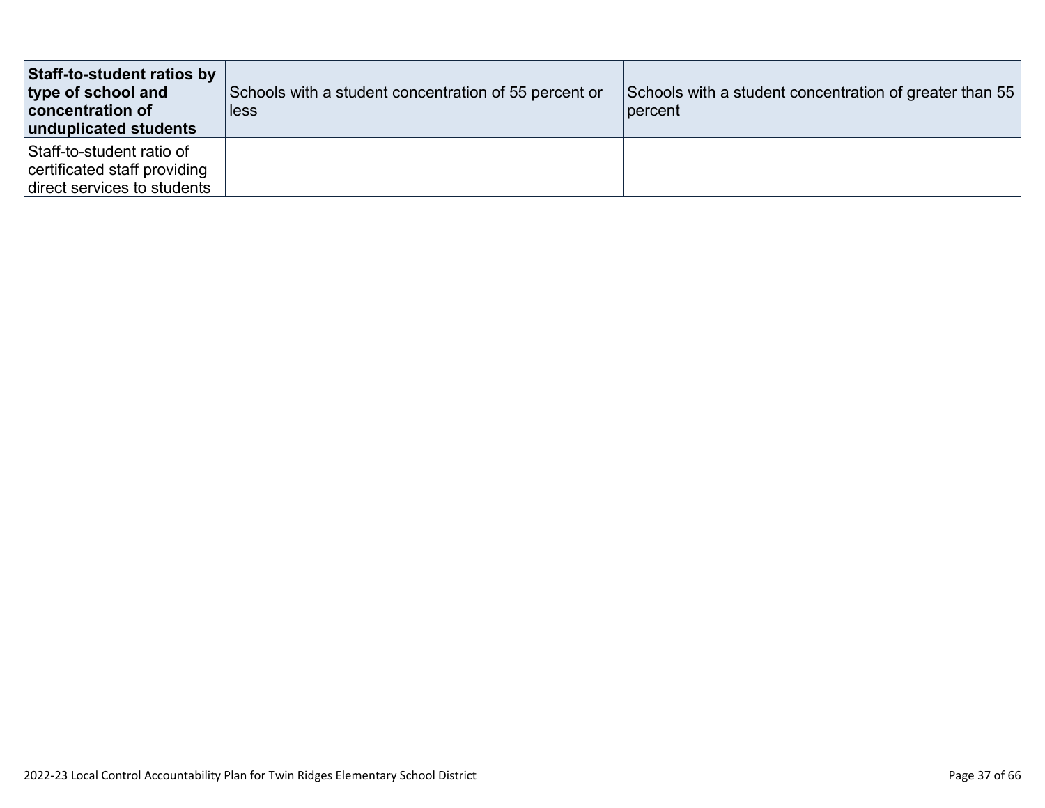| **Staff-to-student ratios by type of school and concentration of unduplicated students** | Schools with a student concentration of 55 percent or less | Schools with a student concentration of greater than 55 percent |
| --- | --- | --- |
| Staff-to-student ratio of certificated staff providing direct services to students | | |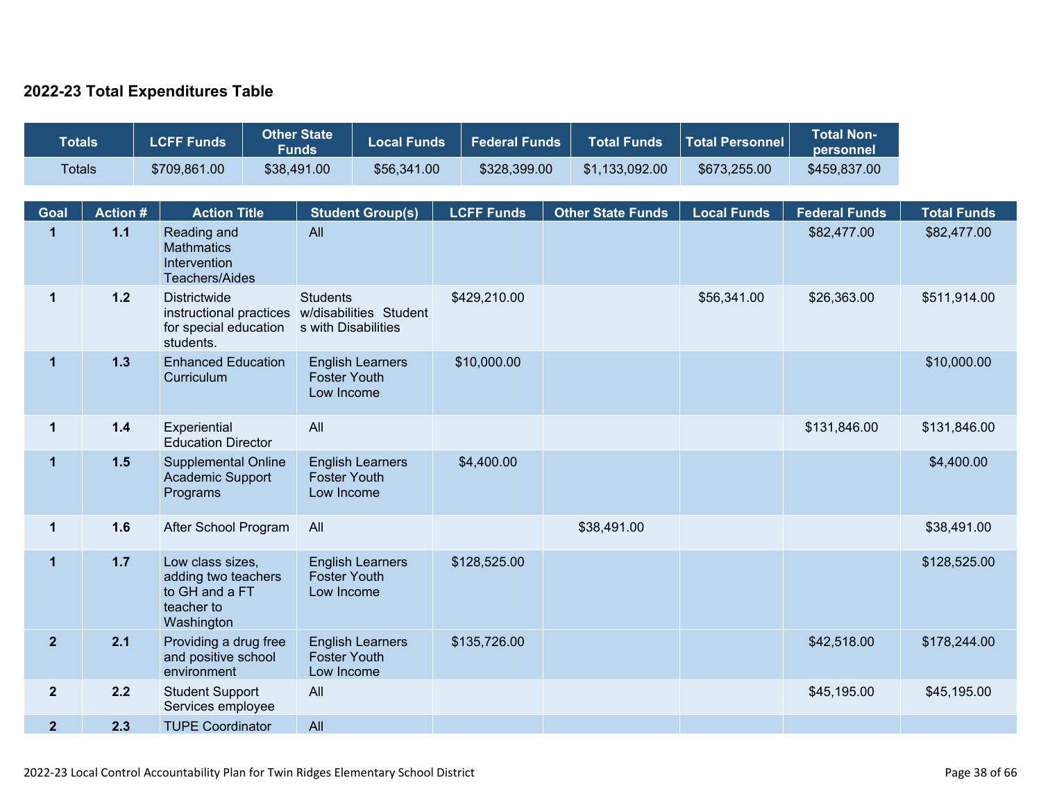## 2022-23 Total Expenditures Table

| Totals | LCFF Funds | Other State Funds | Local Funds | Federal Funds | Total Funds | Total Personnel | Total Non-personnel |
|---|---|---|---|---|---|---|---|
| Totals | $709,861.00 | $38,491.00 | $56,341.00 | $328,399.00 | $1,133,092.00 | $673,255.00 | $459,837.00 |

| Goal | Action # | Action Title | Student Group(s) | LCFF Funds | Other State Funds | Local Funds | Federal Funds | Total Funds |
|---|---|---|---|---|---|---|---|---|
| 1 | 1.1 | Reading and Mathmatics Intervention Teachers/Aides | All | | | | $82,477.00 | $82,477.00 |
| 1 | 1.2 | Districtwide instructional practices for special education students. | Students w/disabilities Students with Disabilities | $429,210.00 | | $56,341.00 | $26,363.00 | $511,914.00 |
| 1 | 1.3 | Enhanced Education Curriculum | English Learners Foster Youth Low Income | $10,000.00 | | | | $10,000.00 |
| 1 | 1.4 | Experiential Education Director | All | | | | $131,846.00 | $131,846.00 |
| 1 | 1.5 | Supplemental Online Academic Support Programs | English Learners Foster Youth Low Income | $4,400.00 | | | | $4,400.00 |
| 1 | 1.6 | After School Program | All | | $38,491.00 | | | $38,491.00 |
| 1 | 1.7 | Low class sizes, adding two teachers to GH and a FT teacher to Washington | English Learners Foster Youth Low Income | $128,525.00 | | | | $128,525.00 |
| 2 | 2.1 | Providing a drug free and positive school environment | English Learners Foster Youth Low Income | $135,726.00 | | | $42,518.00 | $178,244.00 |
| 2 | 2.2 | Student Support Services employee | All | | | | $45,195.00 | $45,195.00 |
| 2 | 2.3 | TUPE Coordinator | All | | | | | |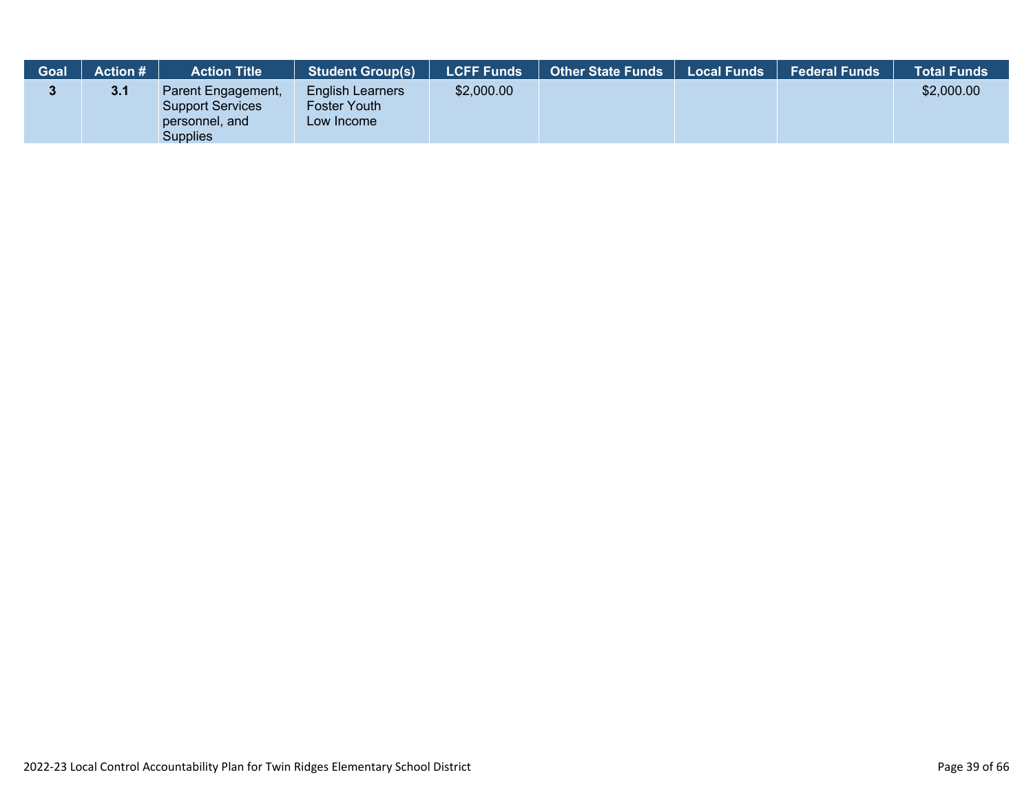| Goal | Action # | Action Title | Student Group(s) | LCFF Funds | Other State Funds | Local Funds | Federal Funds | Total Funds |
|---|---|---|---|---|---|---|---|---|
| 3 | 3.1 | Parent Engagement, Support Services personnel, and Supplies | English Learners<br>Foster Youth<br>Low Income | $2,000.00 | | | | $2,000.00 |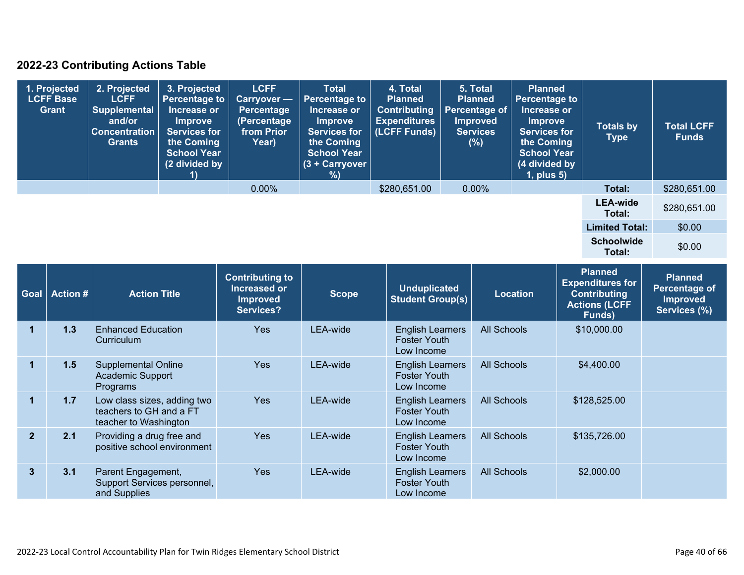## 2022-23 Contributing Actions Table

| 1. Projected LCFF Base Grant | 2. Projected LCFF Supplemental and/or Concentration Grants | 3. Projected Percentage to Increase or Improve Services for the Coming School Year (2 divided by 1) | LCFF Carryover — Percentage (Percentage from Prior Year) | Total Percentage to Increase or Improve Services for the Coming School Year (3 + Carryover %) | 4. Total Planned Contributing Expenditures (LCFF Funds) | 5. Total Planned Percentage of Improved Services (%) | Planned Percentage to Increase or Improve Services for the Coming School Year (4 divided by 1, plus 5) | Totals by Type | Total LCFF Funds |
|---|---|---|---|---|---|---|---|---|---|
| | | | 0.00% | | $280,651.00 | 0.00% | | Total: | $280,651.00 |
| | | | | | | | | LEA-wide Total: | $280,651.00 |
| | | | | | | | | Limited Total: | $0.00 |
| | | | | | | | | Schoolwide Total: | $0.00 |

| Goal | Action # | Action Title | Contributing to Increased or Improved Services? | Scope | Unduplicated Student Group(s) | Location | Planned Expenditures for Contributing Actions (LCFF Funds) | Planned Percentage of Improved Services (%) |
|---|---|---|---|---|---|---|---|---|
| 1 | 1.3 | Enhanced Education Curriculum | Yes | LEA-wide | English Learners Foster Youth Low Income | All Schools | $10,000.00 | |
| 1 | 1.5 | Supplemental Online Academic Support Programs | Yes | LEA-wide | English Learners Foster Youth Low Income | All Schools | $4,400.00 | |
| 1 | 1.7 | Low class sizes, adding two teachers to GH and a FT teacher to Washington | Yes | LEA-wide | English Learners Foster Youth Low Income | All Schools | $128,525.00 | |
| 2 | 2.1 | Providing a drug free and positive school environment | Yes | LEA-wide | English Learners Foster Youth Low Income | All Schools | $135,726.00 | |
| 3 | 3.1 | Parent Engagement, Support Services personnel, and Supplies | Yes | LEA-wide | English Learners Foster Youth Low Income | All Schools | $2,000.00 | |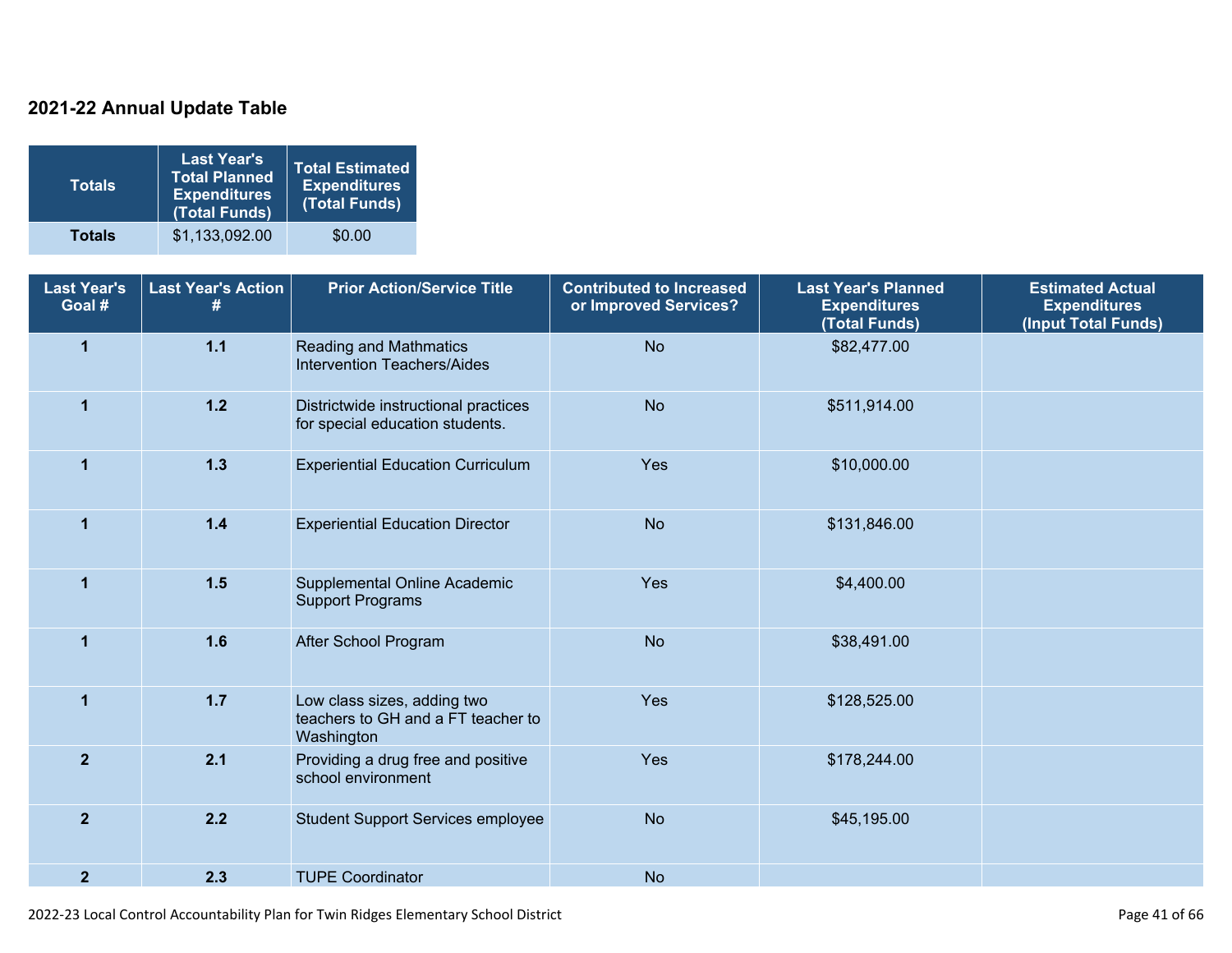## 2021-22 Annual Update Table

| Totals | Last Year's Total Planned Expenditures (Total Funds) | Total Estimated Expenditures (Total Funds) |
|---|---|---|
| **Totals** | $1,133,092.00 | $0.00 |

| Last Year's Goal # | Last Year's Action # | Prior Action/Service Title | Contributed to Increased or Improved Services? | Last Year's Planned Expenditures (Total Funds) | Estimated Actual Expenditures (Input Total Funds) |
|---|---|---|---|---|---|
| 1 | 1.1 | Reading and Mathmatics Intervention Teachers/Aides | No | $82,477.00 | |
| 1 | 1.2 | Districtwide instructional practices for special education students. | No | $511,914.00 | |
| 1 | 1.3 | Experiential Education Curriculum | Yes | $10,000.00 | |
| 1 | 1.4 | Experiential Education Director | No | $131,846.00 | |
| 1 | 1.5 | Supplemental Online Academic Support Programs | Yes | $4,400.00 | |
| 1 | 1.6 | After School Program | No | $38,491.00 | |
| 1 | 1.7 | Low class sizes, adding two teachers to GH and a FT teacher to Washington | Yes | $128,525.00 | |
| 2 | 2.1 | Providing a drug free and positive school environment | Yes | $178,244.00 | |
| 2 | 2.2 | Student Support Services employee | No | $45,195.00 | |
| 2 | 2.3 | TUPE Coordinator | No | | |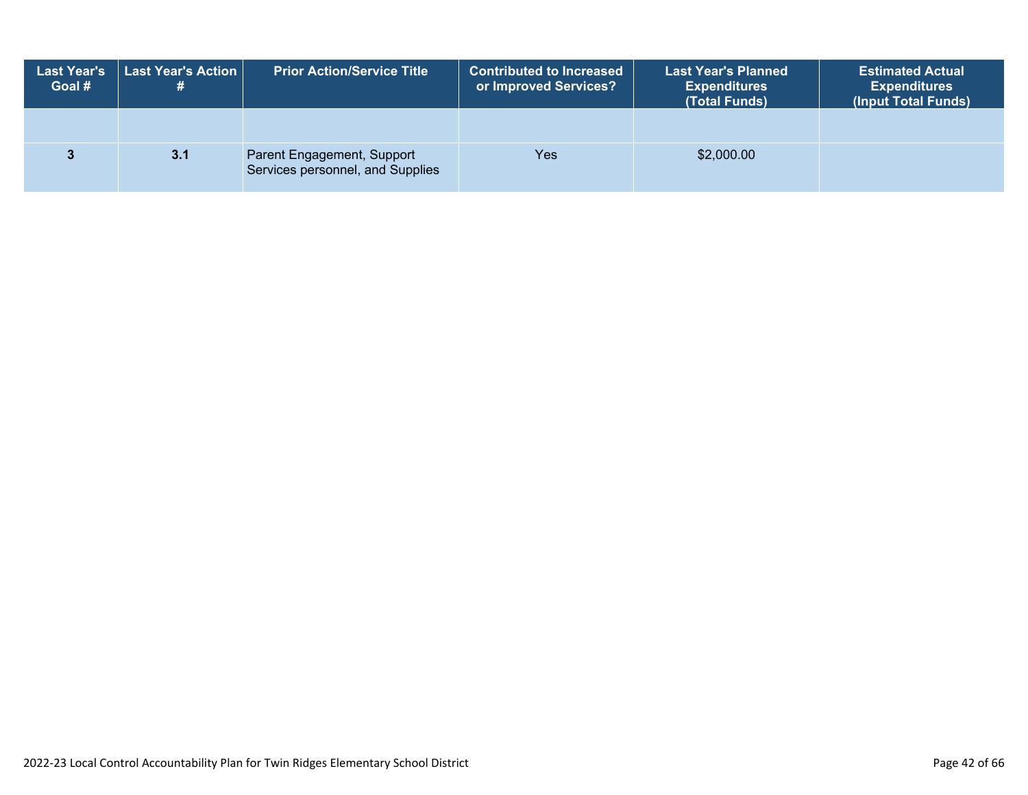| Last Year's Goal # | Last Year's Action # | Prior Action/Service Title | Contributed to Increased or Improved Services? | Last Year's Planned Expenditures (Total Funds) | Estimated Actual Expenditures (Input Total Funds) |
|---|---|---|---|---|---|
| | | | | | |
| 3 | 3.1 | Parent Engagement, Support Services personnel, and Supplies | Yes | $2,000.00 | |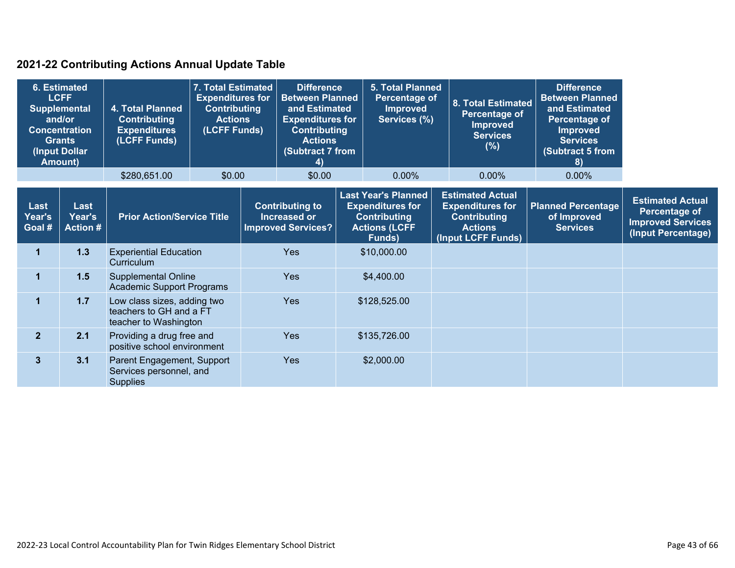## 2021-22 Contributing Actions Annual Update Table

| 6. Estimated LCFF Supplemental and/or Concentration Grants (Input Dollar Amount) | 4. Total Planned Contributing Expenditures (LCFF Funds) | 7. Total Estimated Expenditures for Contributing Actions (LCFF Funds) | Difference Between Planned and Estimated Expenditures for Contributing Actions (Subtract 7 from 4) | 5. Total Planned Percentage of Improved Services (%) | 8. Total Estimated Percentage of Improved Services (%) | Difference Between Planned and Estimated Percentage of Improved Services (Subtract 5 from 8) |
|---|---|---|---|---|---|---|
| | $280,651.00 | $0.00 | $0.00 | 0.00% | 0.00% | 0.00% |

| Last Year's Goal # | Last Year's Action # | Prior Action/Service Title | Contributing to Increased or Improved Services? | Last Year's Planned Expenditures for Contributing Actions (LCFF Funds) | Estimated Actual Expenditures for Contributing Actions (Input LCFF Funds) | Planned Percentage of Improved Services | Estimated Actual Percentage of Improved Services (Input Percentage) |
|---|---|---|---|---|---|---|---|
| 1 | 1.3 | Experiential Education Curriculum | Yes | $10,000.00 | | | |
| 1 | 1.5 | Supplemental Online Academic Support Programs | Yes | $4,400.00 | | | |
| 1 | 1.7 | Low class sizes, adding two teachers to GH and a FT teacher to Washington | Yes | $128,525.00 | | | |
| 2 | 2.1 | Providing a drug free and positive school environment | Yes | $135,726.00 | | | |
| 3 | 3.1 | Parent Engagement, Support Services personnel, and Supplies | Yes | $2,000.00 | | | |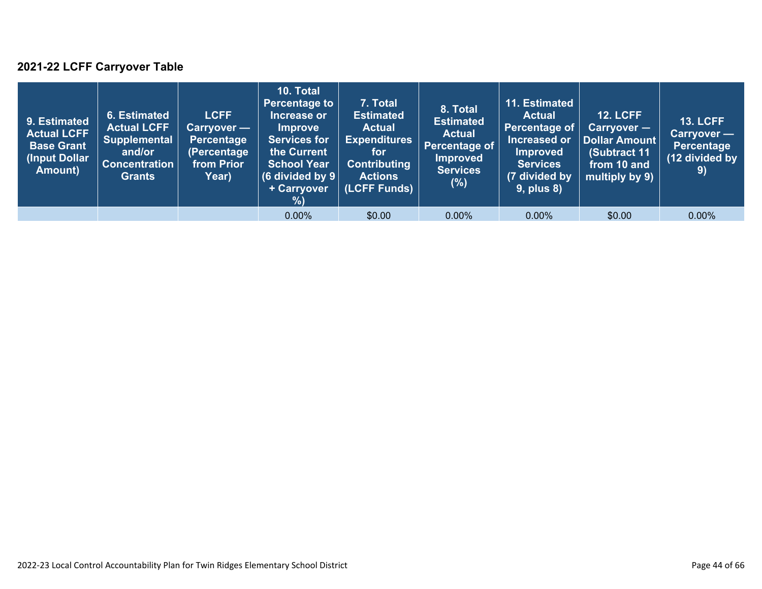### 2021-22 LCFF Carryover Table

| 9. Estimated Actual LCFF Base Grant (Input Dollar Amount) | 6. Estimated Actual LCFF Supplemental and/or Concentration Grants | LCFF Carryover — Percentage (Percentage from Prior Year) | 10. Total Percentage to Increase or Improve Services for the Current School Year (6 divided by 9 + Carryover %) | 7. Total Estimated Actual Expenditures for Contributing Actions (LCFF Funds) | 8. Total Estimated Actual Percentage of Improved Services (%) | 11. Estimated Actual Percentage of Increased or Improved Services (7 divided by 9, plus 8) | 12. LCFF Carryover — Dollar Amount (Subtract 11 from 10 and multiply by 9) | 13. LCFF Carryover — Percentage (12 divided by 9) |
|---|---|---|---|---|---|---|---|---|
| | | | 0.00% | $0.00 | 0.00% | 0.00% | $0.00 | 0.00% |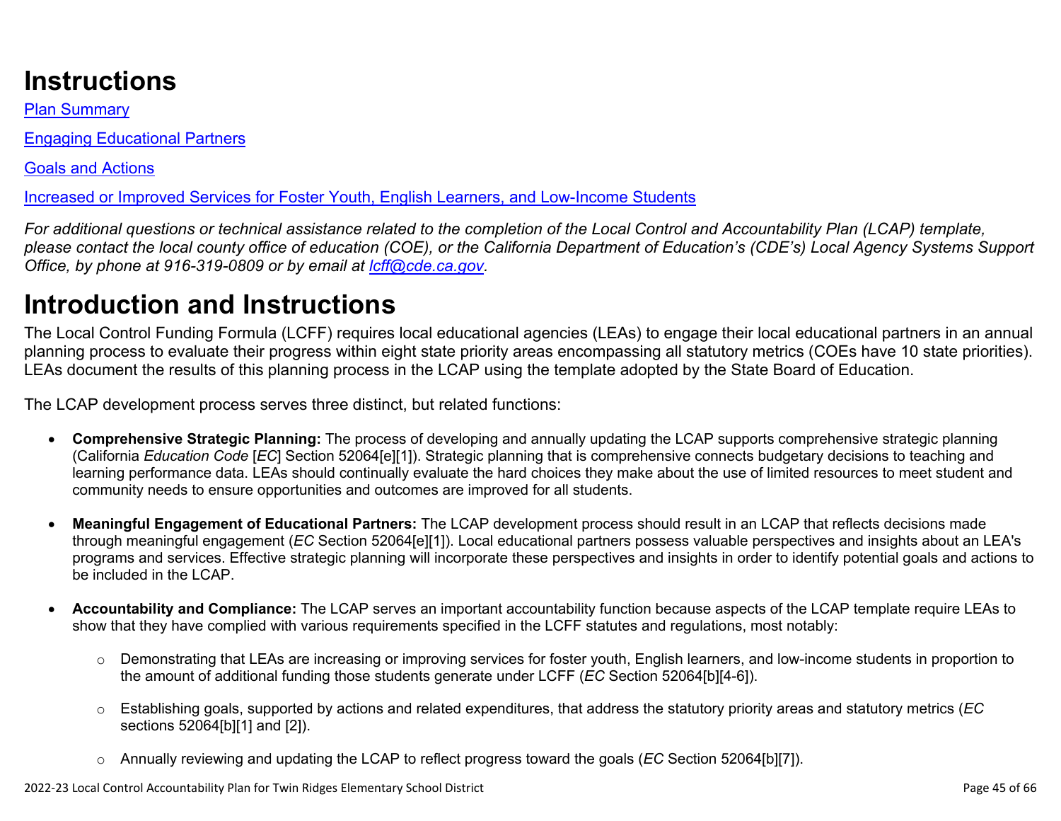# Instructions

[Plan Summary](#)

[Engaging Educational Partners](#)

[Goals and Actions](#)

[Increased or Improved Services for Foster Youth, English Learners, and Low-Income Students](#)

*For additional questions or technical assistance related to the completion of the Local Control and Accountability Plan (LCAP) template, please contact the local county office of education (COE), or the California Department of Education's (CDE's) Local Agency Systems Support Office, by phone at 916-319-0809 or by email at [lcff@cde.ca.gov](mailto:lcff@cde.ca.gov).*

# Introduction and Instructions

The Local Control Funding Formula (LCFF) requires local educational agencies (LEAs) to engage their local educational partners in an annual planning process to evaluate their progress within eight state priority areas encompassing all statutory metrics (COEs have 10 state priorities). LEAs document the results of this planning process in the LCAP using the template adopted by the State Board of Education.

The LCAP development process serves three distinct, but related functions:

- **Comprehensive Strategic Planning:** The process of developing and annually updating the LCAP supports comprehensive strategic planning (California *Education Code* [*EC*] Section 52064[e][1]). Strategic planning that is comprehensive connects budgetary decisions to teaching and learning performance data. LEAs should continually evaluate the hard choices they make about the use of limited resources to meet student and community needs to ensure opportunities and outcomes are improved for all students.

- **Meaningful Engagement of Educational Partners:** The LCAP development process should result in an LCAP that reflects decisions made through meaningful engagement (*EC* Section 52064[e][1]). Local educational partners possess valuable perspectives and insights about an LEA's programs and services. Effective strategic planning will incorporate these perspectives and insights in order to identify potential goals and actions to be included in the LCAP.

- **Accountability and Compliance:** The LCAP serves an important accountability function because aspects of the LCAP template require LEAs to show that they have complied with various requirements specified in the LCFF statutes and regulations, most notably:

  - Demonstrating that LEAs are increasing or improving services for foster youth, English learners, and low-income students in proportion to the amount of additional funding those students generate under LCFF (*EC* Section 52064[b][4-6]).

  - Establishing goals, supported by actions and related expenditures, that address the statutory priority areas and statutory metrics (*EC* sections 52064[b][1] and [2]).

  - Annually reviewing and updating the LCAP to reflect progress toward the goals (*EC* Section 52064[b][7]).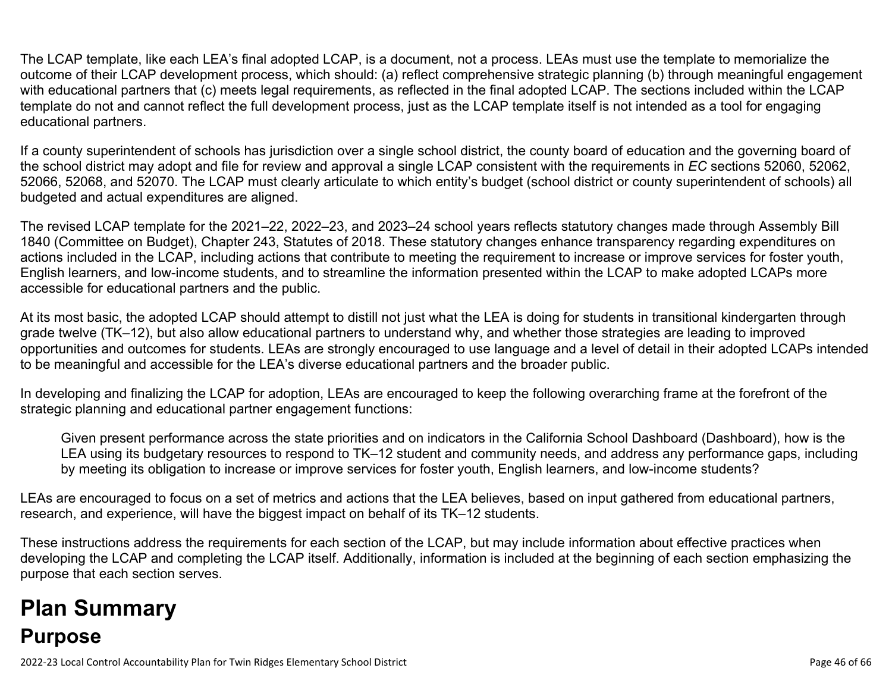The LCAP template, like each LEA's final adopted LCAP, is a document, not a process. LEAs must use the template to memorialize the outcome of their LCAP development process, which should: (a) reflect comprehensive strategic planning (b) through meaningful engagement with educational partners that (c) meets legal requirements, as reflected in the final adopted LCAP. The sections included within the LCAP template do not and cannot reflect the full development process, just as the LCAP template itself is not intended as a tool for engaging educational partners.

If a county superintendent of schools has jurisdiction over a single school district, the county board of education and the governing board of the school district may adopt and file for review and approval a single LCAP consistent with the requirements in *EC* sections 52060, 52062, 52066, 52068, and 52070. The LCAP must clearly articulate to which entity's budget (school district or county superintendent of schools) all budgeted and actual expenditures are aligned.

The revised LCAP template for the 2021–22, 2022–23, and 2023–24 school years reflects statutory changes made through Assembly Bill 1840 (Committee on Budget), Chapter 243, Statutes of 2018. These statutory changes enhance transparency regarding expenditures on actions included in the LCAP, including actions that contribute to meeting the requirement to increase or improve services for foster youth, English learners, and low-income students, and to streamline the information presented within the LCAP to make adopted LCAPs more accessible for educational partners and the public.

At its most basic, the adopted LCAP should attempt to distill not just what the LEA is doing for students in transitional kindergarten through grade twelve (TK–12), but also allow educational partners to understand why, and whether those strategies are leading to improved opportunities and outcomes for students. LEAs are strongly encouraged to use language and a level of detail in their adopted LCAPs intended to be meaningful and accessible for the LEA's diverse educational partners and the broader public.

In developing and finalizing the LCAP for adoption, LEAs are encouraged to keep the following overarching frame at the forefront of the strategic planning and educational partner engagement functions:

> Given present performance across the state priorities and on indicators in the California School Dashboard (Dashboard), how is the LEA using its budgetary resources to respond to TK–12 student and community needs, and address any performance gaps, including by meeting its obligation to increase or improve services for foster youth, English learners, and low-income students?

LEAs are encouraged to focus on a set of metrics and actions that the LEA believes, based on input gathered from educational partners, research, and experience, will have the biggest impact on behalf of its TK–12 students.

These instructions address the requirements for each section of the LCAP, but may include information about effective practices when developing the LCAP and completing the LCAP itself. Additionally, information is included at the beginning of each section emphasizing the purpose that each section serves.

# Plan Summary

## Purpose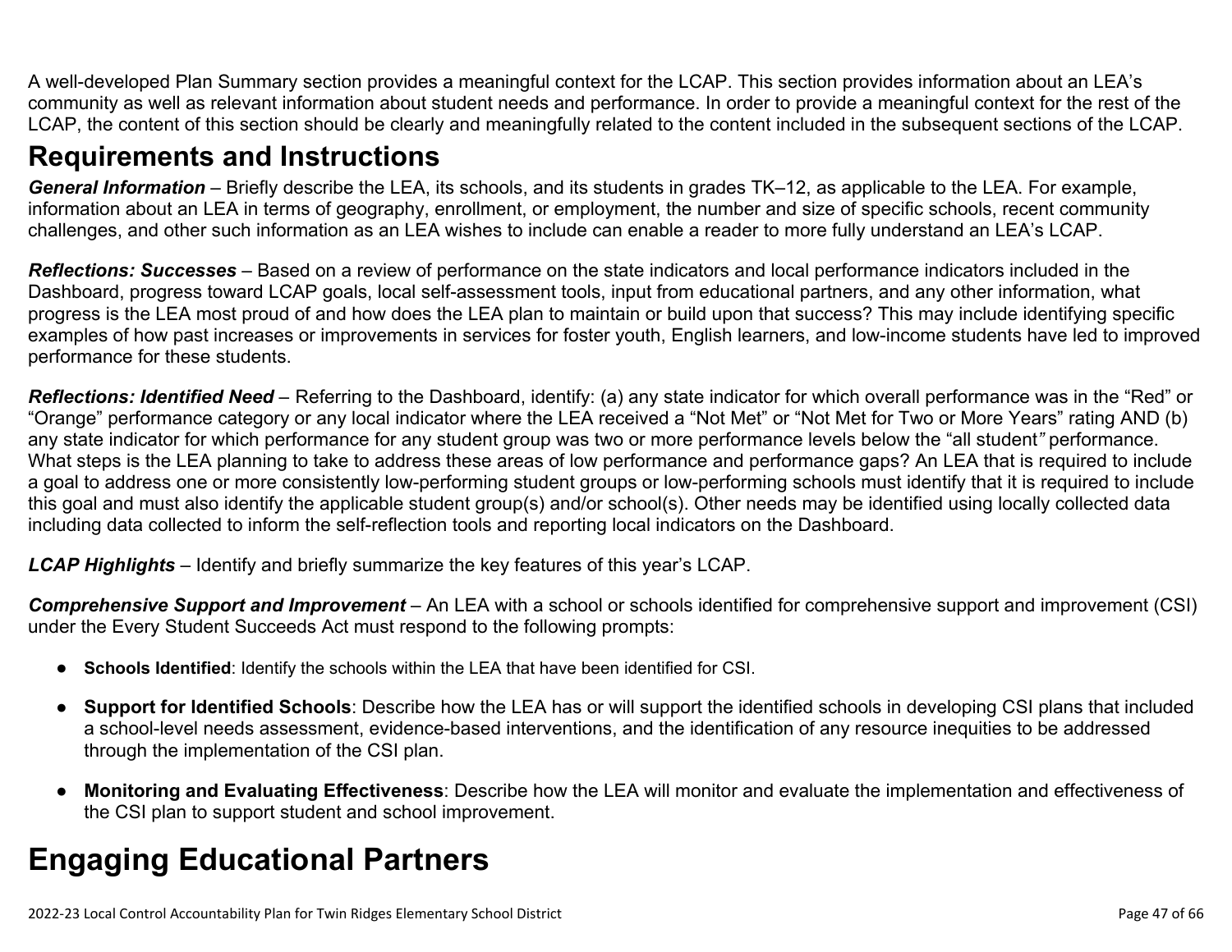A well-developed Plan Summary section provides a meaningful context for the LCAP. This section provides information about an LEA's community as well as relevant information about student needs and performance. In order to provide a meaningful context for the rest of the LCAP, the content of this section should be clearly and meaningfully related to the content included in the subsequent sections of the LCAP.

## Requirements and Instructions

***General Information*** – Briefly describe the LEA, its schools, and its students in grades TK–12, as applicable to the LEA. For example, information about an LEA in terms of geography, enrollment, or employment, the number and size of specific schools, recent community challenges, and other such information as an LEA wishes to include can enable a reader to more fully understand an LEA's LCAP.

***Reflections: Successes*** – Based on a review of performance on the state indicators and local performance indicators included in the Dashboard, progress toward LCAP goals, local self-assessment tools, input from educational partners, and any other information, what progress is the LEA most proud of and how does the LEA plan to maintain or build upon that success? This may include identifying specific examples of how past increases or improvements in services for foster youth, English learners, and low-income students have led to improved performance for these students.

***Reflections: Identified Need*** – Referring to the Dashboard, identify: (a) any state indicator for which overall performance was in the "Red" or "Orange" performance category or any local indicator where the LEA received a "Not Met" or "Not Met for Two or More Years" rating AND (b) any state indicator for which performance for any student group was two or more performance levels below the "all student" performance. What steps is the LEA planning to take to address these areas of low performance and performance gaps? An LEA that is required to include a goal to address one or more consistently low-performing student groups or low-performing schools must identify that it is required to include this goal and must also identify the applicable student group(s) and/or school(s). Other needs may be identified using locally collected data including data collected to inform the self-reflection tools and reporting local indicators on the Dashboard.

***LCAP Highlights*** – Identify and briefly summarize the key features of this year's LCAP.

***Comprehensive Support and Improvement*** – An LEA with a school or schools identified for comprehensive support and improvement (CSI) under the Every Student Succeeds Act must respond to the following prompts:

- **Schools Identified**: Identify the schools within the LEA that have been identified for CSI.
- **Support for Identified Schools**: Describe how the LEA has or will support the identified schools in developing CSI plans that included a school-level needs assessment, evidence-based interventions, and the identification of any resource inequities to be addressed through the implementation of the CSI plan.
- **Monitoring and Evaluating Effectiveness**: Describe how the LEA will monitor and evaluate the implementation and effectiveness of the CSI plan to support student and school improvement.

# Engaging Educational Partners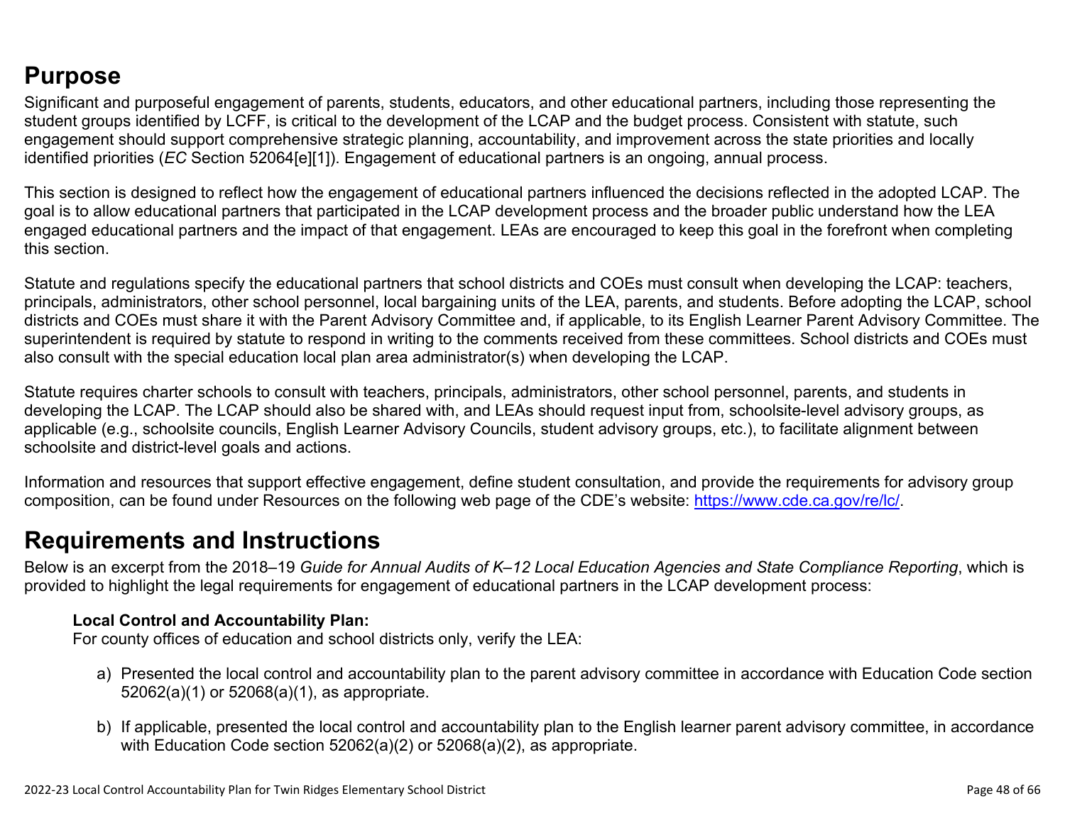## Purpose

Significant and purposeful engagement of parents, students, educators, and other educational partners, including those representing the student groups identified by LCFF, is critical to the development of the LCAP and the budget process. Consistent with statute, such engagement should support comprehensive strategic planning, accountability, and improvement across the state priorities and locally identified priorities (*EC* Section 52064[e][1]). Engagement of educational partners is an ongoing, annual process.

This section is designed to reflect how the engagement of educational partners influenced the decisions reflected in the adopted LCAP. The goal is to allow educational partners that participated in the LCAP development process and the broader public understand how the LEA engaged educational partners and the impact of that engagement. LEAs are encouraged to keep this goal in the forefront when completing this section.

Statute and regulations specify the educational partners that school districts and COEs must consult when developing the LCAP: teachers, principals, administrators, other school personnel, local bargaining units of the LEA, parents, and students. Before adopting the LCAP, school districts and COEs must share it with the Parent Advisory Committee and, if applicable, to its English Learner Parent Advisory Committee. The superintendent is required by statute to respond in writing to the comments received from these committees. School districts and COEs must also consult with the special education local plan area administrator(s) when developing the LCAP.

Statute requires charter schools to consult with teachers, principals, administrators, other school personnel, parents, and students in developing the LCAP. The LCAP should also be shared with, and LEAs should request input from, schoolsite-level advisory groups, as applicable (e.g., schoolsite councils, English Learner Advisory Councils, student advisory groups, etc.), to facilitate alignment between schoolsite and district-level goals and actions.

Information and resources that support effective engagement, define student consultation, and provide the requirements for advisory group composition, can be found under Resources on the following web page of the CDE's website: https://www.cde.ca.gov/re/lc/.

## Requirements and Instructions

Below is an excerpt from the 2018–19 *Guide for Annual Audits of K–12 Local Education Agencies and State Compliance Reporting*, which is provided to highlight the legal requirements for engagement of educational partners in the LCAP development process:

**Local Control and Accountability Plan:**
For county offices of education and school districts only, verify the LEA:

a) Presented the local control and accountability plan to the parent advisory committee in accordance with Education Code section 52062(a)(1) or 52068(a)(1), as appropriate.

b) If applicable, presented the local control and accountability plan to the English learner parent advisory committee, in accordance with Education Code section 52062(a)(2) or 52068(a)(2), as appropriate.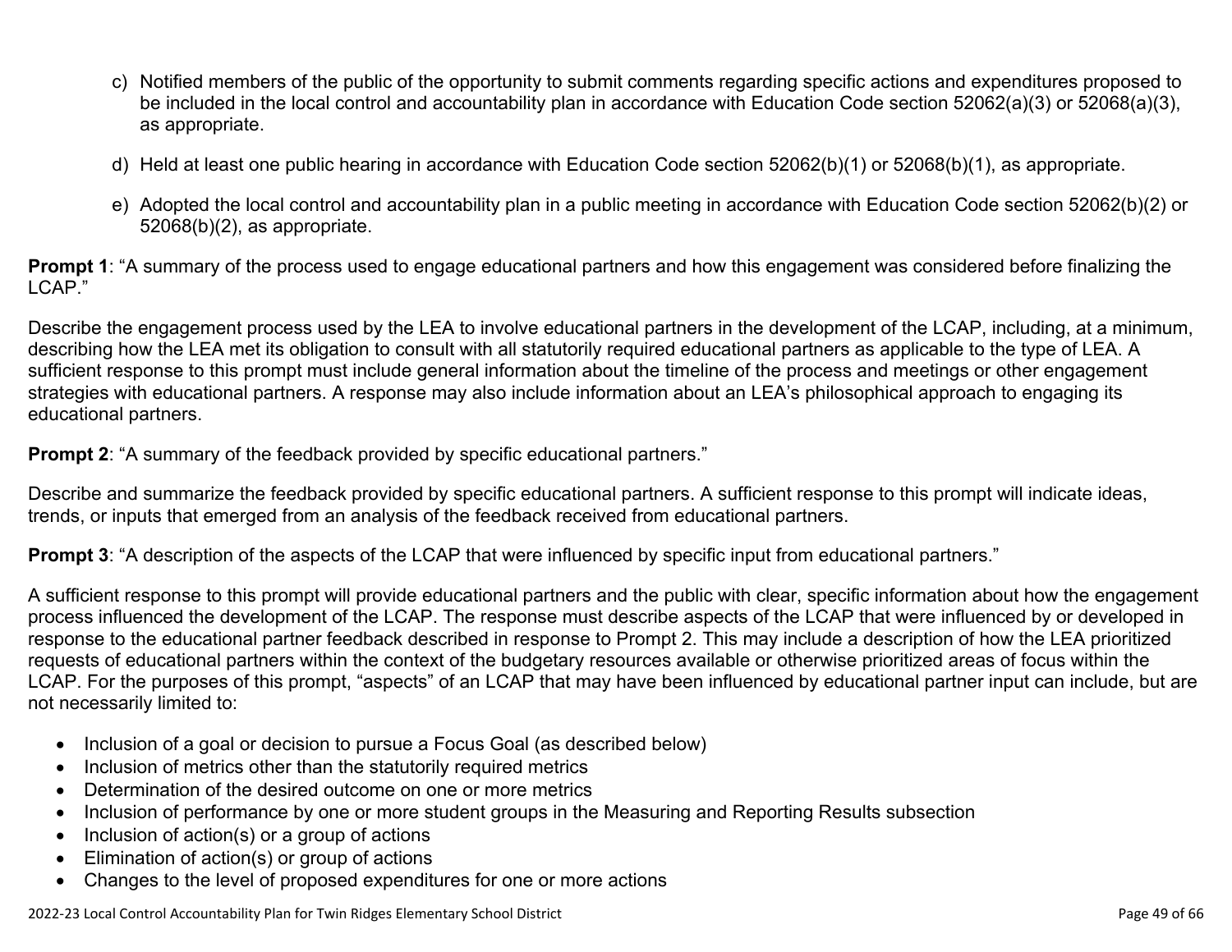c) Notified members of the public of the opportunity to submit comments regarding specific actions and expenditures proposed to be included in the local control and accountability plan in accordance with Education Code section 52062(a)(3) or 52068(a)(3), as appropriate.

d) Held at least one public hearing in accordance with Education Code section 52062(b)(1) or 52068(b)(1), as appropriate.

e) Adopted the local control and accountability plan in a public meeting in accordance with Education Code section 52062(b)(2) or 52068(b)(2), as appropriate.

**Prompt 1**: "A summary of the process used to engage educational partners and how this engagement was considered before finalizing the LCAP."

Describe the engagement process used by the LEA to involve educational partners in the development of the LCAP, including, at a minimum, describing how the LEA met its obligation to consult with all statutorily required educational partners as applicable to the type of LEA. A sufficient response to this prompt must include general information about the timeline of the process and meetings or other engagement strategies with educational partners. A response may also include information about an LEA's philosophical approach to engaging its educational partners.

**Prompt 2**: "A summary of the feedback provided by specific educational partners."

Describe and summarize the feedback provided by specific educational partners. A sufficient response to this prompt will indicate ideas, trends, or inputs that emerged from an analysis of the feedback received from educational partners.

**Prompt 3**: "A description of the aspects of the LCAP that were influenced by specific input from educational partners."

A sufficient response to this prompt will provide educational partners and the public with clear, specific information about how the engagement process influenced the development of the LCAP. The response must describe aspects of the LCAP that were influenced by or developed in response to the educational partner feedback described in response to Prompt 2. This may include a description of how the LEA prioritized requests of educational partners within the context of the budgetary resources available or otherwise prioritized areas of focus within the LCAP. For the purposes of this prompt, "aspects" of an LCAP that may have been influenced by educational partner input can include, but are not necessarily limited to:

- Inclusion of a goal or decision to pursue a Focus Goal (as described below)
- Inclusion of metrics other than the statutorily required metrics
- Determination of the desired outcome on one or more metrics
- Inclusion of performance by one or more student groups in the Measuring and Reporting Results subsection
- Inclusion of action(s) or a group of actions
- Elimination of action(s) or group of actions
- Changes to the level of proposed expenditures for one or more actions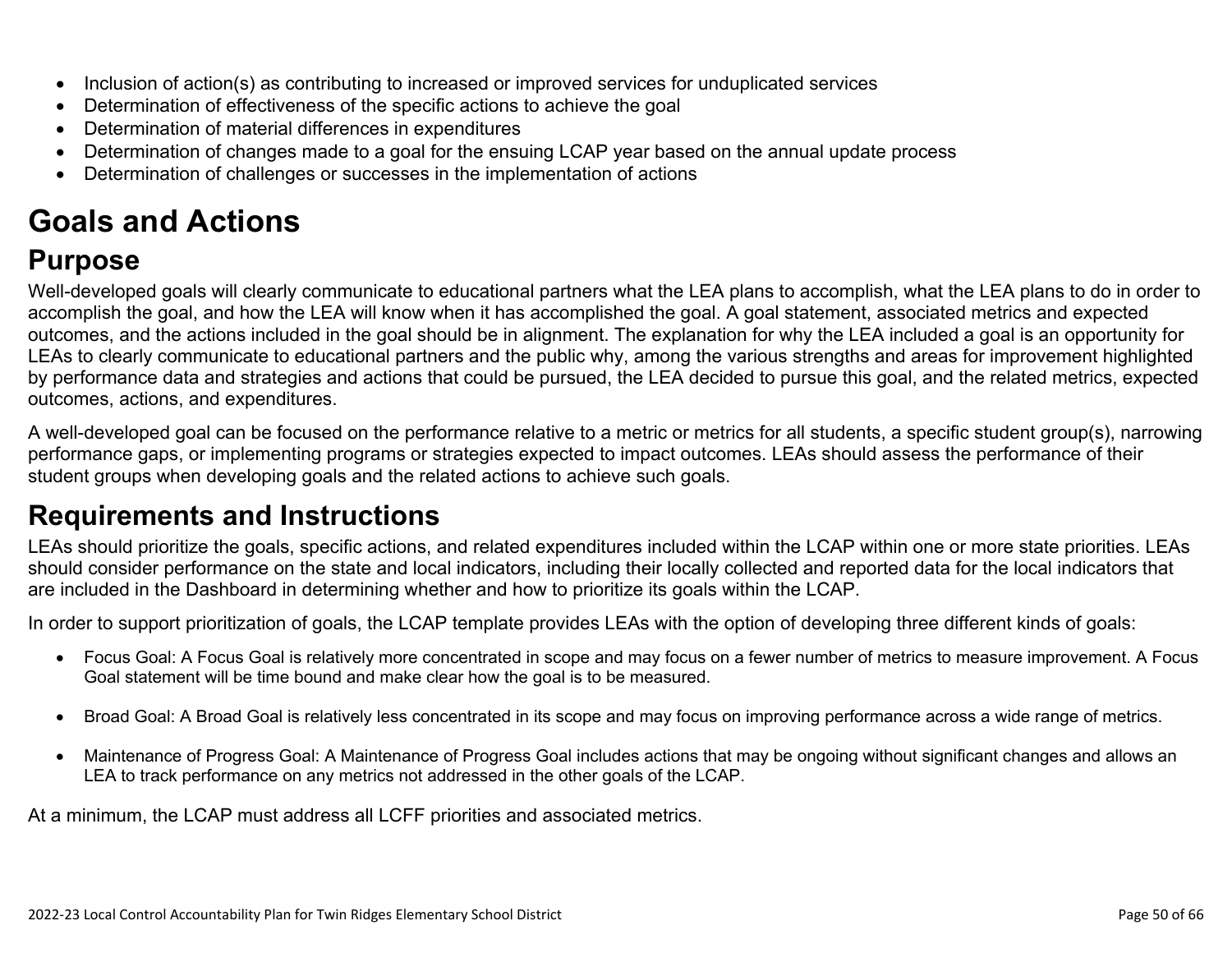- Inclusion of action(s) as contributing to increased or improved services for unduplicated services
- Determination of effectiveness of the specific actions to achieve the goal
- Determination of material differences in expenditures
- Determination of changes made to a goal for the ensuing LCAP year based on the annual update process
- Determination of challenges or successes in the implementation of actions

# Goals and Actions

## Purpose

Well-developed goals will clearly communicate to educational partners what the LEA plans to accomplish, what the LEA plans to do in order to accomplish the goal, and how the LEA will know when it has accomplished the goal. A goal statement, associated metrics and expected outcomes, and the actions included in the goal should be in alignment. The explanation for why the LEA included a goal is an opportunity for LEAs to clearly communicate to educational partners and the public why, among the various strengths and areas for improvement highlighted by performance data and strategies and actions that could be pursued, the LEA decided to pursue this goal, and the related metrics, expected outcomes, actions, and expenditures.

A well-developed goal can be focused on the performance relative to a metric or metrics for all students, a specific student group(s), narrowing performance gaps, or implementing programs or strategies expected to impact outcomes. LEAs should assess the performance of their student groups when developing goals and the related actions to achieve such goals.

## Requirements and Instructions

LEAs should prioritize the goals, specific actions, and related expenditures included within the LCAP within one or more state priorities. LEAs should consider performance on the state and local indicators, including their locally collected and reported data for the local indicators that are included in the Dashboard in determining whether and how to prioritize its goals within the LCAP.

In order to support prioritization of goals, the LCAP template provides LEAs with the option of developing three different kinds of goals:

- Focus Goal: A Focus Goal is relatively more concentrated in scope and may focus on a fewer number of metrics to measure improvement. A Focus Goal statement will be time bound and make clear how the goal is to be measured.

- Broad Goal: A Broad Goal is relatively less concentrated in its scope and may focus on improving performance across a wide range of metrics.

- Maintenance of Progress Goal: A Maintenance of Progress Goal includes actions that may be ongoing without significant changes and allows an LEA to track performance on any metrics not addressed in the other goals of the LCAP.

At a minimum, the LCAP must address all LCFF priorities and associated metrics.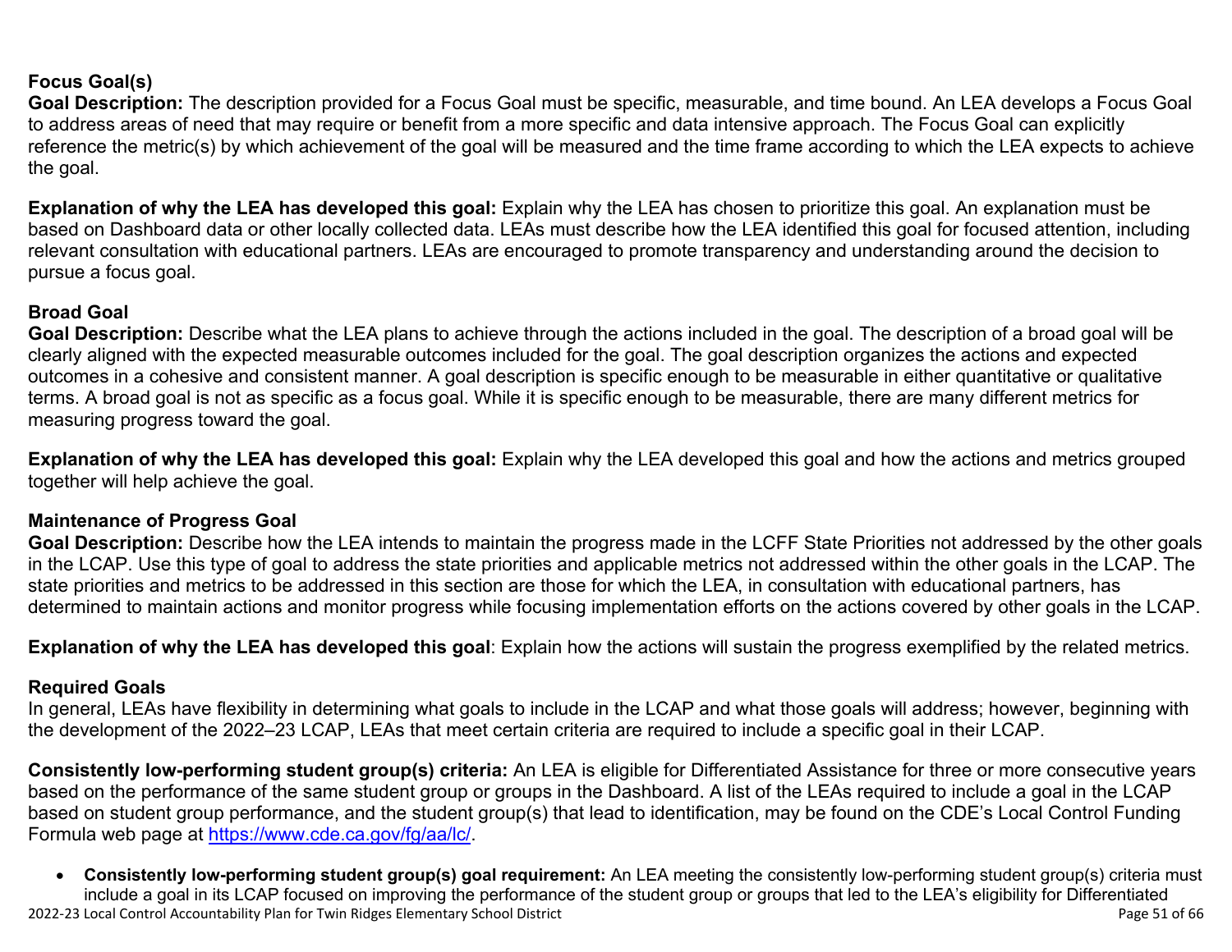### Focus Goal(s)

**Goal Description:** The description provided for a Focus Goal must be specific, measurable, and time bound. An LEA develops a Focus Goal to address areas of need that may require or benefit from a more specific and data intensive approach. The Focus Goal can explicitly reference the metric(s) by which achievement of the goal will be measured and the time frame according to which the LEA expects to achieve the goal.

**Explanation of why the LEA has developed this goal:** Explain why the LEA has chosen to prioritize this goal. An explanation must be based on Dashboard data or other locally collected data. LEAs must describe how the LEA identified this goal for focused attention, including relevant consultation with educational partners. LEAs are encouraged to promote transparency and understanding around the decision to pursue a focus goal.

### Broad Goal

**Goal Description:** Describe what the LEA plans to achieve through the actions included in the goal. The description of a broad goal will be clearly aligned with the expected measurable outcomes included for the goal. The goal description organizes the actions and expected outcomes in a cohesive and consistent manner. A goal description is specific enough to be measurable in either quantitative or qualitative terms. A broad goal is not as specific as a focus goal. While it is specific enough to be measurable, there are many different metrics for measuring progress toward the goal.

**Explanation of why the LEA has developed this goal:** Explain why the LEA developed this goal and how the actions and metrics grouped together will help achieve the goal.

### Maintenance of Progress Goal

**Goal Description:** Describe how the LEA intends to maintain the progress made in the LCFF State Priorities not addressed by the other goals in the LCAP. Use this type of goal to address the state priorities and applicable metrics not addressed within the other goals in the LCAP. The state priorities and metrics to be addressed in this section are those for which the LEA, in consultation with educational partners, has determined to maintain actions and monitor progress while focusing implementation efforts on the actions covered by other goals in the LCAP.

**Explanation of why the LEA has developed this goal**: Explain how the actions will sustain the progress exemplified by the related metrics.

### Required Goals

In general, LEAs have flexibility in determining what goals to include in the LCAP and what those goals will address; however, beginning with the development of the 2022–23 LCAP, LEAs that meet certain criteria are required to include a specific goal in their LCAP.

**Consistently low-performing student group(s) criteria:** An LEA is eligible for Differentiated Assistance for three or more consecutive years based on the performance of the same student group or groups in the Dashboard. A list of the LEAs required to include a goal in the LCAP based on student group performance, and the student group(s) that lead to identification, may be found on the CDE's Local Control Funding Formula web page at [https://www.cde.ca.gov/fg/aa/lc/](https://www.cde.ca.gov/fg/aa/lc/).

- **Consistently low-performing student group(s) goal requirement:** An LEA meeting the consistently low-performing student group(s) criteria must include a goal in its LCAP focused on improving the performance of the student group or groups that led to the LEA's eligibility for Differentiated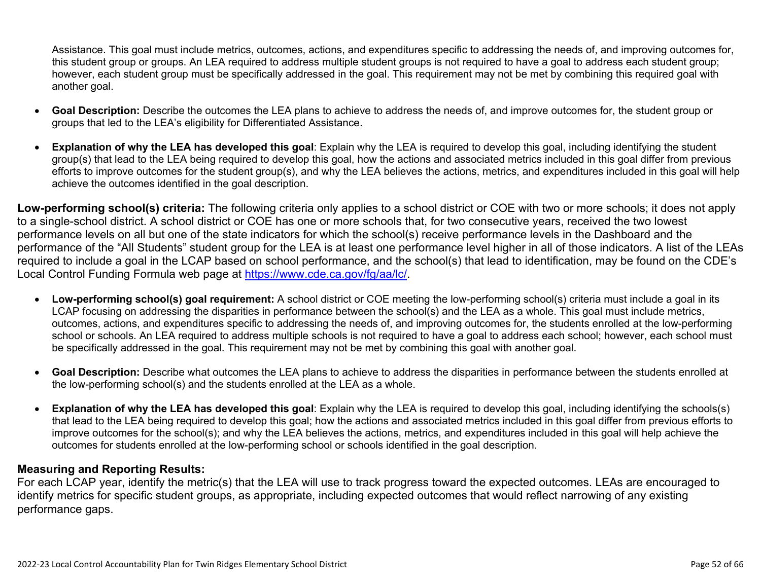Assistance. This goal must include metrics, outcomes, actions, and expenditures specific to addressing the needs of, and improving outcomes for, this student group or groups. An LEA required to address multiple student groups is not required to have a goal to address each student group; however, each student group must be specifically addressed in the goal. This requirement may not be met by combining this required goal with another goal.

- **Goal Description:** Describe the outcomes the LEA plans to achieve to address the needs of, and improve outcomes for, the student group or groups that led to the LEA's eligibility for Differentiated Assistance.
- **Explanation of why the LEA has developed this goal**: Explain why the LEA is required to develop this goal, including identifying the student group(s) that lead to the LEA being required to develop this goal, how the actions and associated metrics included in this goal differ from previous efforts to improve outcomes for the student group(s), and why the LEA believes the actions, metrics, and expenditures included in this goal will help achieve the outcomes identified in the goal description.

**Low-performing school(s) criteria:** The following criteria only applies to a school district or COE with two or more schools; it does not apply to a single-school district. A school district or COE has one or more schools that, for two consecutive years, received the two lowest performance levels on all but one of the state indicators for which the school(s) receive performance levels in the Dashboard and the performance of the "All Students" student group for the LEA is at least one performance level higher in all of those indicators. A list of the LEAs required to include a goal in the LCAP based on school performance, and the school(s) that lead to identification, may be found on the CDE's Local Control Funding Formula web page at [https://www.cde.ca.gov/fg/aa/lc/](https://www.cde.ca.gov/fg/aa/lc/).

- **Low-performing school(s) goal requirement:** A school district or COE meeting the low-performing school(s) criteria must include a goal in its LCAP focusing on addressing the disparities in performance between the school(s) and the LEA as a whole. This goal must include metrics, outcomes, actions, and expenditures specific to addressing the needs of, and improving outcomes for, the students enrolled at the low-performing school or schools. An LEA required to address multiple schools is not required to have a goal to address each school; however, each school must be specifically addressed in the goal. This requirement may not be met by combining this goal with another goal.
- **Goal Description:** Describe what outcomes the LEA plans to achieve to address the disparities in performance between the students enrolled at the low-performing school(s) and the students enrolled at the LEA as a whole.
- **Explanation of why the LEA has developed this goal**: Explain why the LEA is required to develop this goal, including identifying the schools(s) that lead to the LEA being required to develop this goal; how the actions and associated metrics included in this goal differ from previous efforts to improve outcomes for the school(s); and why the LEA believes the actions, metrics, and expenditures included in this goal will help achieve the outcomes for students enrolled at the low-performing school or schools identified in the goal description.

### Measuring and Reporting Results:

For each LCAP year, identify the metric(s) that the LEA will use to track progress toward the expected outcomes. LEAs are encouraged to identify metrics for specific student groups, as appropriate, including expected outcomes that would reflect narrowing of any existing performance gaps.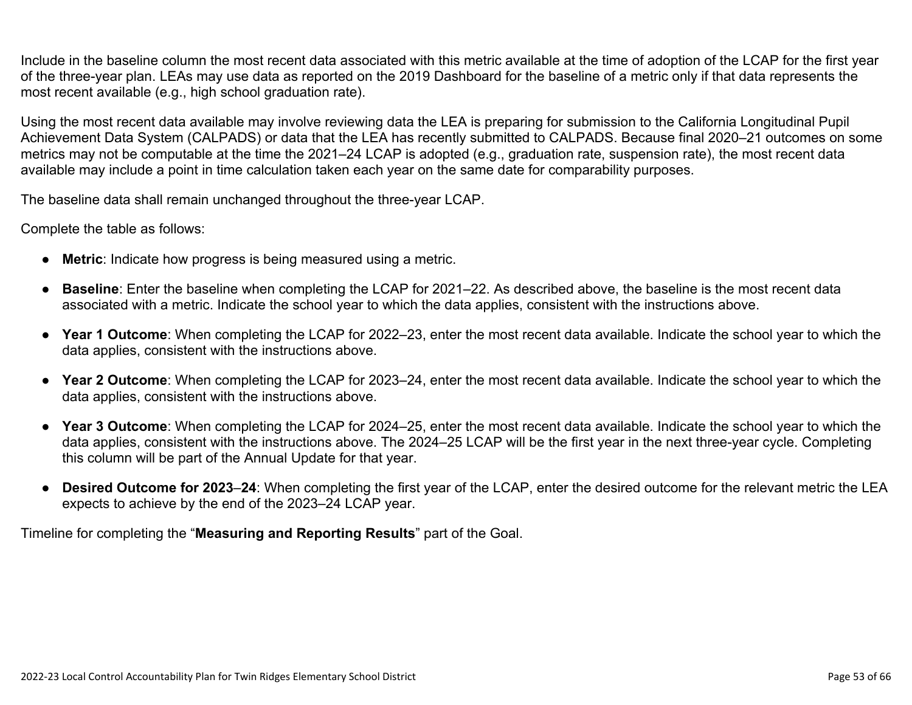Include in the baseline column the most recent data associated with this metric available at the time of adoption of the LCAP for the first year of the three-year plan. LEAs may use data as reported on the 2019 Dashboard for the baseline of a metric only if that data represents the most recent available (e.g., high school graduation rate).

Using the most recent data available may involve reviewing data the LEA is preparing for submission to the California Longitudinal Pupil Achievement Data System (CALPADS) or data that the LEA has recently submitted to CALPADS. Because final 2020–21 outcomes on some metrics may not be computable at the time the 2021–24 LCAP is adopted (e.g., graduation rate, suspension rate), the most recent data available may include a point in time calculation taken each year on the same date for comparability purposes.

The baseline data shall remain unchanged throughout the three-year LCAP.

Complete the table as follows:

- **Metric**: Indicate how progress is being measured using a metric.
- **Baseline**: Enter the baseline when completing the LCAP for 2021–22. As described above, the baseline is the most recent data associated with a metric. Indicate the school year to which the data applies, consistent with the instructions above.
- **Year 1 Outcome**: When completing the LCAP for 2022–23, enter the most recent data available. Indicate the school year to which the data applies, consistent with the instructions above.
- **Year 2 Outcome**: When completing the LCAP for 2023–24, enter the most recent data available. Indicate the school year to which the data applies, consistent with the instructions above.
- **Year 3 Outcome**: When completing the LCAP for 2024–25, enter the most recent data available. Indicate the school year to which the data applies, consistent with the instructions above. The 2024–25 LCAP will be the first year in the next three-year cycle. Completing this column will be part of the Annual Update for that year.
- **Desired Outcome for 2023–24**: When completing the first year of the LCAP, enter the desired outcome for the relevant metric the LEA expects to achieve by the end of the 2023–24 LCAP year.

Timeline for completing the "**Measuring and Reporting Results**" part of the Goal.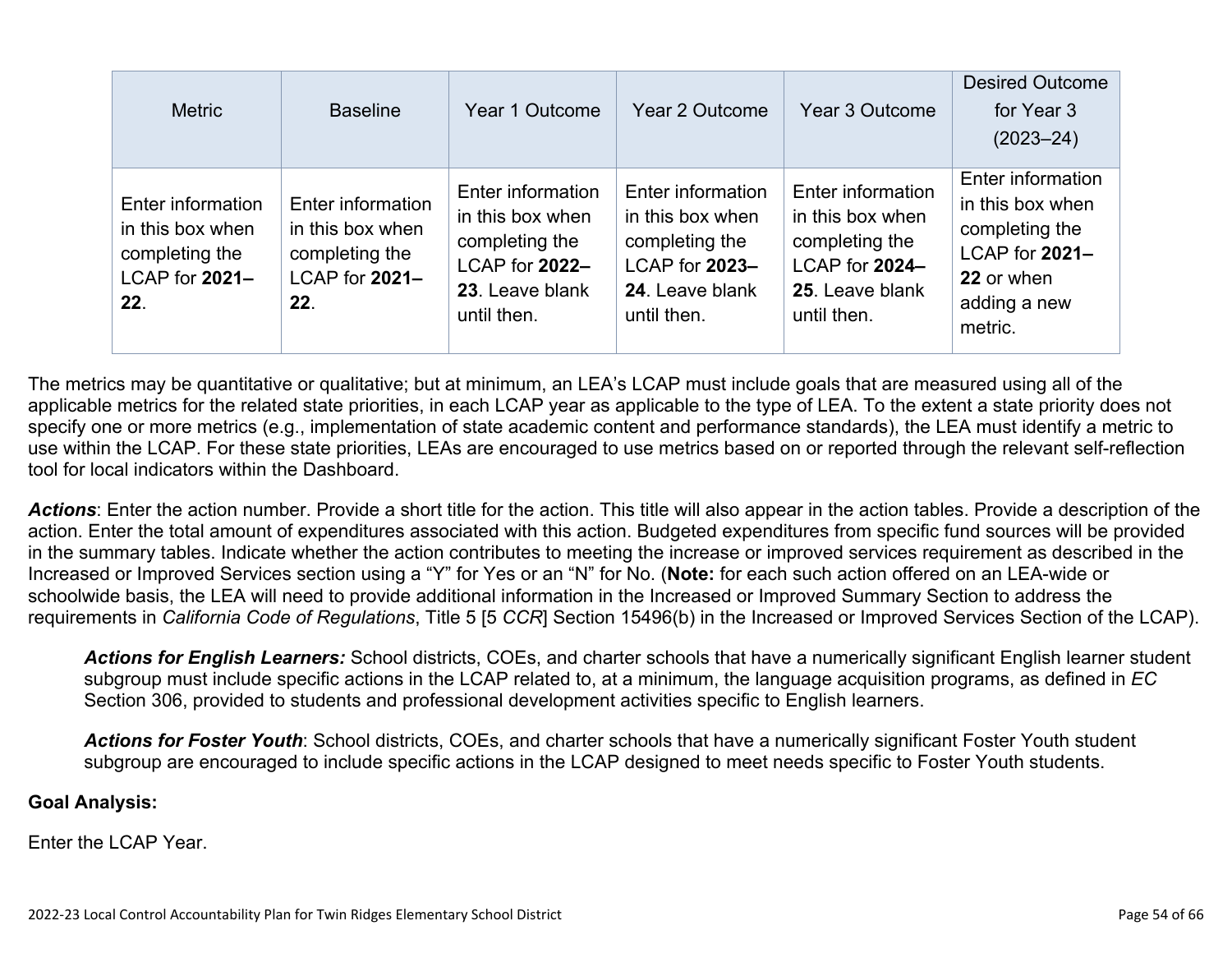| Metric | Baseline | Year 1 Outcome | Year 2 Outcome | Year 3 Outcome | Desired Outcome for Year 3 (2023–24) |
|---|---|---|---|---|---|
| Enter information in this box when completing the LCAP for **2021–22**. | Enter information in this box when completing the LCAP for **2021–22**. | Enter information in this box when completing the LCAP for **2022–23**. Leave blank until then. | Enter information in this box when completing the LCAP for **2023–24**. Leave blank until then. | Enter information in this box when completing the LCAP for **2024–25**. Leave blank until then. | Enter information in this box when completing the LCAP for **2021–22** or when adding a new metric. |

The metrics may be quantitative or qualitative; but at minimum, an LEA's LCAP must include goals that are measured using all of the applicable metrics for the related state priorities, in each LCAP year as applicable to the type of LEA. To the extent a state priority does not specify one or more metrics (e.g., implementation of state academic content and performance standards), the LEA must identify a metric to use within the LCAP. For these state priorities, LEAs are encouraged to use metrics based on or reported through the relevant self-reflection tool for local indicators within the Dashboard.

***Actions***: Enter the action number. Provide a short title for the action. This title will also appear in the action tables. Provide a description of the action. Enter the total amount of expenditures associated with this action. Budgeted expenditures from specific fund sources will be provided in the summary tables. Indicate whether the action contributes to meeting the increase or improved services requirement as described in the Increased or Improved Services section using a "Y" for Yes or an "N" for No. (**Note:** for each such action offered on an LEA-wide or schoolwide basis, the LEA will need to provide additional information in the Increased or Improved Summary Section to address the requirements in *California Code of Regulations*, Title 5 [5 *CCR*] Section 15496(b) in the Increased or Improved Services Section of the LCAP).

> ***Actions for English Learners:*** School districts, COEs, and charter schools that have a numerically significant English learner student subgroup must include specific actions in the LCAP related to, at a minimum, the language acquisition programs, as defined in *EC* Section 306, provided to students and professional development activities specific to English learners.
>
> ***Actions for Foster Youth***: School districts, COEs, and charter schools that have a numerically significant Foster Youth student subgroup are encouraged to include specific actions in the LCAP designed to meet needs specific to Foster Youth students.

**Goal Analysis:**

Enter the LCAP Year.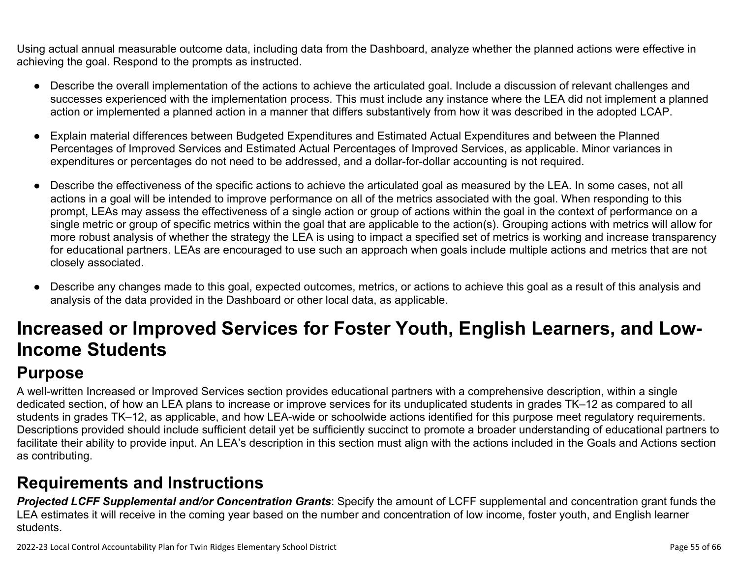Using actual annual measurable outcome data, including data from the Dashboard, analyze whether the planned actions were effective in achieving the goal. Respond to the prompts as instructed.

- Describe the overall implementation of the actions to achieve the articulated goal. Include a discussion of relevant challenges and successes experienced with the implementation process. This must include any instance where the LEA did not implement a planned action or implemented a planned action in a manner that differs substantively from how it was described in the adopted LCAP.
- Explain material differences between Budgeted Expenditures and Estimated Actual Expenditures and between the Planned Percentages of Improved Services and Estimated Actual Percentages of Improved Services, as applicable. Minor variances in expenditures or percentages do not need to be addressed, and a dollar-for-dollar accounting is not required.
- Describe the effectiveness of the specific actions to achieve the articulated goal as measured by the LEA. In some cases, not all actions in a goal will be intended to improve performance on all of the metrics associated with the goal. When responding to this prompt, LEAs may assess the effectiveness of a single action or group of actions within the goal in the context of performance on a single metric or group of specific metrics within the goal that are applicable to the action(s). Grouping actions with metrics will allow for more robust analysis of whether the strategy the LEA is using to impact a specified set of metrics is working and increase transparency for educational partners. LEAs are encouraged to use such an approach when goals include multiple actions and metrics that are not closely associated.
- Describe any changes made to this goal, expected outcomes, metrics, or actions to achieve this goal as a result of this analysis and analysis of the data provided in the Dashboard or other local data, as applicable.

# Increased or Improved Services for Foster Youth, English Learners, and Low-Income Students

## Purpose

A well-written Increased or Improved Services section provides educational partners with a comprehensive description, within a single dedicated section, of how an LEA plans to increase or improve services for its unduplicated students in grades TK–12 as compared to all students in grades TK–12, as applicable, and how LEA-wide or schoolwide actions identified for this purpose meet regulatory requirements. Descriptions provided should include sufficient detail yet be sufficiently succinct to promote a broader understanding of educational partners to facilitate their ability to provide input. An LEA's description in this section must align with the actions included in the Goals and Actions section as contributing.

## Requirements and Instructions

***Projected LCFF Supplemental and/or Concentration Grants***: Specify the amount of LCFF supplemental and concentration grant funds the LEA estimates it will receive in the coming year based on the number and concentration of low income, foster youth, and English learner students.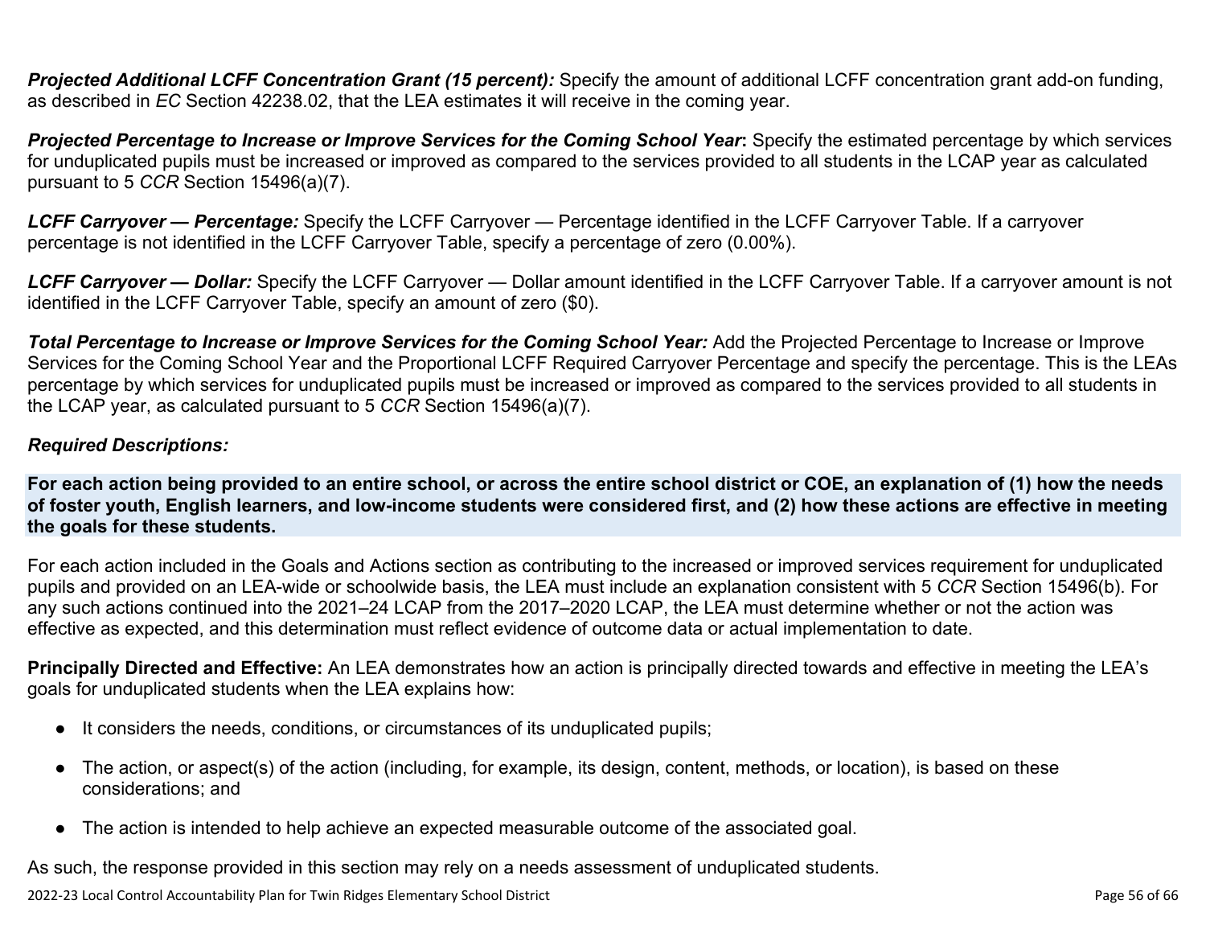***Projected Additional LCFF Concentration Grant (15 percent):*** Specify the amount of additional LCFF concentration grant add-on funding, as described in *EC* Section 42238.02, that the LEA estimates it will receive in the coming year.

***Projected Percentage to Increase or Improve Services for the Coming School Year*:** Specify the estimated percentage by which services for unduplicated pupils must be increased or improved as compared to the services provided to all students in the LCAP year as calculated pursuant to 5 *CCR* Section 15496(a)(7).

***LCFF Carryover — Percentage:*** Specify the LCFF Carryover — Percentage identified in the LCFF Carryover Table. If a carryover percentage is not identified in the LCFF Carryover Table, specify a percentage of zero (0.00%).

***LCFF Carryover — Dollar:*** Specify the LCFF Carryover — Dollar amount identified in the LCFF Carryover Table. If a carryover amount is not identified in the LCFF Carryover Table, specify an amount of zero ($0).

***Total Percentage to Increase or Improve Services for the Coming School Year:*** Add the Projected Percentage to Increase or Improve Services for the Coming School Year and the Proportional LCFF Required Carryover Percentage and specify the percentage. This is the LEAs percentage by which services for unduplicated pupils must be increased or improved as compared to the services provided to all students in the LCAP year, as calculated pursuant to 5 *CCR* Section 15496(a)(7).

***Required Descriptions:***

**For each action being provided to an entire school, or across the entire school district or COE, an explanation of (1) how the needs of foster youth, English learners, and low-income students were considered first, and (2) how these actions are effective in meeting the goals for these students.**

For each action included in the Goals and Actions section as contributing to the increased or improved services requirement for unduplicated pupils and provided on an LEA-wide or schoolwide basis, the LEA must include an explanation consistent with 5 *CCR* Section 15496(b). For any such actions continued into the 2021–24 LCAP from the 2017–2020 LCAP, the LEA must determine whether or not the action was effective as expected, and this determination must reflect evidence of outcome data or actual implementation to date.

**Principally Directed and Effective:** An LEA demonstrates how an action is principally directed towards and effective in meeting the LEA's goals for unduplicated students when the LEA explains how:

- It considers the needs, conditions, or circumstances of its unduplicated pupils;
- The action, or aspect(s) of the action (including, for example, its design, content, methods, or location), is based on these considerations; and
- The action is intended to help achieve an expected measurable outcome of the associated goal.

As such, the response provided in this section may rely on a needs assessment of unduplicated students.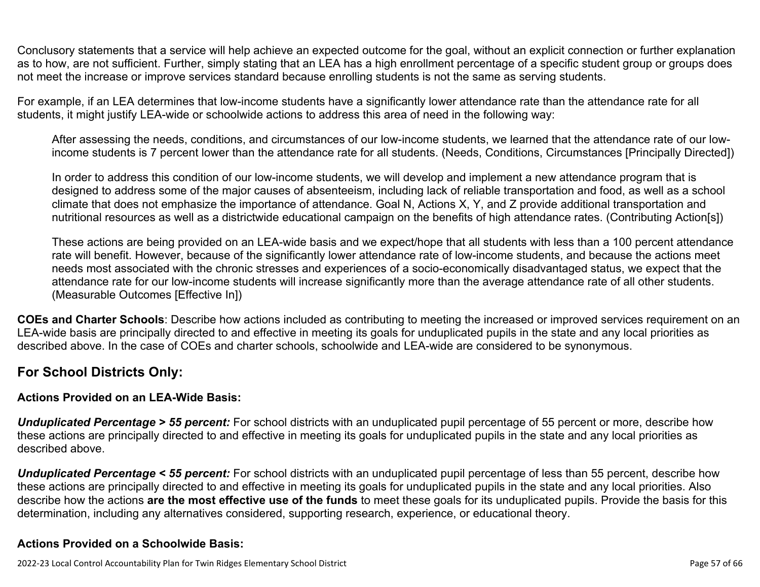Conclusory statements that a service will help achieve an expected outcome for the goal, without an explicit connection or further explanation as to how, are not sufficient. Further, simply stating that an LEA has a high enrollment percentage of a specific student group or groups does not meet the increase or improve services standard because enrolling students is not the same as serving students.

For example, if an LEA determines that low-income students have a significantly lower attendance rate than the attendance rate for all students, it might justify LEA-wide or schoolwide actions to address this area of need in the following way:

> After assessing the needs, conditions, and circumstances of our low-income students, we learned that the attendance rate of our low-income students is 7 percent lower than the attendance rate for all students. (Needs, Conditions, Circumstances [Principally Directed])
>
> In order to address this condition of our low-income students, we will develop and implement a new attendance program that is designed to address some of the major causes of absenteeism, including lack of reliable transportation and food, as well as a school climate that does not emphasize the importance of attendance. Goal N, Actions X, Y, and Z provide additional transportation and nutritional resources as well as a districtwide educational campaign on the benefits of high attendance rates. (Contributing Action[s])
>
> These actions are being provided on an LEA-wide basis and we expect/hope that all students with less than a 100 percent attendance rate will benefit. However, because of the significantly lower attendance rate of low-income students, and because the actions meet needs most associated with the chronic stresses and experiences of a socio-economically disadvantaged status, we expect that the attendance rate for our low-income students will increase significantly more than the average attendance rate of all other students. (Measurable Outcomes [Effective In])

**COEs and Charter Schools**: Describe how actions included as contributing to meeting the increased or improved services requirement on an LEA-wide basis are principally directed to and effective in meeting its goals for unduplicated pupils in the state and any local priorities as described above. In the case of COEs and charter schools, schoolwide and LEA-wide are considered to be synonymous.

## For School Districts Only:

### Actions Provided on an LEA-Wide Basis:

***Unduplicated Percentage > 55 percent:*** For school districts with an unduplicated pupil percentage of 55 percent or more, describe how these actions are principally directed to and effective in meeting its goals for unduplicated pupils in the state and any local priorities as described above.

***Unduplicated Percentage < 55 percent:*** For school districts with an unduplicated pupil percentage of less than 55 percent, describe how these actions are principally directed to and effective in meeting its goals for unduplicated pupils in the state and any local priorities. Also describe how the actions **are the most effective use of the funds** to meet these goals for its unduplicated pupils. Provide the basis for this determination, including any alternatives considered, supporting research, experience, or educational theory.

### Actions Provided on a Schoolwide Basis: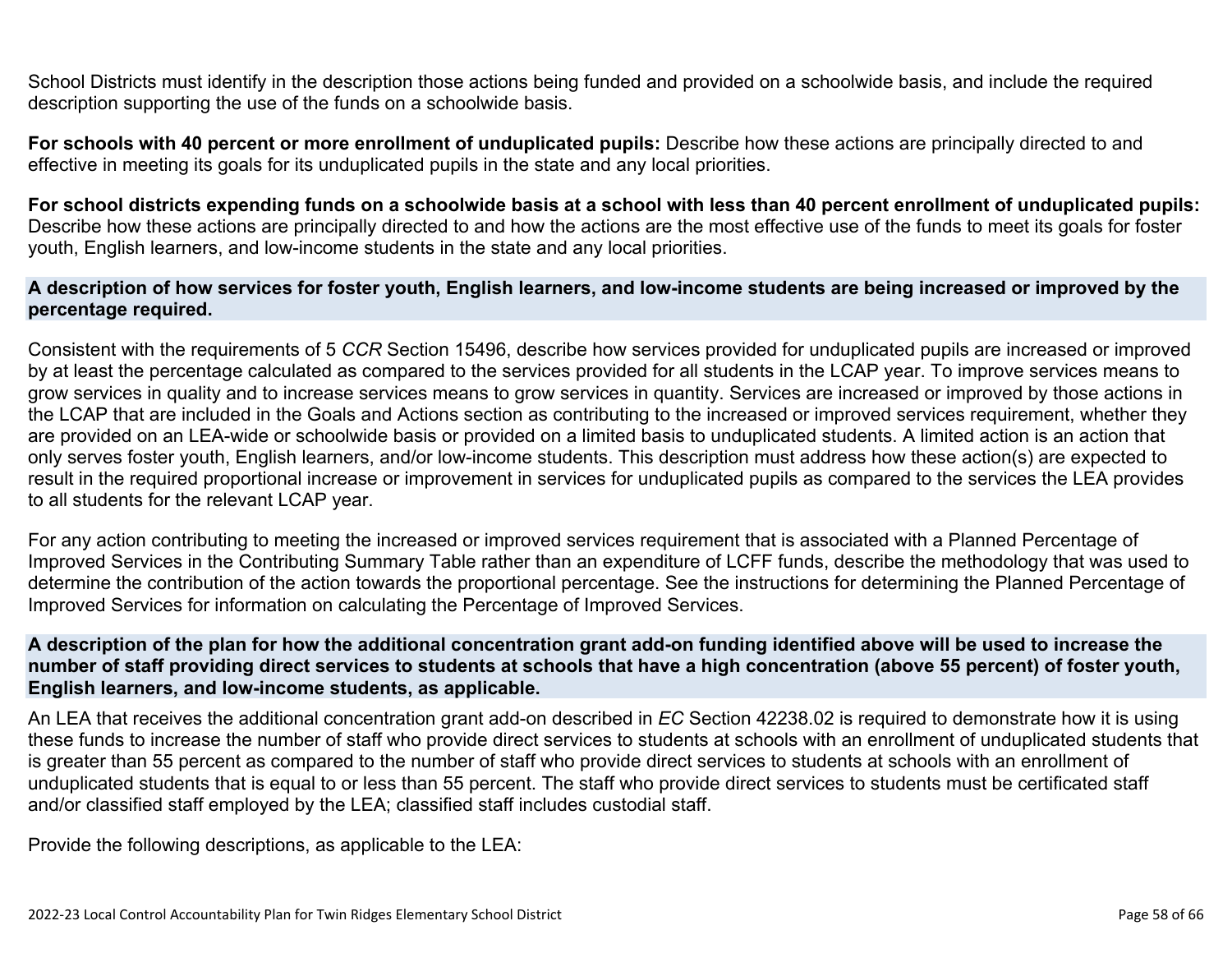School Districts must identify in the description those actions being funded and provided on a schoolwide basis, and include the required description supporting the use of the funds on a schoolwide basis.

**For schools with 40 percent or more enrollment of unduplicated pupils:** Describe how these actions are principally directed to and effective in meeting its goals for its unduplicated pupils in the state and any local priorities.

**For school districts expending funds on a schoolwide basis at a school with less than 40 percent enrollment of unduplicated pupils:** Describe how these actions are principally directed to and how the actions are the most effective use of the funds to meet its goals for foster youth, English learners, and low-income students in the state and any local priorities.

### A description of how services for foster youth, English learners, and low-income students are being increased or improved by the percentage required.

Consistent with the requirements of 5 *CCR* Section 15496, describe how services provided for unduplicated pupils are increased or improved by at least the percentage calculated as compared to the services provided for all students in the LCAP year. To improve services means to grow services in quality and to increase services means to grow services in quantity. Services are increased or improved by those actions in the LCAP that are included in the Goals and Actions section as contributing to the increased or improved services requirement, whether they are provided on an LEA-wide or schoolwide basis or provided on a limited basis to unduplicated students. A limited action is an action that only serves foster youth, English learners, and/or low-income students. This description must address how these action(s) are expected to result in the required proportional increase or improvement in services for unduplicated pupils as compared to the services the LEA provides to all students for the relevant LCAP year.

For any action contributing to meeting the increased or improved services requirement that is associated with a Planned Percentage of Improved Services in the Contributing Summary Table rather than an expenditure of LCFF funds, describe the methodology that was used to determine the contribution of the action towards the proportional percentage. See the instructions for determining the Planned Percentage of Improved Services for information on calculating the Percentage of Improved Services.

### A description of the plan for how the additional concentration grant add-on funding identified above will be used to increase the number of staff providing direct services to students at schools that have a high concentration (above 55 percent) of foster youth, English learners, and low-income students, as applicable.

An LEA that receives the additional concentration grant add-on described in *EC* Section 42238.02 is required to demonstrate how it is using these funds to increase the number of staff who provide direct services to students at schools with an enrollment of unduplicated students that is greater than 55 percent as compared to the number of staff who provide direct services to students at schools with an enrollment of unduplicated students that is equal to or less than 55 percent. The staff who provide direct services to students must be certificated staff and/or classified staff employed by the LEA; classified staff includes custodial staff.

Provide the following descriptions, as applicable to the LEA: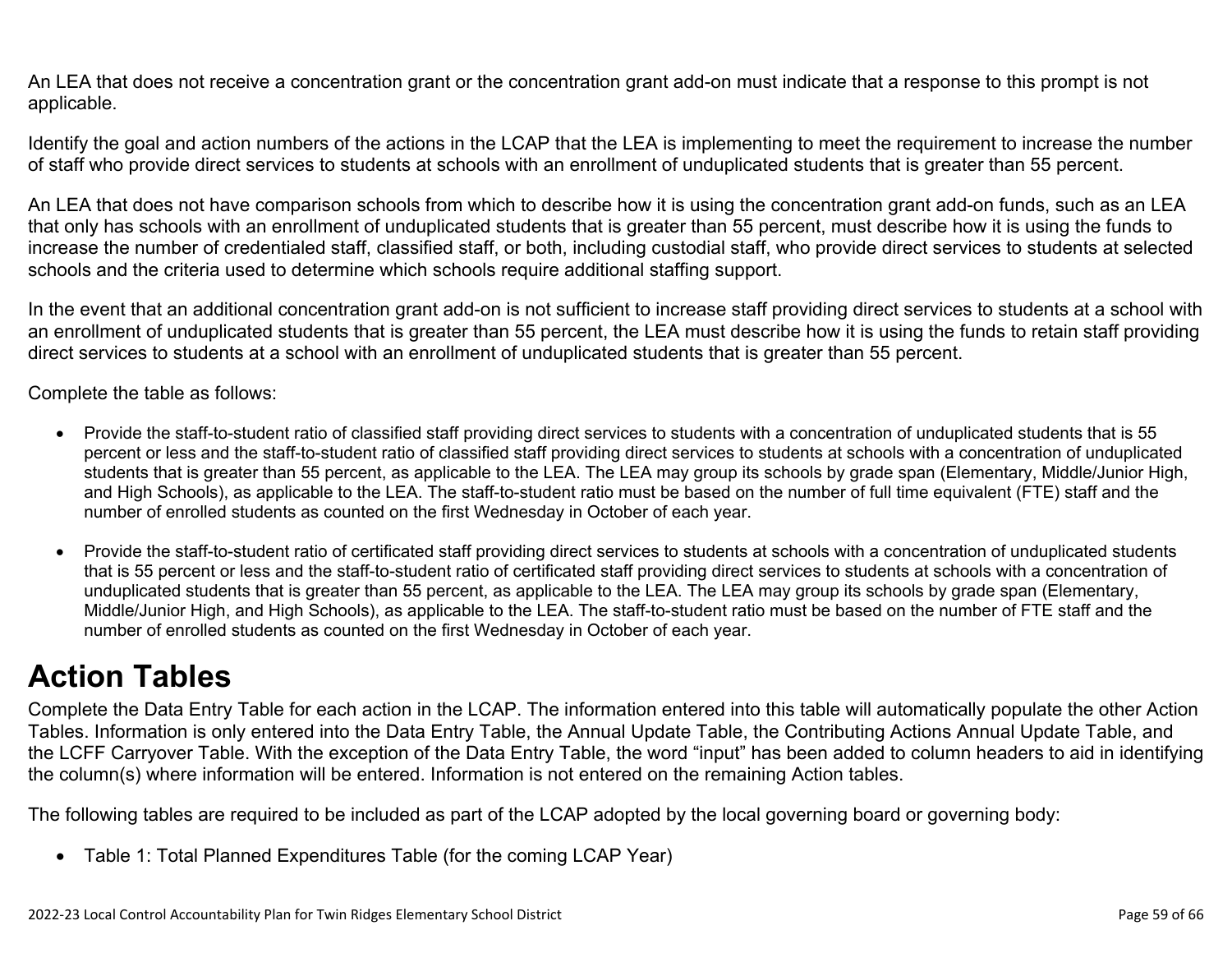An LEA that does not receive a concentration grant or the concentration grant add-on must indicate that a response to this prompt is not applicable.

Identify the goal and action numbers of the actions in the LCAP that the LEA is implementing to meet the requirement to increase the number of staff who provide direct services to students at schools with an enrollment of unduplicated students that is greater than 55 percent.

An LEA that does not have comparison schools from which to describe how it is using the concentration grant add-on funds, such as an LEA that only has schools with an enrollment of unduplicated students that is greater than 55 percent, must describe how it is using the funds to increase the number of credentialed staff, classified staff, or both, including custodial staff, who provide direct services to students at selected schools and the criteria used to determine which schools require additional staffing support.

In the event that an additional concentration grant add-on is not sufficient to increase staff providing direct services to students at a school with an enrollment of unduplicated students that is greater than 55 percent, the LEA must describe how it is using the funds to retain staff providing direct services to students at a school with an enrollment of unduplicated students that is greater than 55 percent.

Complete the table as follows:

- Provide the staff-to-student ratio of classified staff providing direct services to students with a concentration of unduplicated students that is 55 percent or less and the staff-to-student ratio of classified staff providing direct services to students at schools with a concentration of unduplicated students that is greater than 55 percent, as applicable to the LEA. The LEA may group its schools by grade span (Elementary, Middle/Junior High, and High Schools), as applicable to the LEA. The staff-to-student ratio must be based on the number of full time equivalent (FTE) staff and the number of enrolled students as counted on the first Wednesday in October of each year.

- Provide the staff-to-student ratio of certificated staff providing direct services to students at schools with a concentration of unduplicated students that is 55 percent or less and the staff-to-student ratio of certificated staff providing direct services to students at schools with a concentration of unduplicated students that is greater than 55 percent, as applicable to the LEA. The LEA may group its schools by grade span (Elementary, Middle/Junior High, and High Schools), as applicable to the LEA. The staff-to-student ratio must be based on the number of FTE staff and the number of enrolled students as counted on the first Wednesday in October of each year.

# Action Tables

Complete the Data Entry Table for each action in the LCAP. The information entered into this table will automatically populate the other Action Tables. Information is only entered into the Data Entry Table, the Annual Update Table, the Contributing Actions Annual Update Table, and the LCFF Carryover Table. With the exception of the Data Entry Table, the word "input" has been added to column headers to aid in identifying the column(s) where information will be entered. Information is not entered on the remaining Action tables.

The following tables are required to be included as part of the LCAP adopted by the local governing board or governing body:

- Table 1: Total Planned Expenditures Table (for the coming LCAP Year)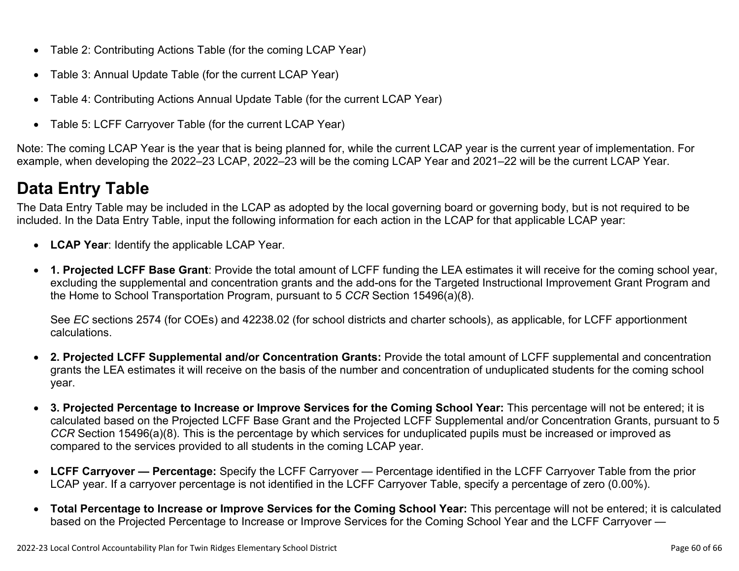- Table 2: Contributing Actions Table (for the coming LCAP Year)
- Table 3: Annual Update Table (for the current LCAP Year)
- Table 4: Contributing Actions Annual Update Table (for the current LCAP Year)
- Table 5: LCFF Carryover Table (for the current LCAP Year)

Note: The coming LCAP Year is the year that is being planned for, while the current LCAP year is the current year of implementation. For example, when developing the 2022–23 LCAP, 2022–23 will be the coming LCAP Year and 2021–22 will be the current LCAP Year.

# Data Entry Table

The Data Entry Table may be included in the LCAP as adopted by the local governing board or governing body, but is not required to be included. In the Data Entry Table, input the following information for each action in the LCAP for that applicable LCAP year:

- **LCAP Year**: Identify the applicable LCAP Year.
- **1. Projected LCFF Base Grant**: Provide the total amount of LCFF funding the LEA estimates it will receive for the coming school year, excluding the supplemental and concentration grants and the add-ons for the Targeted Instructional Improvement Grant Program and the Home to School Transportation Program, pursuant to 5 *CCR* Section 15496(a)(8).

  See *EC* sections 2574 (for COEs) and 42238.02 (for school districts and charter schools), as applicable, for LCFF apportionment calculations.

- **2. Projected LCFF Supplemental and/or Concentration Grants:** Provide the total amount of LCFF supplemental and concentration grants the LEA estimates it will receive on the basis of the number and concentration of unduplicated students for the coming school year.
- **3. Projected Percentage to Increase or Improve Services for the Coming School Year:** This percentage will not be entered; it is calculated based on the Projected LCFF Base Grant and the Projected LCFF Supplemental and/or Concentration Grants, pursuant to 5 *CCR* Section 15496(a)(8). This is the percentage by which services for unduplicated pupils must be increased or improved as compared to the services provided to all students in the coming LCAP year.
- **LCFF Carryover — Percentage:** Specify the LCFF Carryover — Percentage identified in the LCFF Carryover Table from the prior LCAP year. If a carryover percentage is not identified in the LCFF Carryover Table, specify a percentage of zero (0.00%).
- **Total Percentage to Increase or Improve Services for the Coming School Year:** This percentage will not be entered; it is calculated based on the Projected Percentage to Increase or Improve Services for the Coming School Year and the LCFF Carryover —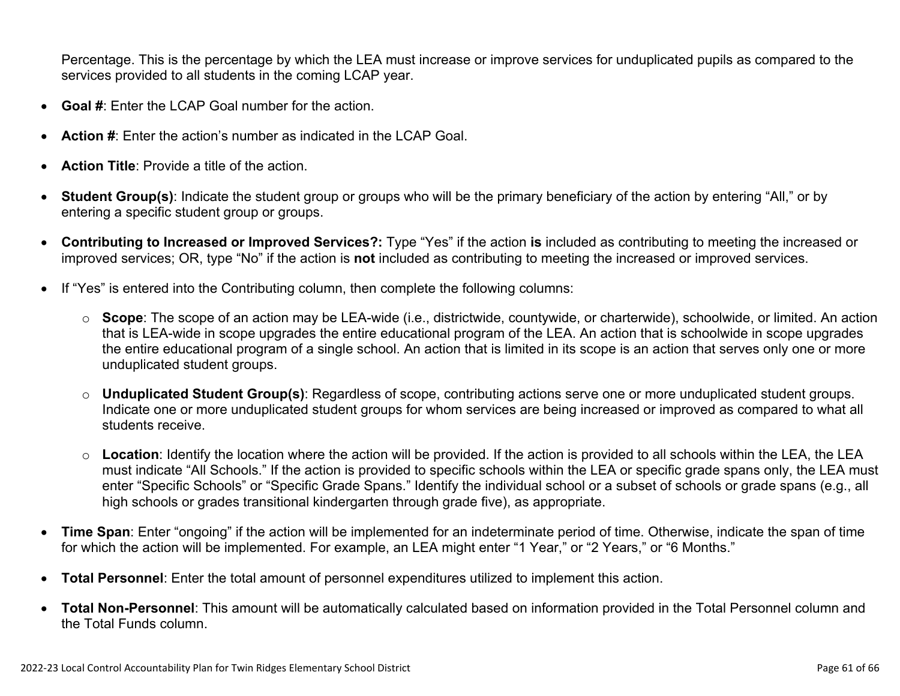Percentage. This is the percentage by which the LEA must increase or improve services for unduplicated pupils as compared to the services provided to all students in the coming LCAP year.

- **Goal #**: Enter the LCAP Goal number for the action.
- **Action #**: Enter the action's number as indicated in the LCAP Goal.
- **Action Title**: Provide a title of the action.
- **Student Group(s)**: Indicate the student group or groups who will be the primary beneficiary of the action by entering "All," or by entering a specific student group or groups.
- **Contributing to Increased or Improved Services?:** Type "Yes" if the action **is** included as contributing to meeting the increased or improved services; OR, type "No" if the action is **not** included as contributing to meeting the increased or improved services.
- If "Yes" is entered into the Contributing column, then complete the following columns:
  - **Scope**: The scope of an action may be LEA-wide (i.e., districtwide, countywide, or charterwide), schoolwide, or limited. An action that is LEA-wide in scope upgrades the entire educational program of the LEA. An action that is schoolwide in scope upgrades the entire educational program of a single school. An action that is limited in its scope is an action that serves only one or more unduplicated student groups.
  - **Unduplicated Student Group(s)**: Regardless of scope, contributing actions serve one or more unduplicated student groups. Indicate one or more unduplicated student groups for whom services are being increased or improved as compared to what all students receive.
  - **Location**: Identify the location where the action will be provided. If the action is provided to all schools within the LEA, the LEA must indicate "All Schools." If the action is provided to specific schools within the LEA or specific grade spans only, the LEA must enter "Specific Schools" or "Specific Grade Spans." Identify the individual school or a subset of schools or grade spans (e.g., all high schools or grades transitional kindergarten through grade five), as appropriate.
- **Time Span**: Enter "ongoing" if the action will be implemented for an indeterminate period of time. Otherwise, indicate the span of time for which the action will be implemented. For example, an LEA might enter "1 Year," or "2 Years," or "6 Months."
- **Total Personnel**: Enter the total amount of personnel expenditures utilized to implement this action.
- **Total Non-Personnel**: This amount will be automatically calculated based on information provided in the Total Personnel column and the Total Funds column.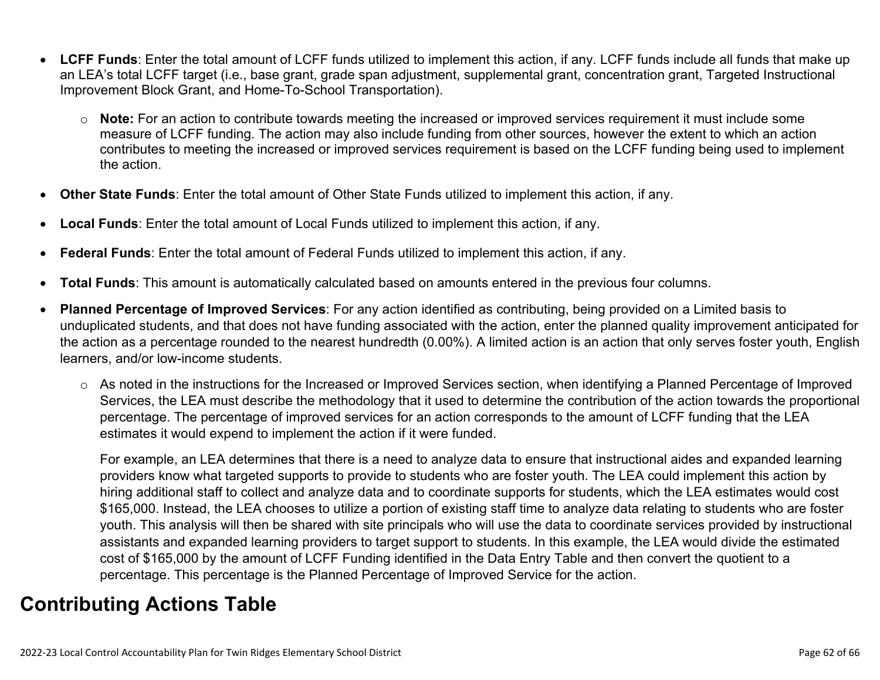- **LCFF Funds**: Enter the total amount of LCFF funds utilized to implement this action, if any. LCFF funds include all funds that make up an LEA's total LCFF target (i.e., base grant, grade span adjustment, supplemental grant, concentration grant, Targeted Instructional Improvement Block Grant, and Home-To-School Transportation).
  - **Note:** For an action to contribute towards meeting the increased or improved services requirement it must include some measure of LCFF funding. The action may also include funding from other sources, however the extent to which an action contributes to meeting the increased or improved services requirement is based on the LCFF funding being used to implement the action.
- **Other State Funds**: Enter the total amount of Other State Funds utilized to implement this action, if any.
- **Local Funds**: Enter the total amount of Local Funds utilized to implement this action, if any.
- **Federal Funds**: Enter the total amount of Federal Funds utilized to implement this action, if any.
- **Total Funds**: This amount is automatically calculated based on amounts entered in the previous four columns.
- **Planned Percentage of Improved Services**: For any action identified as contributing, being provided on a Limited basis to unduplicated students, and that does not have funding associated with the action, enter the planned quality improvement anticipated for the action as a percentage rounded to the nearest hundredth (0.00%). A limited action is an action that only serves foster youth, English learners, and/or low-income students.
  - As noted in the instructions for the Increased or Improved Services section, when identifying a Planned Percentage of Improved Services, the LEA must describe the methodology that it used to determine the contribution of the action towards the proportional percentage. The percentage of improved services for an action corresponds to the amount of LCFF funding that the LEA estimates it would expend to implement the action if it were funded.

    For example, an LEA determines that there is a need to analyze data to ensure that instructional aides and expanded learning providers know what targeted supports to provide to students who are foster youth. The LEA could implement this action by hiring additional staff to collect and analyze data and to coordinate supports for students, which the LEA estimates would cost $165,000. Instead, the LEA chooses to utilize a portion of existing staff time to analyze data relating to students who are foster youth. This analysis will then be shared with site principals who will use the data to coordinate services provided by instructional assistants and expanded learning providers to target support to students. In this example, the LEA would divide the estimated cost of $165,000 by the amount of LCFF Funding identified in the Data Entry Table and then convert the quotient to a percentage. This percentage is the Planned Percentage of Improved Service for the action.

## Contributing Actions Table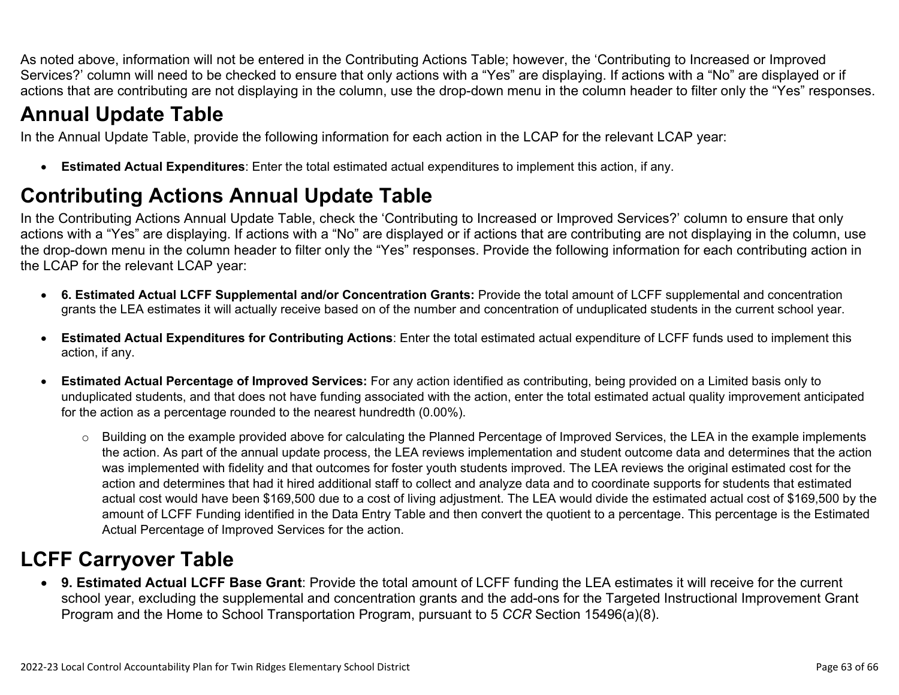As noted above, information will not be entered in the Contributing Actions Table; however, the 'Contributing to Increased or Improved Services?' column will need to be checked to ensure that only actions with a "Yes" are displaying. If actions with a "No" are displayed or if actions that are contributing are not displaying in the column, use the drop-down menu in the column header to filter only the "Yes" responses.

# Annual Update Table

In the Annual Update Table, provide the following information for each action in the LCAP for the relevant LCAP year:

- **Estimated Actual Expenditures**: Enter the total estimated actual expenditures to implement this action, if any.

# Contributing Actions Annual Update Table

In the Contributing Actions Annual Update Table, check the 'Contributing to Increased or Improved Services?' column to ensure that only actions with a "Yes" are displaying. If actions with a "No" are displayed or if actions that are contributing are not displaying in the column, use the drop-down menu in the column header to filter only the "Yes" responses. Provide the following information for each contributing action in the LCAP for the relevant LCAP year:

- **6. Estimated Actual LCFF Supplemental and/or Concentration Grants:** Provide the total amount of LCFF supplemental and concentration grants the LEA estimates it will actually receive based on of the number and concentration of unduplicated students in the current school year.

- **Estimated Actual Expenditures for Contributing Actions**: Enter the total estimated actual expenditure of LCFF funds used to implement this action, if any.

- **Estimated Actual Percentage of Improved Services:** For any action identified as contributing, being provided on a Limited basis only to unduplicated students, and that does not have funding associated with the action, enter the total estimated actual quality improvement anticipated for the action as a percentage rounded to the nearest hundredth (0.00%).

  - Building on the example provided above for calculating the Planned Percentage of Improved Services, the LEA in the example implements the action. As part of the annual update process, the LEA reviews implementation and student outcome data and determines that the action was implemented with fidelity and that outcomes for foster youth students improved. The LEA reviews the original estimated cost for the action and determines that had it hired additional staff to collect and analyze data and to coordinate supports for students that estimated actual cost would have been $169,500 due to a cost of living adjustment. The LEA would divide the estimated actual cost of $169,500 by the amount of LCFF Funding identified in the Data Entry Table and then convert the quotient to a percentage. This percentage is the Estimated Actual Percentage of Improved Services for the action.

# LCFF Carryover Table

- **9. Estimated Actual LCFF Base Grant**: Provide the total amount of LCFF funding the LEA estimates it will receive for the current school year, excluding the supplemental and concentration grants and the add-ons for the Targeted Instructional Improvement Grant Program and the Home to School Transportation Program, pursuant to 5 *CCR* Section 15496(a)(8).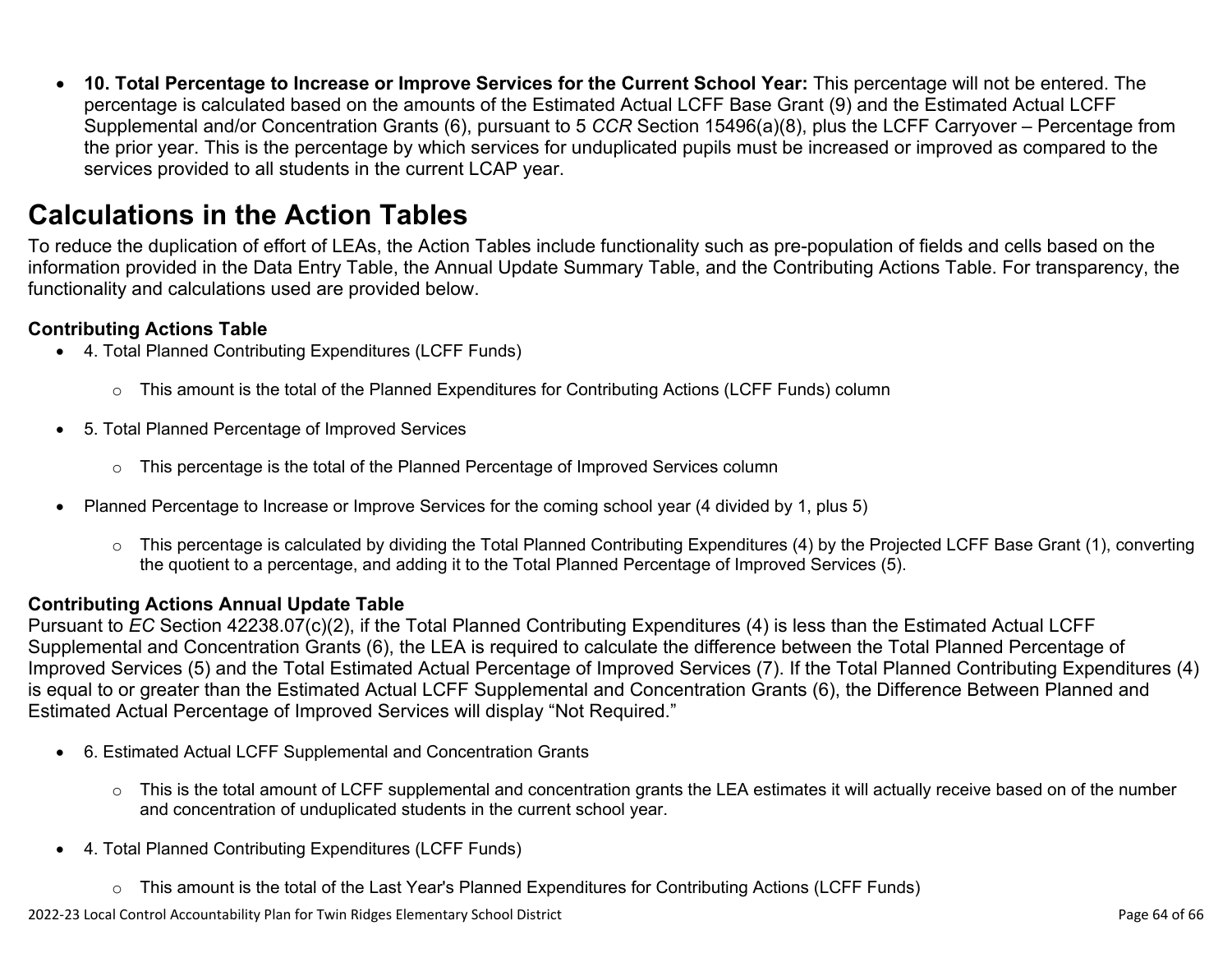- **10. Total Percentage to Increase or Improve Services for the Current School Year:** This percentage will not be entered. The percentage is calculated based on the amounts of the Estimated Actual LCFF Base Grant (9) and the Estimated Actual LCFF Supplemental and/or Concentration Grants (6), pursuant to 5 *CCR* Section 15496(a)(8), plus the LCFF Carryover – Percentage from the prior year. This is the percentage by which services for unduplicated pupils must be increased or improved as compared to the services provided to all students in the current LCAP year.

# Calculations in the Action Tables

To reduce the duplication of effort of LEAs, the Action Tables include functionality such as pre-population of fields and cells based on the information provided in the Data Entry Table, the Annual Update Summary Table, and the Contributing Actions Table. For transparency, the functionality and calculations used are provided below.

### Contributing Actions Table

- 4. Total Planned Contributing Expenditures (LCFF Funds)
  - This amount is the total of the Planned Expenditures for Contributing Actions (LCFF Funds) column
- 5. Total Planned Percentage of Improved Services
  - This percentage is the total of the Planned Percentage of Improved Services column
- Planned Percentage to Increase or Improve Services for the coming school year (4 divided by 1, plus 5)
  - This percentage is calculated by dividing the Total Planned Contributing Expenditures (4) by the Projected LCFF Base Grant (1), converting the quotient to a percentage, and adding it to the Total Planned Percentage of Improved Services (5).

### Contributing Actions Annual Update Table

Pursuant to *EC* Section 42238.07(c)(2), if the Total Planned Contributing Expenditures (4) is less than the Estimated Actual LCFF Supplemental and Concentration Grants (6), the LEA is required to calculate the difference between the Total Planned Percentage of Improved Services (5) and the Total Estimated Actual Percentage of Improved Services (7). If the Total Planned Contributing Expenditures (4) is equal to or greater than the Estimated Actual LCFF Supplemental and Concentration Grants (6), the Difference Between Planned and Estimated Actual Percentage of Improved Services will display "Not Required."

- 6. Estimated Actual LCFF Supplemental and Concentration Grants
  - This is the total amount of LCFF supplemental and concentration grants the LEA estimates it will actually receive based on of the number and concentration of unduplicated students in the current school year.
- 4. Total Planned Contributing Expenditures (LCFF Funds)
  - This amount is the total of the Last Year's Planned Expenditures for Contributing Actions (LCFF Funds)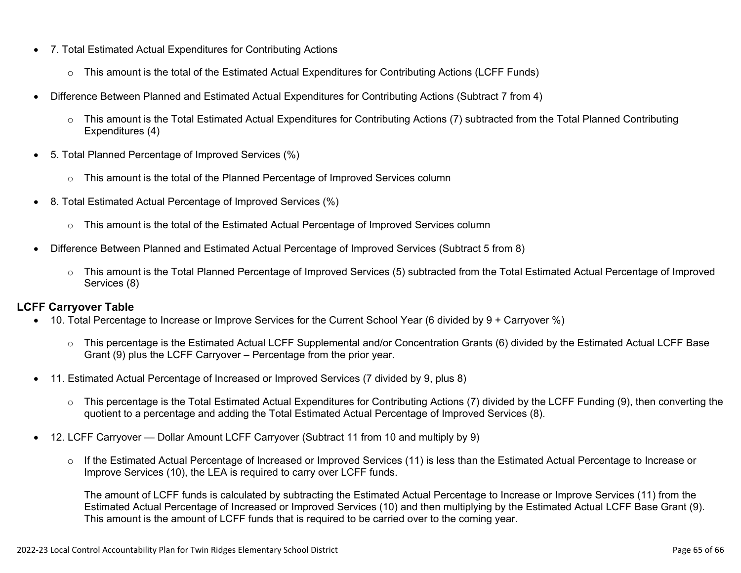- 7. Total Estimated Actual Expenditures for Contributing Actions
  - This amount is the total of the Estimated Actual Expenditures for Contributing Actions (LCFF Funds)
- Difference Between Planned and Estimated Actual Expenditures for Contributing Actions (Subtract 7 from 4)
  - This amount is the Total Estimated Actual Expenditures for Contributing Actions (7) subtracted from the Total Planned Contributing Expenditures (4)
- 5. Total Planned Percentage of Improved Services (%)
  - This amount is the total of the Planned Percentage of Improved Services column
- 8. Total Estimated Actual Percentage of Improved Services (%)
  - This amount is the total of the Estimated Actual Percentage of Improved Services column
- Difference Between Planned and Estimated Actual Percentage of Improved Services (Subtract 5 from 8)
  - This amount is the Total Planned Percentage of Improved Services (5) subtracted from the Total Estimated Actual Percentage of Improved Services (8)

**LCFF Carryover Table**

- 10. Total Percentage to Increase or Improve Services for the Current School Year (6 divided by 9 + Carryover %)
  - This percentage is the Estimated Actual LCFF Supplemental and/or Concentration Grants (6) divided by the Estimated Actual LCFF Base Grant (9) plus the LCFF Carryover – Percentage from the prior year.
- 11. Estimated Actual Percentage of Increased or Improved Services (7 divided by 9, plus 8)
  - This percentage is the Total Estimated Actual Expenditures for Contributing Actions (7) divided by the LCFF Funding (9), then converting the quotient to a percentage and adding the Total Estimated Actual Percentage of Improved Services (8).
- 12. LCFF Carryover — Dollar Amount LCFF Carryover (Subtract 11 from 10 and multiply by 9)
  - If the Estimated Actual Percentage of Increased or Improved Services (11) is less than the Estimated Actual Percentage to Increase or Improve Services (10), the LEA is required to carry over LCFF funds.

    The amount of LCFF funds is calculated by subtracting the Estimated Actual Percentage to Increase or Improve Services (11) from the Estimated Actual Percentage of Increased or Improved Services (10) and then multiplying by the Estimated Actual LCFF Base Grant (9). This amount is the amount of LCFF funds that is required to be carried over to the coming year.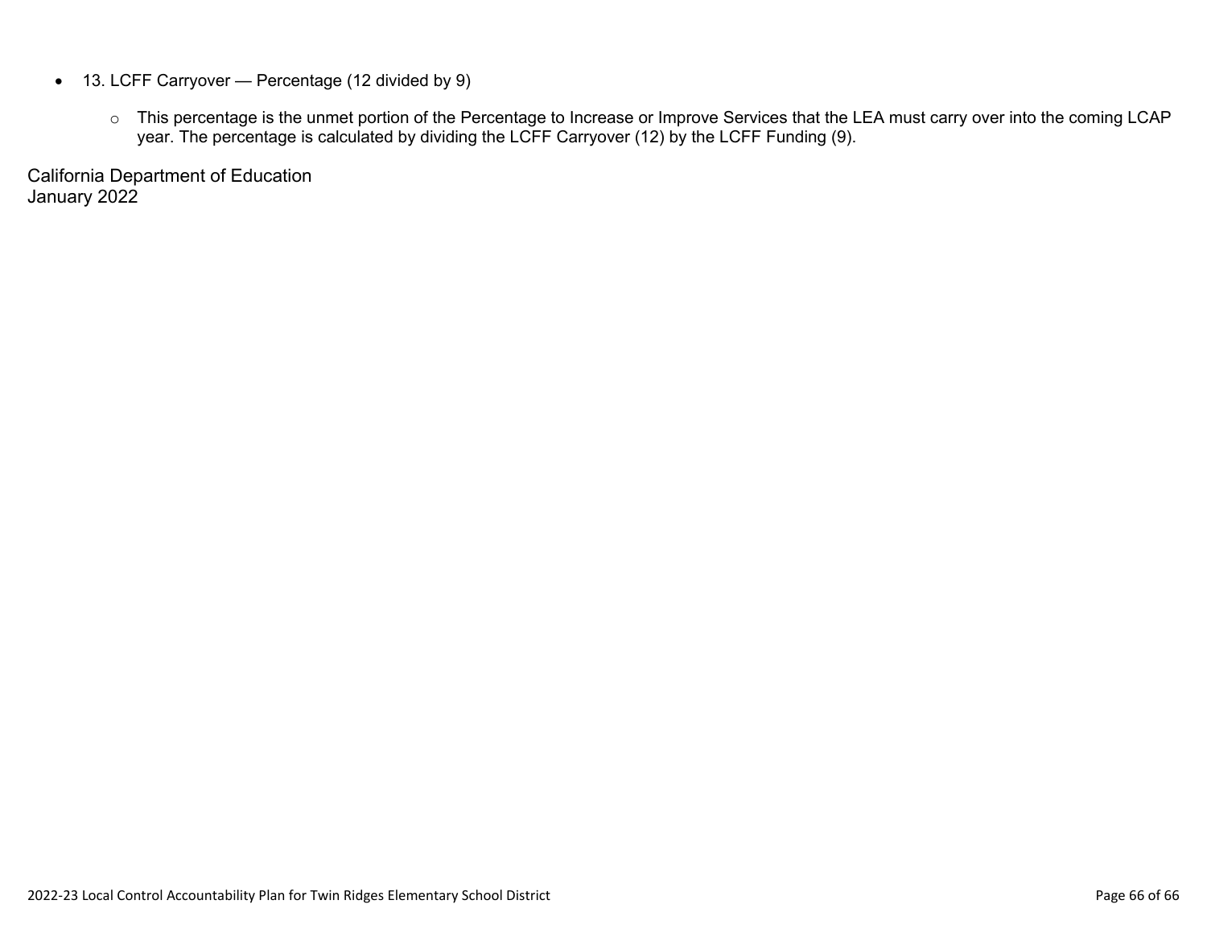- 13. LCFF Carryover — Percentage (12 divided by 9)
    - This percentage is the unmet portion of the Percentage to Increase or Improve Services that the LEA must carry over into the coming LCAP year. The percentage is calculated by dividing the LCFF Carryover (12) by the LCFF Funding (9).

California Department of Education
January 2022